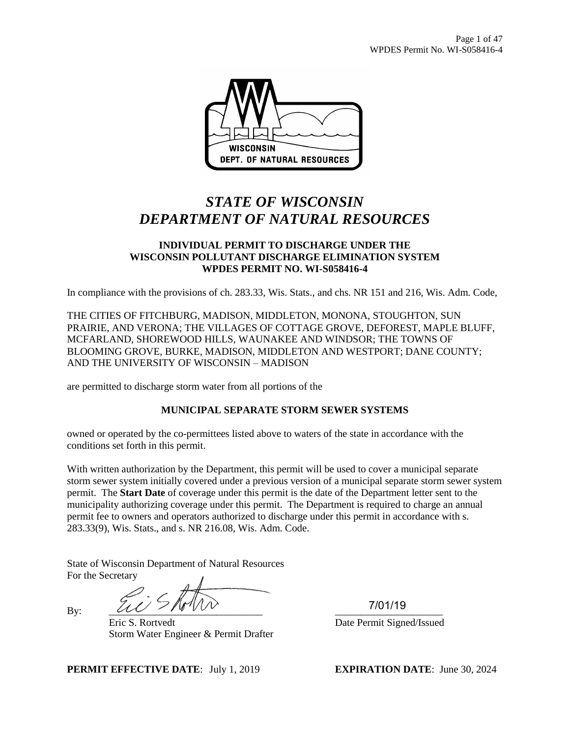# *STATE OF WISCONSIN*
# *DEPARTMENT OF NATURAL RESOURCES*

**INDIVIDUAL PERMIT TO DISCHARGE UNDER THE WISCONSIN POLLUTANT DISCHARGE ELIMINATION SYSTEM WPDES PERMIT NO. WI-S058416-4**

In compliance with the provisions of ch. 283.33, Wis. Stats., and chs. NR 151 and 216, Wis. Adm. Code,

THE CITIES OF FITCHBURG, MADISON, MIDDLETON, MONONA, STOUGHTON, SUN PRAIRIE, AND VERONA; THE VILLAGES OF COTTAGE GROVE, DEFOREST, MAPLE BLUFF, MCFARLAND, SHOREWOOD HILLS, WAUNAKEE AND WINDSOR; THE TOWNS OF BLOOMING GROVE, BURKE, MADISON, MIDDLETON AND WESTPORT; DANE COUNTY; AND THE UNIVERSITY OF WISCONSIN – MADISON

are permitted to discharge storm water from all portions of the

**MUNICIPAL SEPARATE STORM SEWER SYSTEMS**

owned or operated by the co-permittees listed above to waters of the state in accordance with the conditions set forth in this permit.

With written authorization by the Department, this permit will be used to cover a municipal separate storm sewer system initially covered under a previous version of a municipal separate storm sewer system permit. The **Start Date** of coverage under this permit is the date of the Department letter sent to the municipality authorizing coverage under this permit. The Department is required to charge an annual permit fee to owners and operators authorized to discharge under this permit in accordance with s. 283.33(9), Wis. Stats., and s. NR 216.08, Wis. Adm. Code.

State of Wisconsin Department of Natural Resources
For the Secretary

By: ______________________________
Eric S. Rortvedt
Storm Water Engineer & Permit Drafter

7/01/19
Date Permit Signed/Issued

**PERMIT EFFECTIVE DATE**: July 1, 2019 **EXPIRATION DATE**: June 30, 2024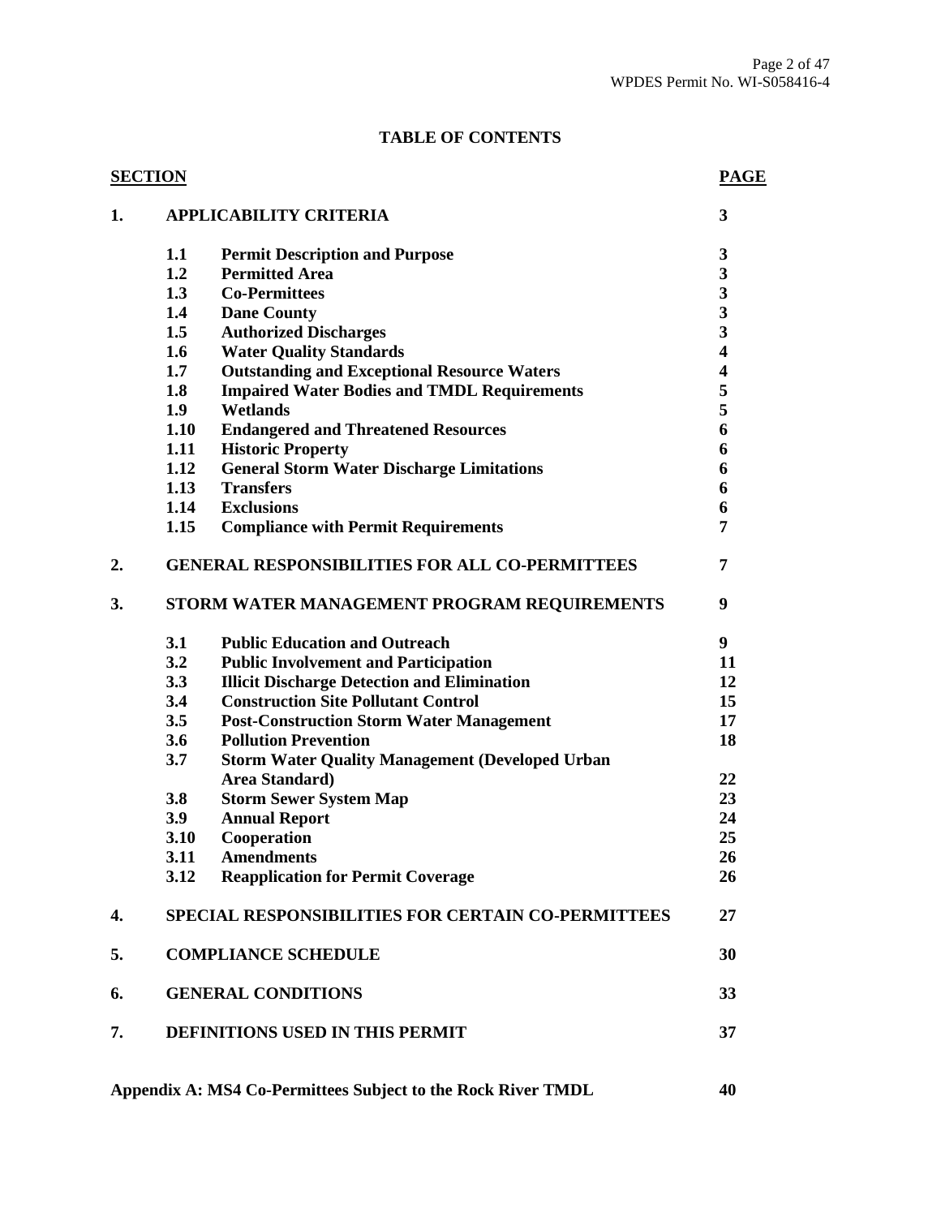## TABLE OF CONTENTS

| SECTION | | | PAGE |
|---|---|---|---|
| 1. | APPLICABILITY CRITERIA | | 3 |
| | 1.1 | Permit Description and Purpose | 3 |
| | 1.2 | Permitted Area | 3 |
| | 1.3 | Co-Permittees | 3 |
| | 1.4 | Dane County | 3 |
| | 1.5 | Authorized Discharges | 3 |
| | 1.6 | Water Quality Standards | 4 |
| | 1.7 | Outstanding and Exceptional Resource Waters | 4 |
| | 1.8 | Impaired Water Bodies and TMDL Requirements | 5 |
| | 1.9 | Wetlands | 5 |
| | 1.10 | Endangered and Threatened Resources | 6 |
| | 1.11 | Historic Property | 6 |
| | 1.12 | General Storm Water Discharge Limitations | 6 |
| | 1.13 | Transfers | 6 |
| | 1.14 | Exclusions | 6 |
| | 1.15 | Compliance with Permit Requirements | 7 |
| 2. | GENERAL RESPONSIBILITIES FOR ALL CO-PERMITTEES | | 7 |
| 3. | STORM WATER MANAGEMENT PROGRAM REQUIREMENTS | | 9 |
| | 3.1 | Public Education and Outreach | 9 |
| | 3.2 | Public Involvement and Participation | 11 |
| | 3.3 | Illicit Discharge Detection and Elimination | 12 |
| | 3.4 | Construction Site Pollutant Control | 15 |
| | 3.5 | Post-Construction Storm Water Management | 17 |
| | 3.6 | Pollution Prevention | 18 |
| | 3.7 | Storm Water Quality Management (Developed Urban Area Standard) | 22 |
| | 3.8 | Storm Sewer System Map | 23 |
| | 3.9 | Annual Report | 24 |
| | 3.10 | Cooperation | 25 |
| | 3.11 | Amendments | 26 |
| | 3.12 | Reapplication for Permit Coverage | 26 |
| 4. | SPECIAL RESPONSIBILITIES FOR CERTAIN CO-PERMITTEES | | 27 |
| 5. | COMPLIANCE SCHEDULE | | 30 |
| 6. | GENERAL CONDITIONS | | 33 |
| 7. | DEFINITIONS USED IN THIS PERMIT | | 37 |
| Appendix A: MS4 Co-Permittees Subject to the Rock River TMDL | | | 40 |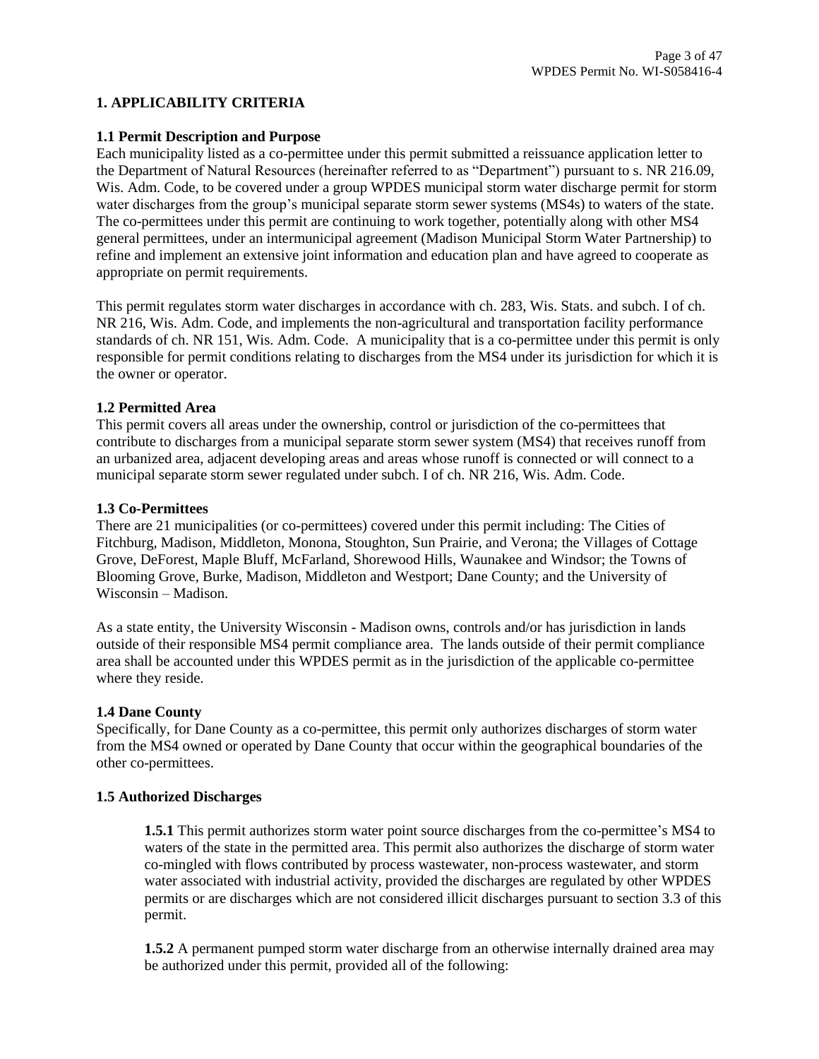# 1. APPLICABILITY CRITERIA

## 1.1 Permit Description and Purpose

Each municipality listed as a co-permittee under this permit submitted a reissuance application letter to the Department of Natural Resources (hereinafter referred to as "Department") pursuant to s. NR 216.09, Wis. Adm. Code, to be covered under a group WPDES municipal storm water discharge permit for storm water discharges from the group's municipal separate storm sewer systems (MS4s) to waters of the state. The co-permittees under this permit are continuing to work together, potentially along with other MS4 general permittees, under an intermunicipal agreement (Madison Municipal Storm Water Partnership) to refine and implement an extensive joint information and education plan and have agreed to cooperate as appropriate on permit requirements.

This permit regulates storm water discharges in accordance with ch. 283, Wis. Stats. and subch. I of ch. NR 216, Wis. Adm. Code, and implements the non-agricultural and transportation facility performance standards of ch. NR 151, Wis. Adm. Code. A municipality that is a co-permittee under this permit is only responsible for permit conditions relating to discharges from the MS4 under its jurisdiction for which it is the owner or operator.

## 1.2 Permitted Area

This permit covers all areas under the ownership, control or jurisdiction of the co-permittees that contribute to discharges from a municipal separate storm sewer system (MS4) that receives runoff from an urbanized area, adjacent developing areas and areas whose runoff is connected or will connect to a municipal separate storm sewer regulated under subch. I of ch. NR 216, Wis. Adm. Code.

## 1.3 Co-Permittees

There are 21 municipalities (or co-permittees) covered under this permit including: The Cities of Fitchburg, Madison, Middleton, Monona, Stoughton, Sun Prairie, and Verona; the Villages of Cottage Grove, DeForest, Maple Bluff, McFarland, Shorewood Hills, Waunakee and Windsor; the Towns of Blooming Grove, Burke, Madison, Middleton and Westport; Dane County; and the University of Wisconsin – Madison.

As a state entity, the University Wisconsin - Madison owns, controls and/or has jurisdiction in lands outside of their responsible MS4 permit compliance area. The lands outside of their permit compliance area shall be accounted under this WPDES permit as in the jurisdiction of the applicable co-permittee where they reside.

## 1.4 Dane County

Specifically, for Dane County as a co-permittee, this permit only authorizes discharges of storm water from the MS4 owned or operated by Dane County that occur within the geographical boundaries of the other co-permittees.

## 1.5 Authorized Discharges

**1.5.1** This permit authorizes storm water point source discharges from the co-permittee's MS4 to waters of the state in the permitted area. This permit also authorizes the discharge of storm water co-mingled with flows contributed by process wastewater, non-process wastewater, and storm water associated with industrial activity, provided the discharges are regulated by other WPDES permits or are discharges which are not considered illicit discharges pursuant to section 3.3 of this permit.

**1.5.2** A permanent pumped storm water discharge from an otherwise internally drained area may be authorized under this permit, provided all of the following: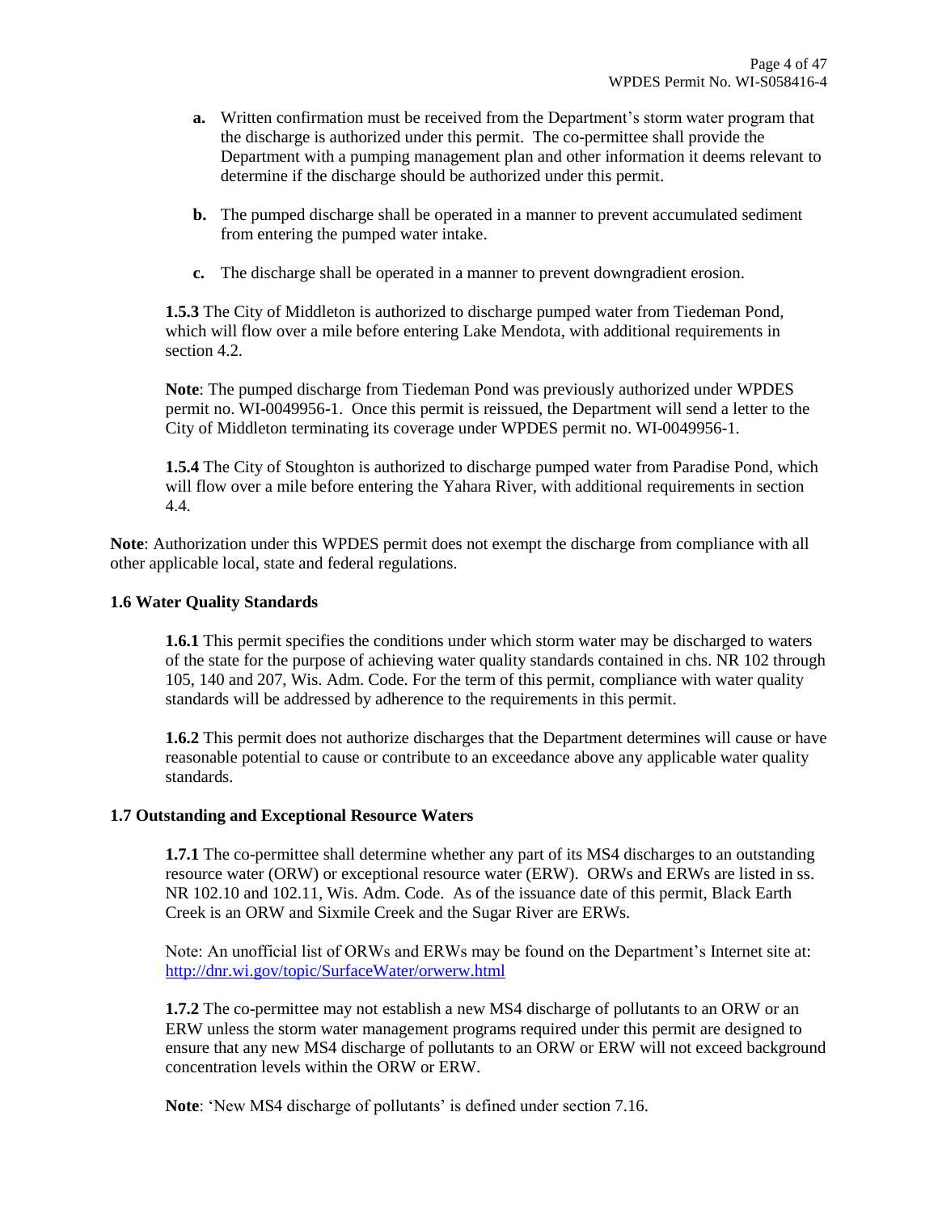a. Written confirmation must be received from the Department's storm water program that the discharge is authorized under this permit. The co-permittee shall provide the Department with a pumping management plan and other information it deems relevant to determine if the discharge should be authorized under this permit.

b. The pumped discharge shall be operated in a manner to prevent accumulated sediment from entering the pumped water intake.

c. The discharge shall be operated in a manner to prevent downgradient erosion.

**1.5.3** The City of Middleton is authorized to discharge pumped water from Tiedeman Pond, which will flow over a mile before entering Lake Mendota, with additional requirements in section 4.2.

**Note**: The pumped discharge from Tiedeman Pond was previously authorized under WPDES permit no. WI-0049956-1. Once this permit is reissued, the Department will send a letter to the City of Middleton terminating its coverage under WPDES permit no. WI-0049956-1.

**1.5.4** The City of Stoughton is authorized to discharge pumped water from Paradise Pond, which will flow over a mile before entering the Yahara River, with additional requirements in section 4.4.

**Note**: Authorization under this WPDES permit does not exempt the discharge from compliance with all other applicable local, state and federal regulations.

### 1.6 Water Quality Standards

**1.6.1** This permit specifies the conditions under which storm water may be discharged to waters of the state for the purpose of achieving water quality standards contained in chs. NR 102 through 105, 140 and 207, Wis. Adm. Code. For the term of this permit, compliance with water quality standards will be addressed by adherence to the requirements in this permit.

**1.6.2** This permit does not authorize discharges that the Department determines will cause or have reasonable potential to cause or contribute to an exceedance above any applicable water quality standards.

### 1.7 Outstanding and Exceptional Resource Waters

**1.7.1** The co-permittee shall determine whether any part of its MS4 discharges to an outstanding resource water (ORW) or exceptional resource water (ERW). ORWs and ERWs are listed in ss. NR 102.10 and 102.11, Wis. Adm. Code. As of the issuance date of this permit, Black Earth Creek is an ORW and Sixmile Creek and the Sugar River are ERWs.

Note: An unofficial list of ORWs and ERWs may be found on the Department's Internet site at: http://dnr.wi.gov/topic/SurfaceWater/orwerw.html

**1.7.2** The co-permittee may not establish a new MS4 discharge of pollutants to an ORW or an ERW unless the storm water management programs required under this permit are designed to ensure that any new MS4 discharge of pollutants to an ORW or ERW will not exceed background concentration levels within the ORW or ERW.

**Note**: 'New MS4 discharge of pollutants' is defined under section 7.16.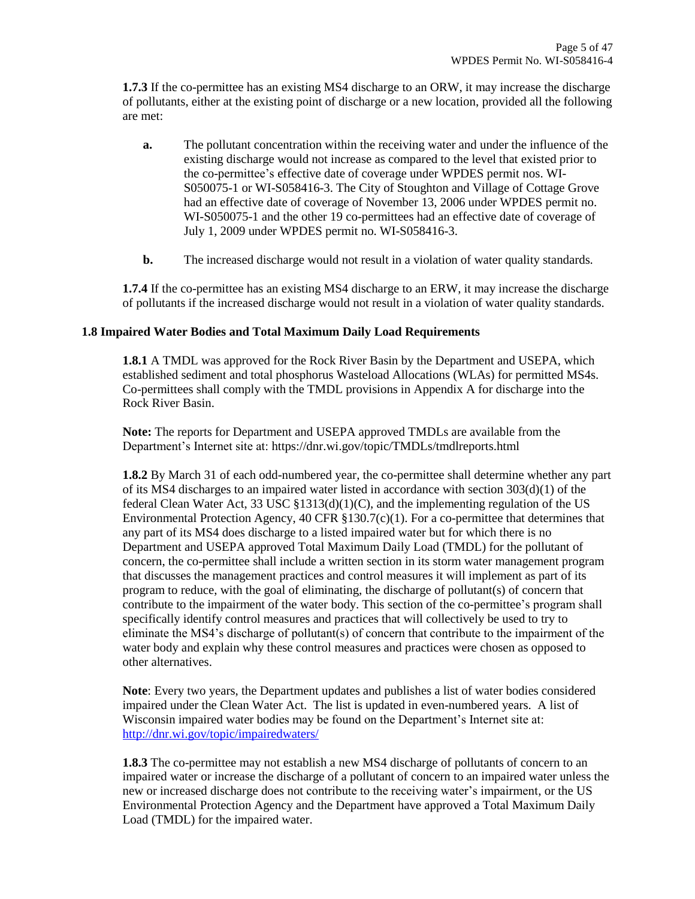**1.7.3** If the co-permittee has an existing MS4 discharge to an ORW, it may increase the discharge of pollutants, either at the existing point of discharge or a new location, provided all the following are met:

**a.** The pollutant concentration within the receiving water and under the influence of the existing discharge would not increase as compared to the level that existed prior to the co-permittee's effective date of coverage under WPDES permit nos. WI-S050075-1 or WI-S058416-3. The City of Stoughton and Village of Cottage Grove had an effective date of coverage of November 13, 2006 under WPDES permit no. WI-S050075-1 and the other 19 co-permittees had an effective date of coverage of July 1, 2009 under WPDES permit no. WI-S058416-3.

**b.** The increased discharge would not result in a violation of water quality standards.

**1.7.4** If the co-permittee has an existing MS4 discharge to an ERW, it may increase the discharge of pollutants if the increased discharge would not result in a violation of water quality standards.

## 1.8 Impaired Water Bodies and Total Maximum Daily Load Requirements

**1.8.1** A TMDL was approved for the Rock River Basin by the Department and USEPA, which established sediment and total phosphorus Wasteload Allocations (WLAs) for permitted MS4s. Co-permittees shall comply with the TMDL provisions in Appendix A for discharge into the Rock River Basin.

**Note:** The reports for Department and USEPA approved TMDLs are available from the Department's Internet site at: https://dnr.wi.gov/topic/TMDLs/tmdlreports.html

**1.8.2** By March 31 of each odd-numbered year, the co-permittee shall determine whether any part of its MS4 discharges to an impaired water listed in accordance with section 303(d)(1) of the federal Clean Water Act, 33 USC §1313(d)(1)(C), and the implementing regulation of the US Environmental Protection Agency, 40 CFR §130.7(c)(1). For a co-permittee that determines that any part of its MS4 does discharge to a listed impaired water but for which there is no Department and USEPA approved Total Maximum Daily Load (TMDL) for the pollutant of concern, the co-permittee shall include a written section in its storm water management program that discusses the management practices and control measures it will implement as part of its program to reduce, with the goal of eliminating, the discharge of pollutant(s) of concern that contribute to the impairment of the water body. This section of the co-permittee's program shall specifically identify control measures and practices that will collectively be used to try to eliminate the MS4's discharge of pollutant(s) of concern that contribute to the impairment of the water body and explain why these control measures and practices were chosen as opposed to other alternatives.

**Note**: Every two years, the Department updates and publishes a list of water bodies considered impaired under the Clean Water Act. The list is updated in even-numbered years. A list of Wisconsin impaired water bodies may be found on the Department's Internet site at: http://dnr.wi.gov/topic/impairedwaters/

**1.8.3** The co-permittee may not establish a new MS4 discharge of pollutants of concern to an impaired water or increase the discharge of a pollutant of concern to an impaired water unless the new or increased discharge does not contribute to the receiving water's impairment, or the US Environmental Protection Agency and the Department have approved a Total Maximum Daily Load (TMDL) for the impaired water.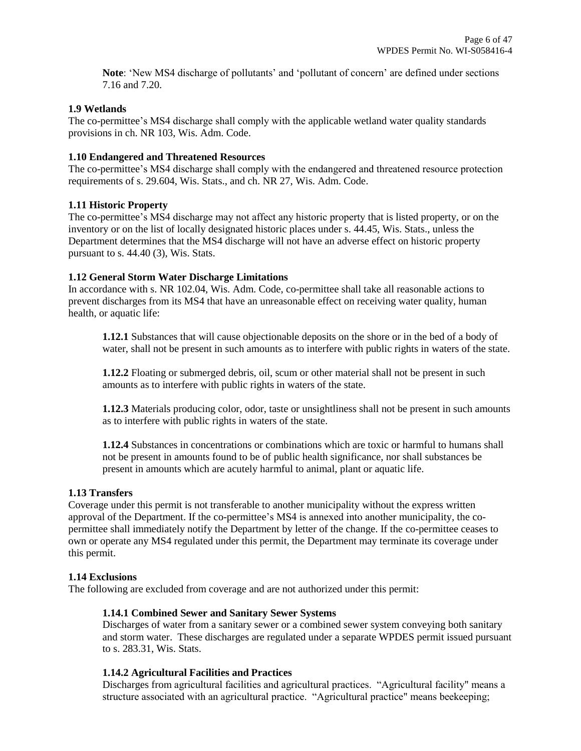**Note**: 'New MS4 discharge of pollutants' and 'pollutant of concern' are defined under sections 7.16 and 7.20.

### 1.9 Wetlands

The co-permittee's MS4 discharge shall comply with the applicable wetland water quality standards provisions in ch. NR 103, Wis. Adm. Code.

### 1.10 Endangered and Threatened Resources

The co-permittee's MS4 discharge shall comply with the endangered and threatened resource protection requirements of s. 29.604, Wis. Stats., and ch. NR 27, Wis. Adm. Code.

### 1.11 Historic Property

The co-permittee's MS4 discharge may not affect any historic property that is listed property, or on the inventory or on the list of locally designated historic places under s. 44.45, Wis. Stats., unless the Department determines that the MS4 discharge will not have an adverse effect on historic property pursuant to s. 44.40 (3), Wis. Stats.

### 1.12 General Storm Water Discharge Limitations

In accordance with s. NR 102.04, Wis. Adm. Code, co-permittee shall take all reasonable actions to prevent discharges from its MS4 that have an unreasonable effect on receiving water quality, human health, or aquatic life:

**1.12.1** Substances that will cause objectionable deposits on the shore or in the bed of a body of water, shall not be present in such amounts as to interfere with public rights in waters of the state.

**1.12.2** Floating or submerged debris, oil, scum or other material shall not be present in such amounts as to interfere with public rights in waters of the state.

**1.12.3** Materials producing color, odor, taste or unsightliness shall not be present in such amounts as to interfere with public rights in waters of the state.

**1.12.4** Substances in concentrations or combinations which are toxic or harmful to humans shall not be present in amounts found to be of public health significance, nor shall substances be present in amounts which are acutely harmful to animal, plant or aquatic life.

### 1.13 Transfers

Coverage under this permit is not transferable to another municipality without the express written approval of the Department. If the co-permittee's MS4 is annexed into another municipality, the co-permittee shall immediately notify the Department by letter of the change. If the co-permittee ceases to own or operate any MS4 regulated under this permit, the Department may terminate its coverage under this permit.

### 1.14 Exclusions

The following are excluded from coverage and are not authorized under this permit:

#### 1.14.1 Combined Sewer and Sanitary Sewer Systems

Discharges of water from a sanitary sewer or a combined sewer system conveying both sanitary and storm water. These discharges are regulated under a separate WPDES permit issued pursuant to s. 283.31, Wis. Stats.

#### 1.14.2 Agricultural Facilities and Practices

Discharges from agricultural facilities and agricultural practices. "Agricultural facility" means a structure associated with an agricultural practice. "Agricultural practice" means beekeeping;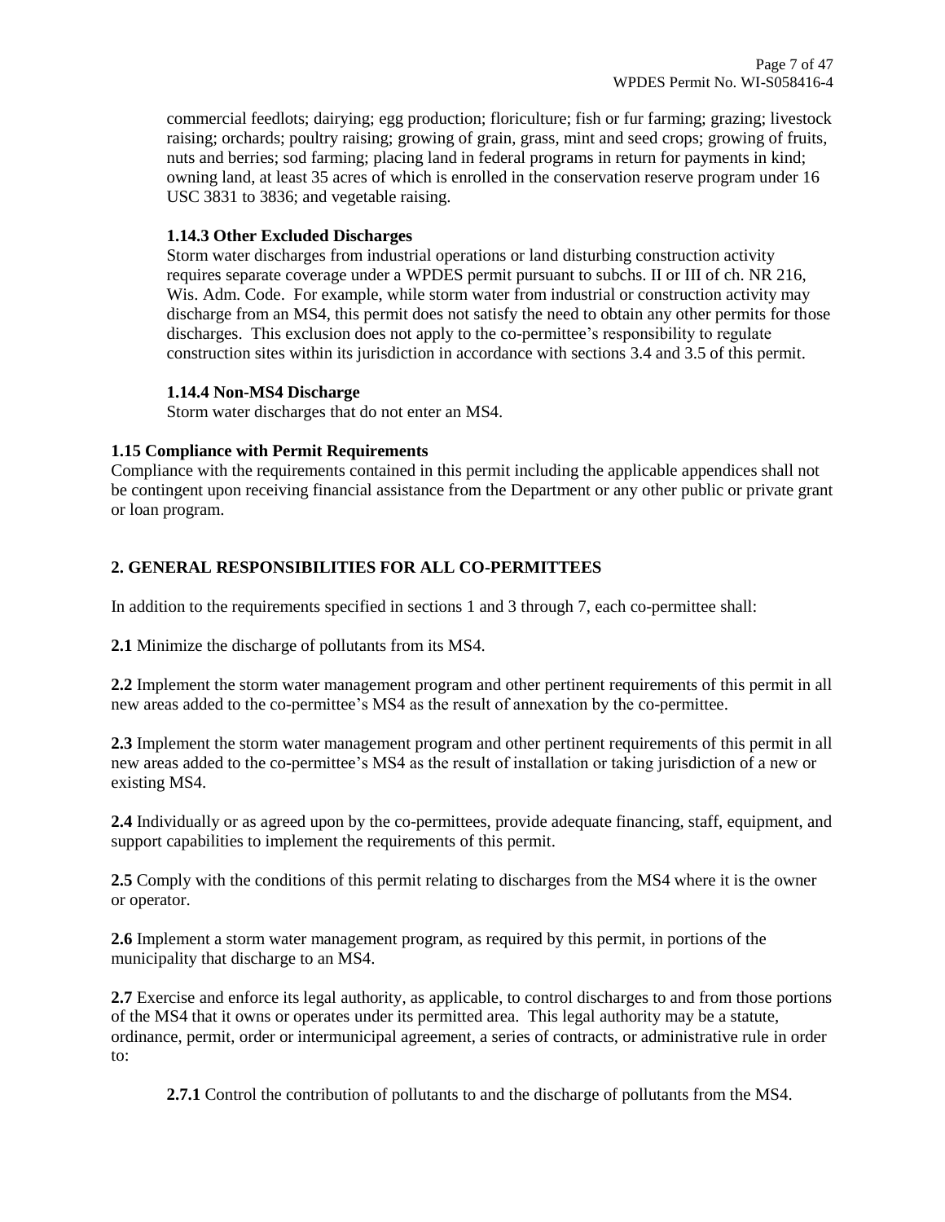commercial feedlots; dairying; egg production; floriculture; fish or fur farming; grazing; livestock raising; orchards; poultry raising; growing of grain, grass, mint and seed crops; growing of fruits, nuts and berries; sod farming; placing land in federal programs in return for payments in kind; owning land, at least 35 acres of which is enrolled in the conservation reserve program under 16 USC 3831 to 3836; and vegetable raising.

#### 1.14.3 Other Excluded Discharges

Storm water discharges from industrial operations or land disturbing construction activity requires separate coverage under a WPDES permit pursuant to subchs. II or III of ch. NR 216, Wis. Adm. Code. For example, while storm water from industrial or construction activity may discharge from an MS4, this permit does not satisfy the need to obtain any other permits for those discharges. This exclusion does not apply to the co-permittee's responsibility to regulate construction sites within its jurisdiction in accordance with sections 3.4 and 3.5 of this permit.

#### 1.14.4 Non-MS4 Discharge

Storm water discharges that do not enter an MS4.

### 1.15 Compliance with Permit Requirements

Compliance with the requirements contained in this permit including the applicable appendices shall not be contingent upon receiving financial assistance from the Department or any other public or private grant or loan program.

## 2. GENERAL RESPONSIBILITIES FOR ALL CO-PERMITTEES

In addition to the requirements specified in sections 1 and 3 through 7, each co-permittee shall:

**2.1** Minimize the discharge of pollutants from its MS4.

**2.2** Implement the storm water management program and other pertinent requirements of this permit in all new areas added to the co-permittee's MS4 as the result of annexation by the co-permittee.

**2.3** Implement the storm water management program and other pertinent requirements of this permit in all new areas added to the co-permittee's MS4 as the result of installation or taking jurisdiction of a new or existing MS4.

**2.4** Individually or as agreed upon by the co-permittees, provide adequate financing, staff, equipment, and support capabilities to implement the requirements of this permit.

**2.5** Comply with the conditions of this permit relating to discharges from the MS4 where it is the owner or operator.

**2.6** Implement a storm water management program, as required by this permit, in portions of the municipality that discharge to an MS4.

**2.7** Exercise and enforce its legal authority, as applicable, to control discharges to and from those portions of the MS4 that it owns or operates under its permitted area. This legal authority may be a statute, ordinance, permit, order or intermunicipal agreement, a series of contracts, or administrative rule in order to:

**2.7.1** Control the contribution of pollutants to and the discharge of pollutants from the MS4.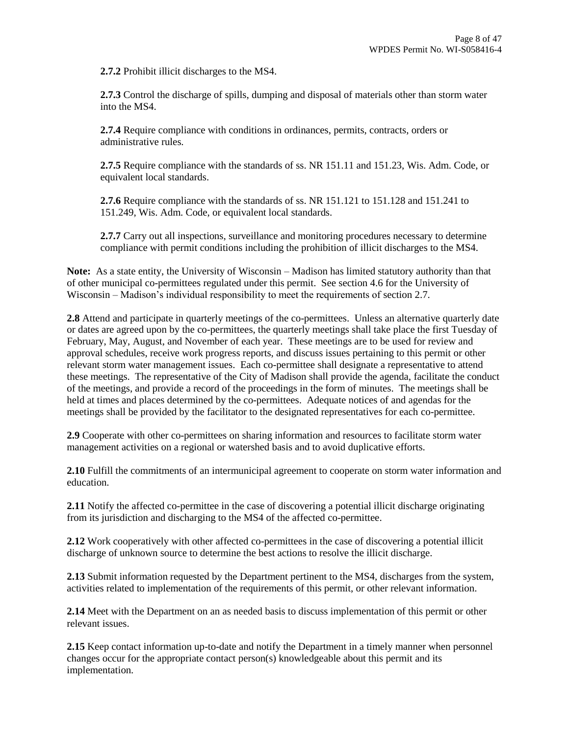**2.7.2** Prohibit illicit discharges to the MS4.

**2.7.3** Control the discharge of spills, dumping and disposal of materials other than storm water into the MS4.

**2.7.4** Require compliance with conditions in ordinances, permits, contracts, orders or administrative rules.

**2.7.5** Require compliance with the standards of ss. NR 151.11 and 151.23, Wis. Adm. Code, or equivalent local standards.

**2.7.6** Require compliance with the standards of ss. NR 151.121 to 151.128 and 151.241 to 151.249, Wis. Adm. Code, or equivalent local standards.

**2.7.7** Carry out all inspections, surveillance and monitoring procedures necessary to determine compliance with permit conditions including the prohibition of illicit discharges to the MS4.

**Note:** As a state entity, the University of Wisconsin – Madison has limited statutory authority than that of other municipal co-permittees regulated under this permit. See section 4.6 for the University of Wisconsin – Madison's individual responsibility to meet the requirements of section 2.7.

**2.8** Attend and participate in quarterly meetings of the co-permittees. Unless an alternative quarterly date or dates are agreed upon by the co-permittees, the quarterly meetings shall take place the first Tuesday of February, May, August, and November of each year. These meetings are to be used for review and approval schedules, receive work progress reports, and discuss issues pertaining to this permit or other relevant storm water management issues. Each co-permittee shall designate a representative to attend these meetings. The representative of the City of Madison shall provide the agenda, facilitate the conduct of the meetings, and provide a record of the proceedings in the form of minutes. The meetings shall be held at times and places determined by the co-permittees. Adequate notices of and agendas for the meetings shall be provided by the facilitator to the designated representatives for each co-permittee.

**2.9** Cooperate with other co-permittees on sharing information and resources to facilitate storm water management activities on a regional or watershed basis and to avoid duplicative efforts.

**2.10** Fulfill the commitments of an intermunicipal agreement to cooperate on storm water information and education.

**2.11** Notify the affected co-permittee in the case of discovering a potential illicit discharge originating from its jurisdiction and discharging to the MS4 of the affected co-permittee.

**2.12** Work cooperatively with other affected co-permittees in the case of discovering a potential illicit discharge of unknown source to determine the best actions to resolve the illicit discharge.

**2.13** Submit information requested by the Department pertinent to the MS4, discharges from the system, activities related to implementation of the requirements of this permit, or other relevant information.

**2.14** Meet with the Department on an as needed basis to discuss implementation of this permit or other relevant issues.

**2.15** Keep contact information up-to-date and notify the Department in a timely manner when personnel changes occur for the appropriate contact person(s) knowledgeable about this permit and its implementation.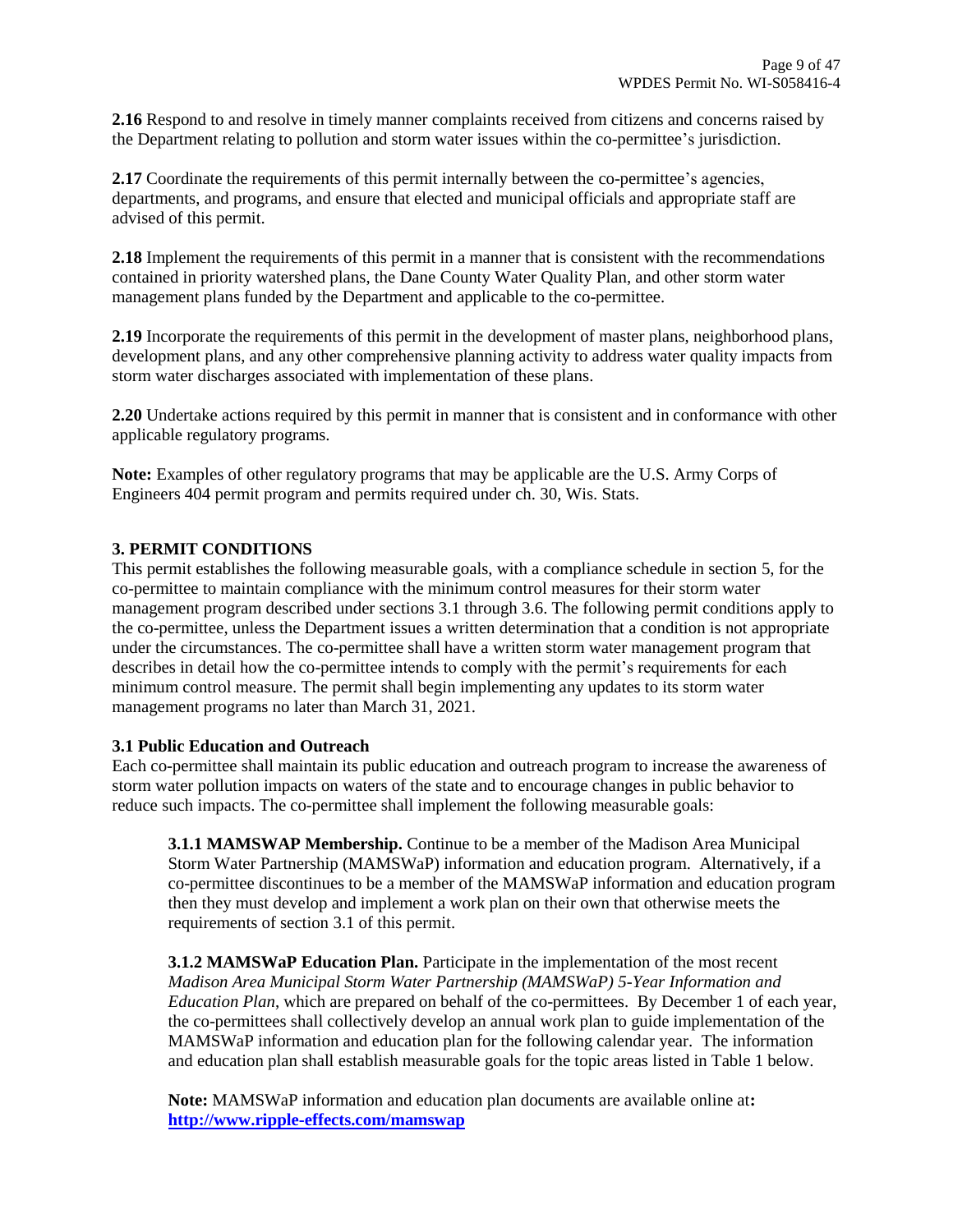**2.16** Respond to and resolve in timely manner complaints received from citizens and concerns raised by the Department relating to pollution and storm water issues within the co-permittee's jurisdiction.

**2.17** Coordinate the requirements of this permit internally between the co-permittee's agencies, departments, and programs, and ensure that elected and municipal officials and appropriate staff are advised of this permit.

**2.18** Implement the requirements of this permit in a manner that is consistent with the recommendations contained in priority watershed plans, the Dane County Water Quality Plan, and other storm water management plans funded by the Department and applicable to the co-permittee.

**2.19** Incorporate the requirements of this permit in the development of master plans, neighborhood plans, development plans, and any other comprehensive planning activity to address water quality impacts from storm water discharges associated with implementation of these plans.

**2.20** Undertake actions required by this permit in manner that is consistent and in conformance with other applicable regulatory programs.

**Note:** Examples of other regulatory programs that may be applicable are the U.S. Army Corps of Engineers 404 permit program and permits required under ch. 30, Wis. Stats.

## 3. PERMIT CONDITIONS

This permit establishes the following measurable goals, with a compliance schedule in section 5, for the co-permittee to maintain compliance with the minimum control measures for their storm water management program described under sections 3.1 through 3.6. The following permit conditions apply to the co-permittee, unless the Department issues a written determination that a condition is not appropriate under the circumstances. The co-permittee shall have a written storm water management program that describes in detail how the co-permittee intends to comply with the permit's requirements for each minimum control measure. The permit shall begin implementing any updates to its storm water management programs no later than March 31, 2021.

### 3.1 Public Education and Outreach

Each co-permittee shall maintain its public education and outreach program to increase the awareness of storm water pollution impacts on waters of the state and to encourage changes in public behavior to reduce such impacts. The co-permittee shall implement the following measurable goals:

**3.1.1 MAMSWAP Membership.** Continue to be a member of the Madison Area Municipal Storm Water Partnership (MAMSWaP) information and education program. Alternatively, if a co-permittee discontinues to be a member of the MAMSWaP information and education program then they must develop and implement a work plan on their own that otherwise meets the requirements of section 3.1 of this permit.

**3.1.2 MAMSWaP Education Plan.** Participate in the implementation of the most recent *Madison Area Municipal Storm Water Partnership (MAMSWaP) 5-Year Information and Education Plan*, which are prepared on behalf of the co-permittees. By December 1 of each year, the co-permittees shall collectively develop an annual work plan to guide implementation of the MAMSWaP information and education plan for the following calendar year. The information and education plan shall establish measurable goals for the topic areas listed in Table 1 below.

**Note:** MAMSWaP information and education plan documents are available online at**:** **http://www.ripple-effects.com/mamswap**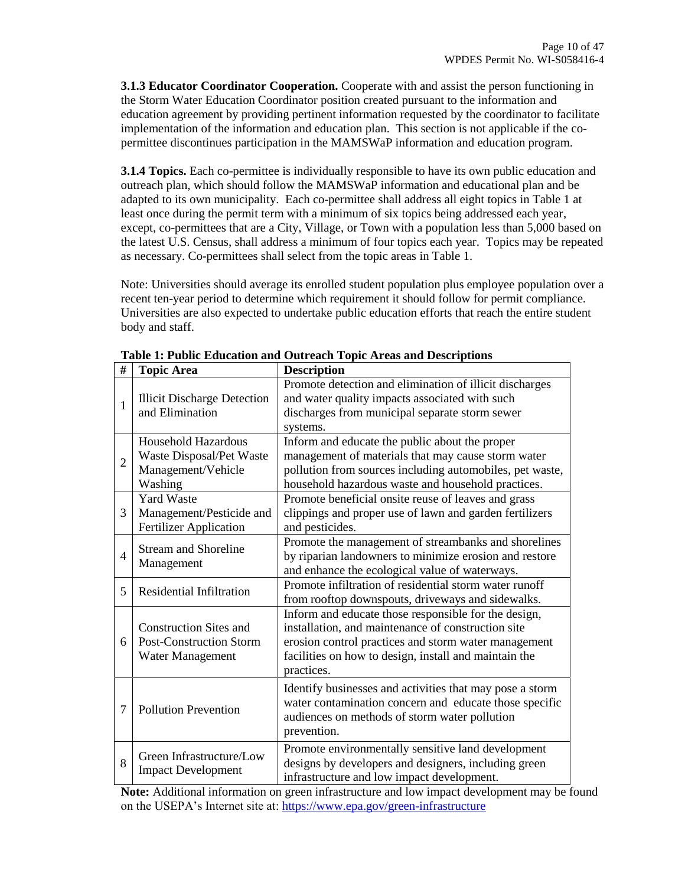**3.1.3 Educator Coordinator Cooperation.** Cooperate with and assist the person functioning in the Storm Water Education Coordinator position created pursuant to the information and education agreement by providing pertinent information requested by the coordinator to facilitate implementation of the information and education plan. This section is not applicable if the co-permittee discontinues participation in the MAMSWaP information and education program.

**3.1.4 Topics.** Each co-permittee is individually responsible to have its own public education and outreach plan, which should follow the MAMSWaP information and educational plan and be adapted to its own municipality. Each co-permittee shall address all eight topics in Table 1 at least once during the permit term with a minimum of six topics being addressed each year, except, co-permittees that are a City, Village, or Town with a population less than 5,000 based on the latest U.S. Census, shall address a minimum of four topics each year. Topics may be repeated as necessary. Co-permittees shall select from the topic areas in Table 1.

Note: Universities should average its enrolled student population plus employee population over a recent ten-year period to determine which requirement it should follow for permit compliance. Universities are also expected to undertake public education efforts that reach the entire student body and staff.

**Table 1: Public Education and Outreach Topic Areas and Descriptions**

| # | Topic Area | Description |
|---|---|---|
| 1 | Illicit Discharge Detection and Elimination | Promote detection and elimination of illicit discharges and water quality impacts associated with such discharges from municipal separate storm sewer systems. |
| 2 | Household Hazardous Waste Disposal/Pet Waste Management/Vehicle Washing | Inform and educate the public about the proper management of materials that may cause storm water pollution from sources including automobiles, pet waste, household hazardous waste and household practices. |
| 3 | Yard Waste Management/Pesticide and Fertilizer Application | Promote beneficial onsite reuse of leaves and grass clippings and proper use of lawn and garden fertilizers and pesticides. |
| 4 | Stream and Shoreline Management | Promote the management of streambanks and shorelines by riparian landowners to minimize erosion and restore and enhance the ecological value of waterways. |
| 5 | Residential Infiltration | Promote infiltration of residential storm water runoff from rooftop downspouts, driveways and sidewalks. |
| 6 | Construction Sites and Post-Construction Storm Water Management | Inform and educate those responsible for the design, installation, and maintenance of construction site erosion control practices and storm water management facilities on how to design, install and maintain the practices. |
| 7 | Pollution Prevention | Identify businesses and activities that may pose a storm water contamination concern and educate those specific audiences on methods of storm water pollution prevention. |
| 8 | Green Infrastructure/Low Impact Development | Promote environmentally sensitive land development designs by developers and designers, including green infrastructure and low impact development. |

**Note:** Additional information on green infrastructure and low impact development may be found on the USEPA's Internet site at: https://www.epa.gov/green-infrastructure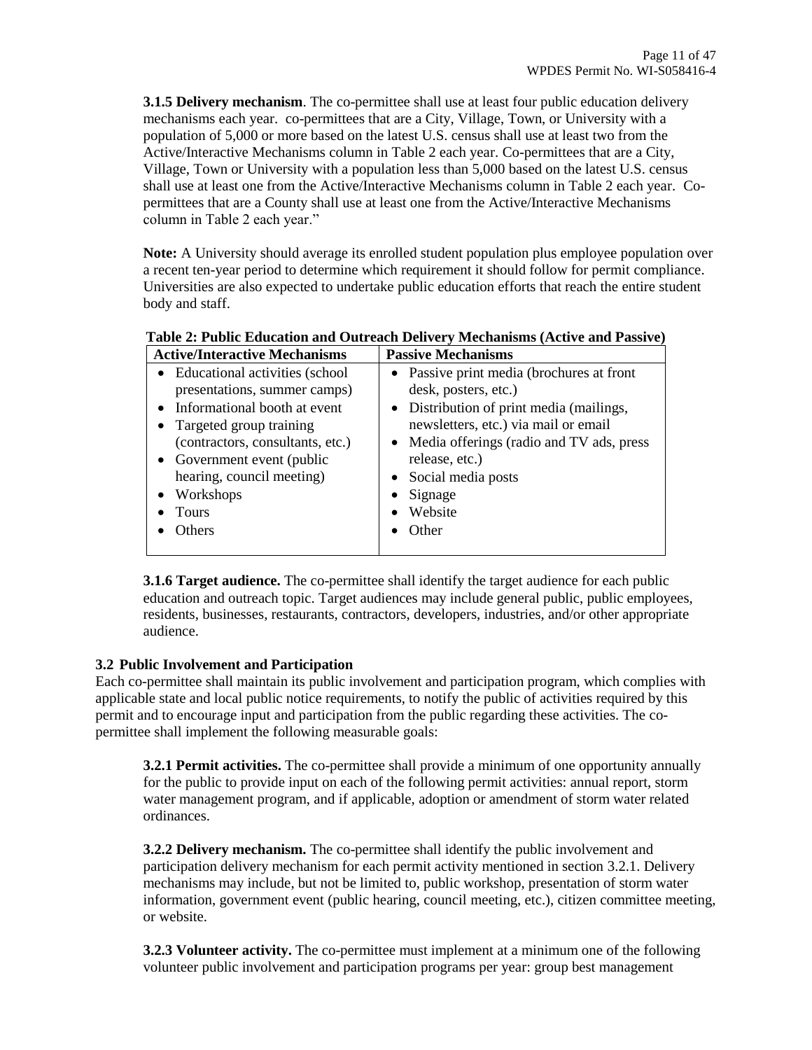**3.1.5 Delivery mechanism**. The co-permittee shall use at least four public education delivery mechanisms each year. co-permittees that are a City, Village, Town, or University with a population of 5,000 or more based on the latest U.S. census shall use at least two from the Active/Interactive Mechanisms column in Table 2 each year. Co-permittees that are a City, Village, Town or University with a population less than 5,000 based on the latest U.S. census shall use at least one from the Active/Interactive Mechanisms column in Table 2 each year. Co-permittees that are a County shall use at least one from the Active/Interactive Mechanisms column in Table 2 each year."

**Note:** A University should average its enrolled student population plus employee population over a recent ten-year period to determine which requirement it should follow for permit compliance. Universities are also expected to undertake public education efforts that reach the entire student body and staff.

**Table 2: Public Education and Outreach Delivery Mechanisms (Active and Passive)**

| Active/Interactive Mechanisms | Passive Mechanisms |
|---|---|
| • Educational activities (school presentations, summer camps)<br>• Informational booth at event<br>• Targeted group training (contractors, consultants, etc.)<br>• Government event (public hearing, council meeting)<br>• Workshops<br>• Tours<br>• Others | • Passive print media (brochures at front desk, posters, etc.)<br>• Distribution of print media (mailings, newsletters, etc.) via mail or email<br>• Media offerings (radio and TV ads, press release, etc.)<br>• Social media posts<br>• Signage<br>• Website<br>• Other |

**3.1.6 Target audience.** The co-permittee shall identify the target audience for each public education and outreach topic. Target audiences may include general public, public employees, residents, businesses, restaurants, contractors, developers, industries, and/or other appropriate audience.

### 3.2 Public Involvement and Participation

Each co-permittee shall maintain its public involvement and participation program, which complies with applicable state and local public notice requirements, to notify the public of activities required by this permit and to encourage input and participation from the public regarding these activities. The co-permittee shall implement the following measurable goals:

**3.2.1 Permit activities.** The co-permittee shall provide a minimum of one opportunity annually for the public to provide input on each of the following permit activities: annual report, storm water management program, and if applicable, adoption or amendment of storm water related ordinances.

**3.2.2 Delivery mechanism.** The co-permittee shall identify the public involvement and participation delivery mechanism for each permit activity mentioned in section 3.2.1. Delivery mechanisms may include, but not be limited to, public workshop, presentation of storm water information, government event (public hearing, council meeting, etc.), citizen committee meeting, or website.

**3.2.3 Volunteer activity.** The co-permittee must implement at a minimum one of the following volunteer public involvement and participation programs per year: group best management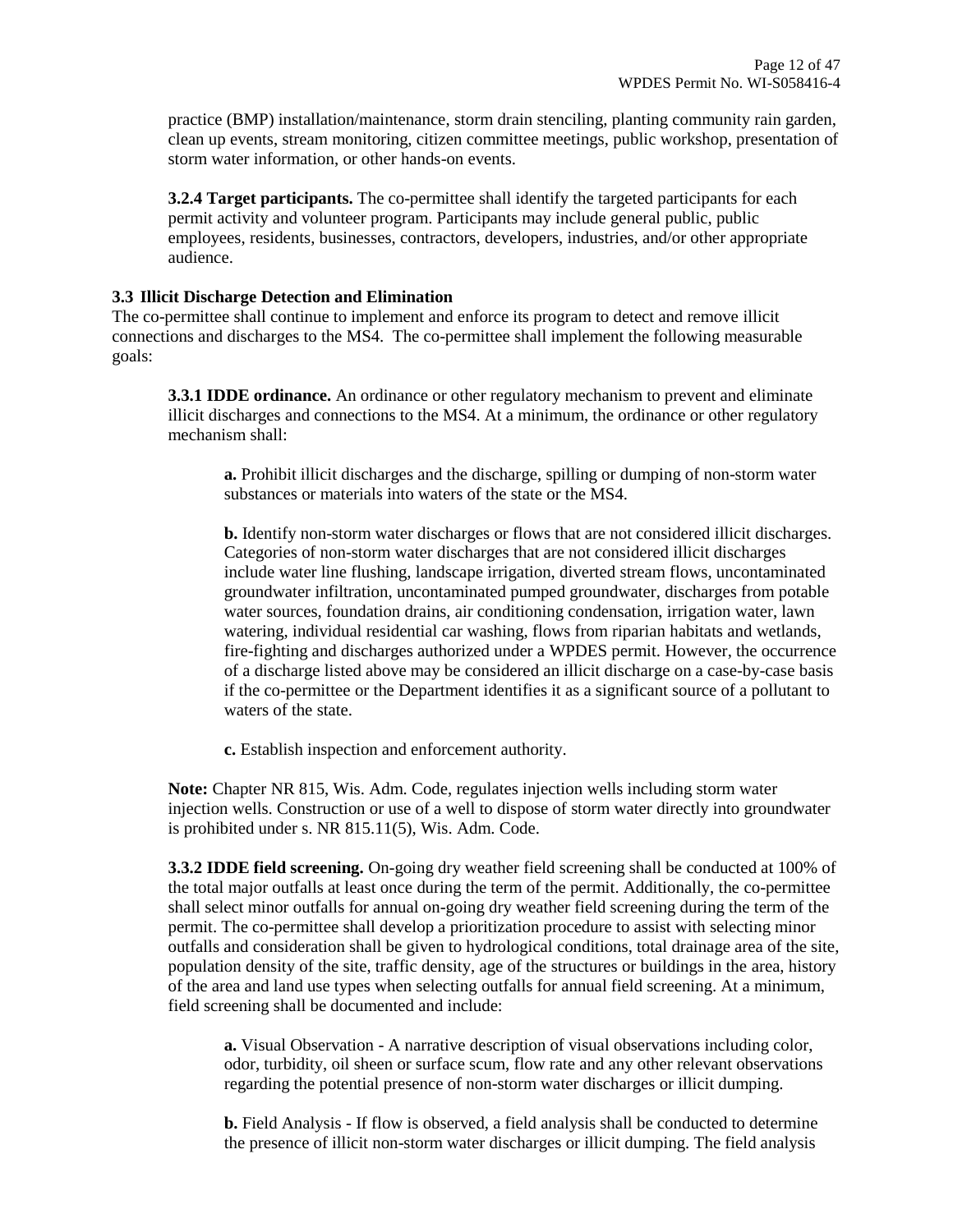practice (BMP) installation/maintenance, storm drain stenciling, planting community rain garden, clean up events, stream monitoring, citizen committee meetings, public workshop, presentation of storm water information, or other hands-on events.

**3.2.4 Target participants.** The co-permittee shall identify the targeted participants for each permit activity and volunteer program. Participants may include general public, public employees, residents, businesses, contractors, developers, industries, and/or other appropriate audience.

### 3.3 Illicit Discharge Detection and Elimination

The co-permittee shall continue to implement and enforce its program to detect and remove illicit connections and discharges to the MS4. The co-permittee shall implement the following measurable goals:

**3.3.1 IDDE ordinance.** An ordinance or other regulatory mechanism to prevent and eliminate illicit discharges and connections to the MS4. At a minimum, the ordinance or other regulatory mechanism shall:

**a.** Prohibit illicit discharges and the discharge, spilling or dumping of non-storm water substances or materials into waters of the state or the MS4.

**b.** Identify non-storm water discharges or flows that are not considered illicit discharges. Categories of non-storm water discharges that are not considered illicit discharges include water line flushing, landscape irrigation, diverted stream flows, uncontaminated groundwater infiltration, uncontaminated pumped groundwater, discharges from potable water sources, foundation drains, air conditioning condensation, irrigation water, lawn watering, individual residential car washing, flows from riparian habitats and wetlands, fire-fighting and discharges authorized under a WPDES permit. However, the occurrence of a discharge listed above may be considered an illicit discharge on a case-by-case basis if the co-permittee or the Department identifies it as a significant source of a pollutant to waters of the state.

**c.** Establish inspection and enforcement authority.

**Note:** Chapter NR 815, Wis. Adm. Code, regulates injection wells including storm water injection wells. Construction or use of a well to dispose of storm water directly into groundwater is prohibited under s. NR 815.11(5), Wis. Adm. Code.

**3.3.2 IDDE field screening.** On-going dry weather field screening shall be conducted at 100% of the total major outfalls at least once during the term of the permit. Additionally, the co-permittee shall select minor outfalls for annual on-going dry weather field screening during the term of the permit. The co-permittee shall develop a prioritization procedure to assist with selecting minor outfalls and consideration shall be given to hydrological conditions, total drainage area of the site, population density of the site, traffic density, age of the structures or buildings in the area, history of the area and land use types when selecting outfalls for annual field screening. At a minimum, field screening shall be documented and include:

**a.** Visual Observation - A narrative description of visual observations including color, odor, turbidity, oil sheen or surface scum, flow rate and any other relevant observations regarding the potential presence of non-storm water discharges or illicit dumping.

**b.** Field Analysis - If flow is observed, a field analysis shall be conducted to determine the presence of illicit non-storm water discharges or illicit dumping. The field analysis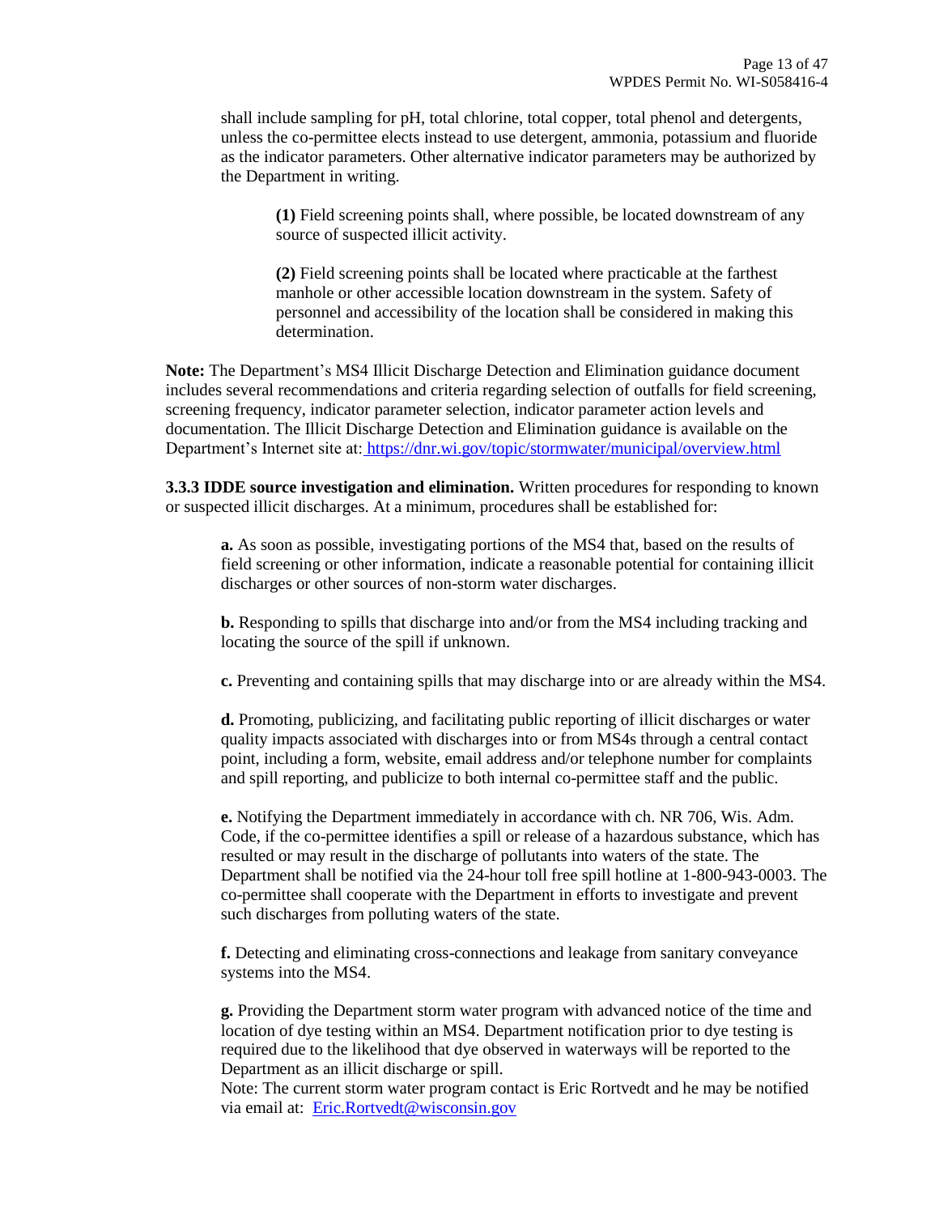shall include sampling for pH, total chlorine, total copper, total phenol and detergents, unless the co-permittee elects instead to use detergent, ammonia, potassium and fluoride as the indicator parameters. Other alternative indicator parameters may be authorized by the Department in writing.

**(1)** Field screening points shall, where possible, be located downstream of any source of suspected illicit activity.

**(2)** Field screening points shall be located where practicable at the farthest manhole or other accessible location downstream in the system. Safety of personnel and accessibility of the location shall be considered in making this determination.

**Note:** The Department's MS4 Illicit Discharge Detection and Elimination guidance document includes several recommendations and criteria regarding selection of outfalls for field screening, screening frequency, indicator parameter selection, indicator parameter action levels and documentation. The Illicit Discharge Detection and Elimination guidance is available on the Department's Internet site at: https://dnr.wi.gov/topic/stormwater/municipal/overview.html

**3.3.3 IDDE source investigation and elimination.** Written procedures for responding to known or suspected illicit discharges. At a minimum, procedures shall be established for:

**a.** As soon as possible, investigating portions of the MS4 that, based on the results of field screening or other information, indicate a reasonable potential for containing illicit discharges or other sources of non-storm water discharges.

**b.** Responding to spills that discharge into and/or from the MS4 including tracking and locating the source of the spill if unknown.

**c.** Preventing and containing spills that may discharge into or are already within the MS4.

**d.** Promoting, publicizing, and facilitating public reporting of illicit discharges or water quality impacts associated with discharges into or from MS4s through a central contact point, including a form, website, email address and/or telephone number for complaints and spill reporting, and publicize to both internal co-permittee staff and the public.

**e.** Notifying the Department immediately in accordance with ch. NR 706, Wis. Adm. Code, if the co-permittee identifies a spill or release of a hazardous substance, which has resulted or may result in the discharge of pollutants into waters of the state. The Department shall be notified via the 24-hour toll free spill hotline at 1-800-943-0003. The co-permittee shall cooperate with the Department in efforts to investigate and prevent such discharges from polluting waters of the state.

**f.** Detecting and eliminating cross-connections and leakage from sanitary conveyance systems into the MS4.

**g.** Providing the Department storm water program with advanced notice of the time and location of dye testing within an MS4. Department notification prior to dye testing is required due to the likelihood that dye observed in waterways will be reported to the Department as an illicit discharge or spill.
Note: The current storm water program contact is Eric Rortvedt and he may be notified via email at: Eric.Rortvedt@wisconsin.gov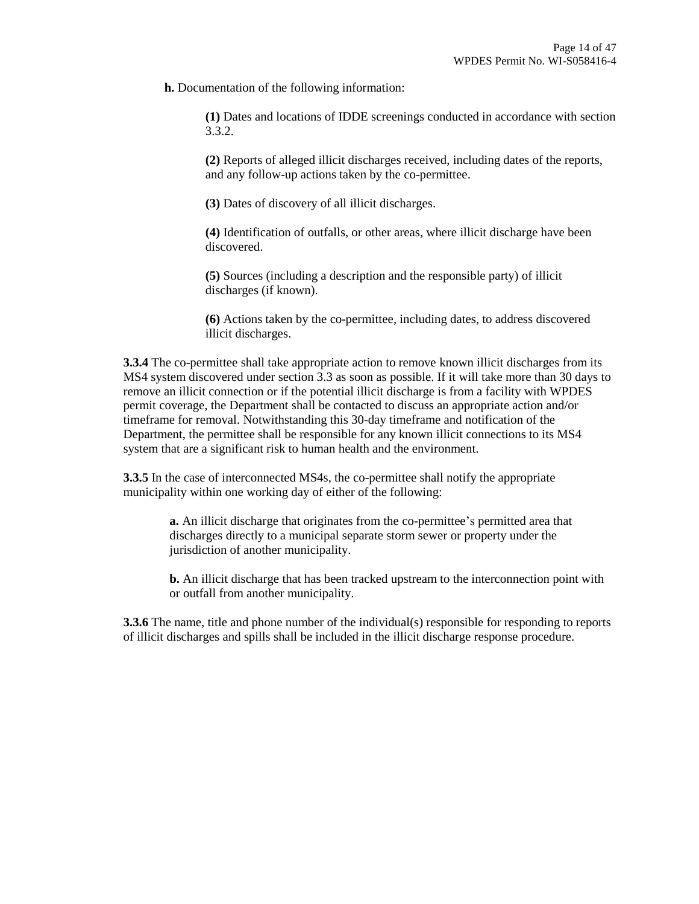**h.** Documentation of the following information:

**(1)** Dates and locations of IDDE screenings conducted in accordance with section 3.3.2.

**(2)** Reports of alleged illicit discharges received, including dates of the reports, and any follow-up actions taken by the co-permittee.

**(3)** Dates of discovery of all illicit discharges.

**(4)** Identification of outfalls, or other areas, where illicit discharge have been discovered.

**(5)** Sources (including a description and the responsible party) of illicit discharges (if known).

**(6)** Actions taken by the co-permittee, including dates, to address discovered illicit discharges.

**3.3.4** The co-permittee shall take appropriate action to remove known illicit discharges from its MS4 system discovered under section 3.3 as soon as possible. If it will take more than 30 days to remove an illicit connection or if the potential illicit discharge is from a facility with WPDES permit coverage, the Department shall be contacted to discuss an appropriate action and/or timeframe for removal. Notwithstanding this 30-day timeframe and notification of the Department, the permittee shall be responsible for any known illicit connections to its MS4 system that are a significant risk to human health and the environment.

**3.3.5** In the case of interconnected MS4s, the co-permittee shall notify the appropriate municipality within one working day of either of the following:

**a.** An illicit discharge that originates from the co-permittee's permitted area that discharges directly to a municipal separate storm sewer or property under the jurisdiction of another municipality.

**b.** An illicit discharge that has been tracked upstream to the interconnection point with or outfall from another municipality.

**3.3.6** The name, title and phone number of the individual(s) responsible for responding to reports of illicit discharges and spills shall be included in the illicit discharge response procedure.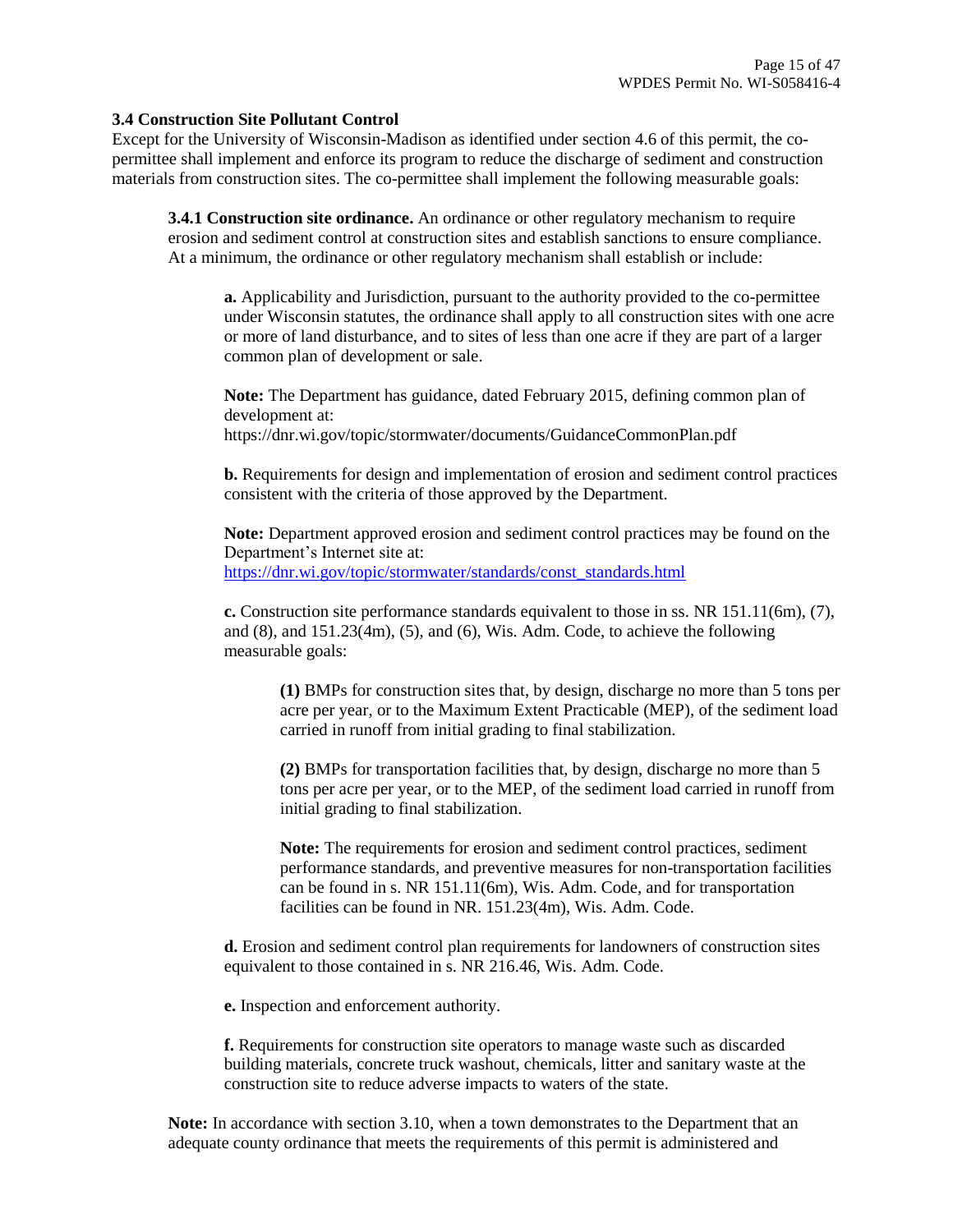### 3.4 Construction Site Pollutant Control

Except for the University of Wisconsin-Madison as identified under section 4.6 of this permit, the co-permittee shall implement and enforce its program to reduce the discharge of sediment and construction materials from construction sites. The co-permittee shall implement the following measurable goals:

**3.4.1 Construction site ordinance.** An ordinance or other regulatory mechanism to require erosion and sediment control at construction sites and establish sanctions to ensure compliance. At a minimum, the ordinance or other regulatory mechanism shall establish or include:

**a.** Applicability and Jurisdiction, pursuant to the authority provided to the co-permittee under Wisconsin statutes, the ordinance shall apply to all construction sites with one acre or more of land disturbance, and to sites of less than one acre if they are part of a larger common plan of development or sale.

**Note:** The Department has guidance, dated February 2015, defining common plan of development at:
https://dnr.wi.gov/topic/stormwater/documents/GuidanceCommonPlan.pdf

**b.** Requirements for design and implementation of erosion and sediment control practices consistent with the criteria of those approved by the Department.

**Note:** Department approved erosion and sediment control practices may be found on the Department's Internet site at:
https://dnr.wi.gov/topic/stormwater/standards/const_standards.html

**c.** Construction site performance standards equivalent to those in ss. NR 151.11(6m), (7), and (8), and 151.23(4m), (5), and (6), Wis. Adm. Code, to achieve the following measurable goals:

**(1)** BMPs for construction sites that, by design, discharge no more than 5 tons per acre per year, or to the Maximum Extent Practicable (MEP), of the sediment load carried in runoff from initial grading to final stabilization.

**(2)** BMPs for transportation facilities that, by design, discharge no more than 5 tons per acre per year, or to the MEP, of the sediment load carried in runoff from initial grading to final stabilization.

**Note:** The requirements for erosion and sediment control practices, sediment performance standards, and preventive measures for non-transportation facilities can be found in s. NR 151.11(6m), Wis. Adm. Code, and for transportation facilities can be found in NR. 151.23(4m), Wis. Adm. Code.

**d.** Erosion and sediment control plan requirements for landowners of construction sites equivalent to those contained in s. NR 216.46, Wis. Adm. Code.

**e.** Inspection and enforcement authority.

**f.** Requirements for construction site operators to manage waste such as discarded building materials, concrete truck washout, chemicals, litter and sanitary waste at the construction site to reduce adverse impacts to waters of the state.

**Note:** In accordance with section 3.10, when a town demonstrates to the Department that an adequate county ordinance that meets the requirements of this permit is administered and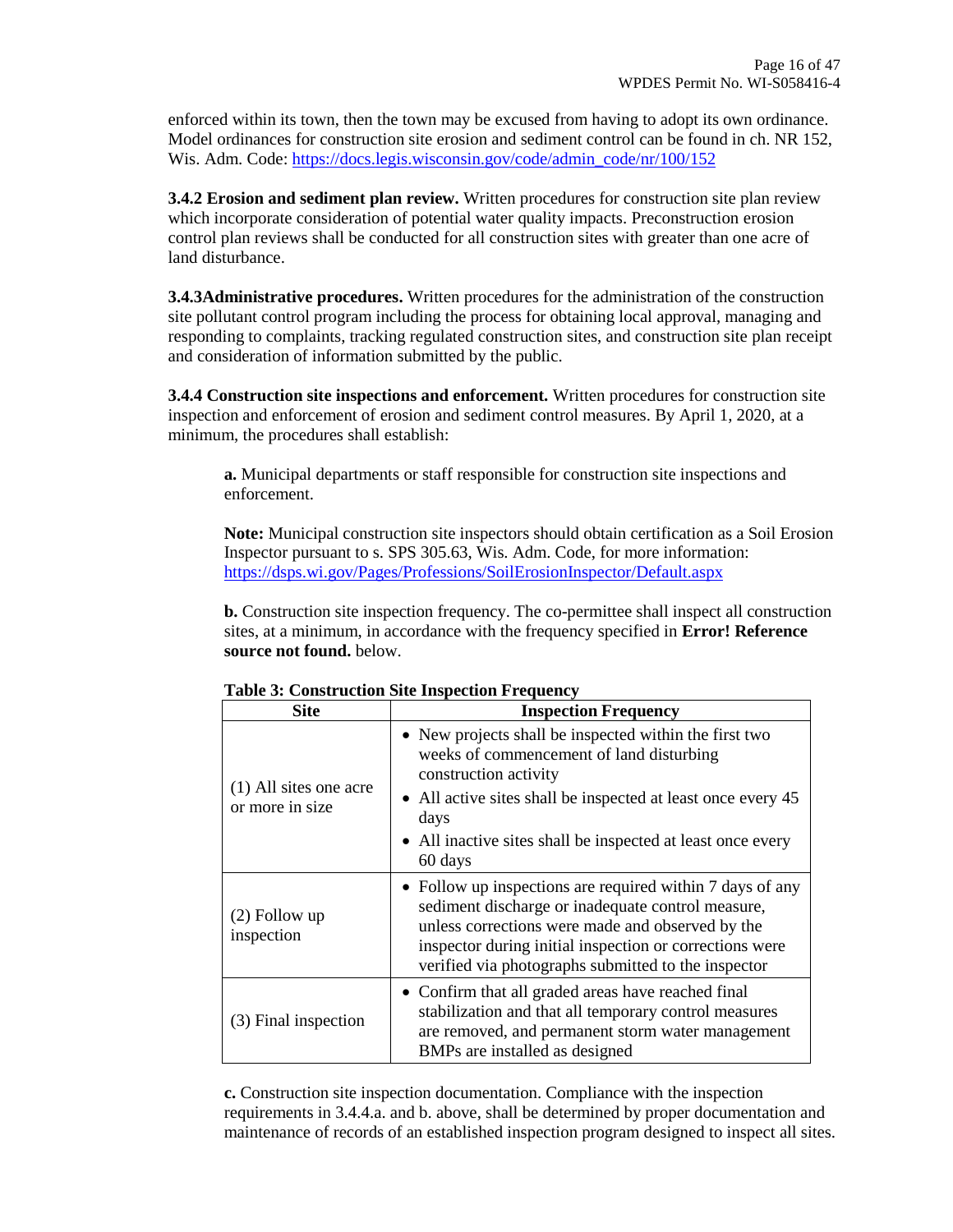enforced within its town, then the town may be excused from having to adopt its own ordinance. Model ordinances for construction site erosion and sediment control can be found in ch. NR 152, Wis. Adm. Code: https://docs.legis.wisconsin.gov/code/admin_code/nr/100/152

**3.4.2 Erosion and sediment plan review.** Written procedures for construction site plan review which incorporate consideration of potential water quality impacts. Preconstruction erosion control plan reviews shall be conducted for all construction sites with greater than one acre of land disturbance.

**3.4.3Administrative procedures.** Written procedures for the administration of the construction site pollutant control program including the process for obtaining local approval, managing and responding to complaints, tracking regulated construction sites, and construction site plan receipt and consideration of information submitted by the public.

**3.4.4 Construction site inspections and enforcement.** Written procedures for construction site inspection and enforcement of erosion and sediment control measures. By April 1, 2020, at a minimum, the procedures shall establish:

**a.** Municipal departments or staff responsible for construction site inspections and enforcement.

**Note:** Municipal construction site inspectors should obtain certification as a Soil Erosion Inspector pursuant to s. SPS 305.63, Wis. Adm. Code, for more information: https://dsps.wi.gov/Pages/Professions/SoilErosionInspector/Default.aspx

**b.** Construction site inspection frequency. The co-permittee shall inspect all construction sites, at a minimum, in accordance with the frequency specified in **Error! Reference source not found.** below.

**Table 3: Construction Site Inspection Frequency**

| Site | Inspection Frequency |
|---|---|
| (1) All sites one acre or more in size | • New projects shall be inspected within the first two weeks of commencement of land disturbing construction activity<br>• All active sites shall be inspected at least once every 45 days<br>• All inactive sites shall be inspected at least once every 60 days |
| (2) Follow up inspection | • Follow up inspections are required within 7 days of any sediment discharge or inadequate control measure, unless corrections were made and observed by the inspector during initial inspection or corrections were verified via photographs submitted to the inspector |
| (3) Final inspection | • Confirm that all graded areas have reached final stabilization and that all temporary control measures are removed, and permanent storm water management BMPs are installed as designed |

**c.** Construction site inspection documentation. Compliance with the inspection requirements in 3.4.4.a. and b. above, shall be determined by proper documentation and maintenance of records of an established inspection program designed to inspect all sites.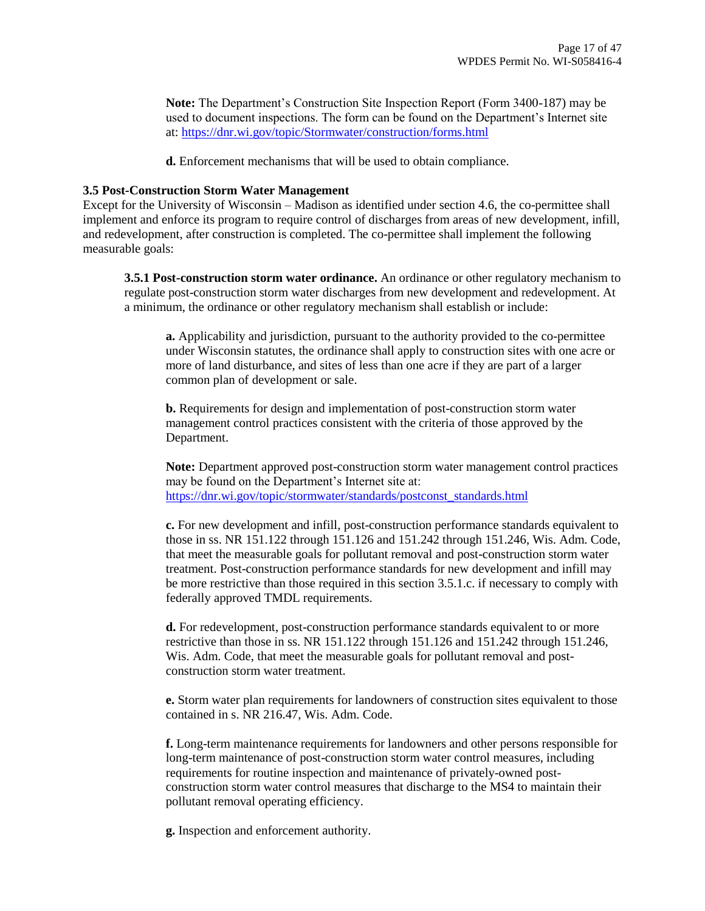**Note:** The Department's Construction Site Inspection Report (Form 3400-187) may be used to document inspections. The form can be found on the Department's Internet site at: https://dnr.wi.gov/topic/Stormwater/construction/forms.html

**d.** Enforcement mechanisms that will be used to obtain compliance.

### 3.5 Post-Construction Storm Water Management

Except for the University of Wisconsin – Madison as identified under section 4.6, the co-permittee shall implement and enforce its program to require control of discharges from areas of new development, infill, and redevelopment, after construction is completed. The co-permittee shall implement the following measurable goals:

**3.5.1 Post-construction storm water ordinance.** An ordinance or other regulatory mechanism to regulate post-construction storm water discharges from new development and redevelopment. At a minimum, the ordinance or other regulatory mechanism shall establish or include:

**a.** Applicability and jurisdiction, pursuant to the authority provided to the co-permittee under Wisconsin statutes, the ordinance shall apply to construction sites with one acre or more of land disturbance, and sites of less than one acre if they are part of a larger common plan of development or sale.

**b.** Requirements for design and implementation of post-construction storm water management control practices consistent with the criteria of those approved by the Department.

**Note:** Department approved post-construction storm water management control practices may be found on the Department's Internet site at: https://dnr.wi.gov/topic/stormwater/standards/postconst_standards.html

**c.** For new development and infill, post-construction performance standards equivalent to those in ss. NR 151.122 through 151.126 and 151.242 through 151.246, Wis. Adm. Code, that meet the measurable goals for pollutant removal and post-construction storm water treatment. Post-construction performance standards for new development and infill may be more restrictive than those required in this section 3.5.1.c. if necessary to comply with federally approved TMDL requirements.

**d.** For redevelopment, post-construction performance standards equivalent to or more restrictive than those in ss. NR 151.122 through 151.126 and 151.242 through 151.246, Wis. Adm. Code, that meet the measurable goals for pollutant removal and post-construction storm water treatment.

**e.** Storm water plan requirements for landowners of construction sites equivalent to those contained in s. NR 216.47, Wis. Adm. Code.

**f.** Long-term maintenance requirements for landowners and other persons responsible for long-term maintenance of post-construction storm water control measures, including requirements for routine inspection and maintenance of privately-owned post-construction storm water control measures that discharge to the MS4 to maintain their pollutant removal operating efficiency.

**g.** Inspection and enforcement authority.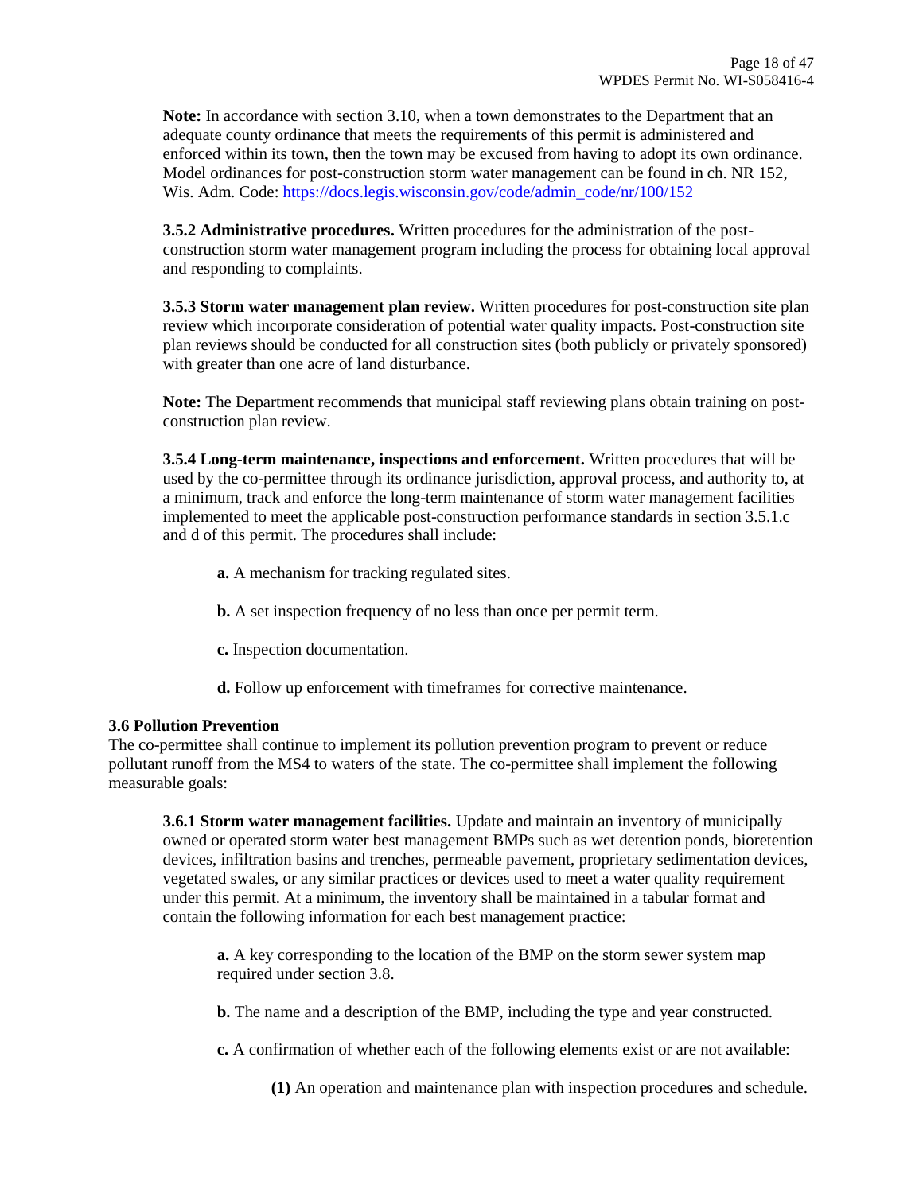**Note:** In accordance with section 3.10, when a town demonstrates to the Department that an adequate county ordinance that meets the requirements of this permit is administered and enforced within its town, then the town may be excused from having to adopt its own ordinance. Model ordinances for post-construction storm water management can be found in ch. NR 152, Wis. Adm. Code: https://docs.legis.wisconsin.gov/code/admin_code/nr/100/152

**3.5.2 Administrative procedures.** Written procedures for the administration of the post-construction storm water management program including the process for obtaining local approval and responding to complaints.

**3.5.3 Storm water management plan review.** Written procedures for post-construction site plan review which incorporate consideration of potential water quality impacts. Post-construction site plan reviews should be conducted for all construction sites (both publicly or privately sponsored) with greater than one acre of land disturbance.

**Note:** The Department recommends that municipal staff reviewing plans obtain training on post-construction plan review.

**3.5.4 Long-term maintenance, inspections and enforcement.** Written procedures that will be used by the co-permittee through its ordinance jurisdiction, approval process, and authority to, at a minimum, track and enforce the long-term maintenance of storm water management facilities implemented to meet the applicable post-construction performance standards in section 3.5.1.c and d of this permit. The procedures shall include:

**a.** A mechanism for tracking regulated sites.

**b.** A set inspection frequency of no less than once per permit term.

**c.** Inspection documentation.

**d.** Follow up enforcement with timeframes for corrective maintenance.

### 3.6 Pollution Prevention

The co-permittee shall continue to implement its pollution prevention program to prevent or reduce pollutant runoff from the MS4 to waters of the state. The co-permittee shall implement the following measurable goals:

**3.6.1 Storm water management facilities.** Update and maintain an inventory of municipally owned or operated storm water best management BMPs such as wet detention ponds, bioretention devices, infiltration basins and trenches, permeable pavement, proprietary sedimentation devices, vegetated swales, or any similar practices or devices used to meet a water quality requirement under this permit. At a minimum, the inventory shall be maintained in a tabular format and contain the following information for each best management practice:

**a.** A key corresponding to the location of the BMP on the storm sewer system map required under section 3.8.

**b.** The name and a description of the BMP, including the type and year constructed.

**c.** A confirmation of whether each of the following elements exist or are not available:

**(1)** An operation and maintenance plan with inspection procedures and schedule.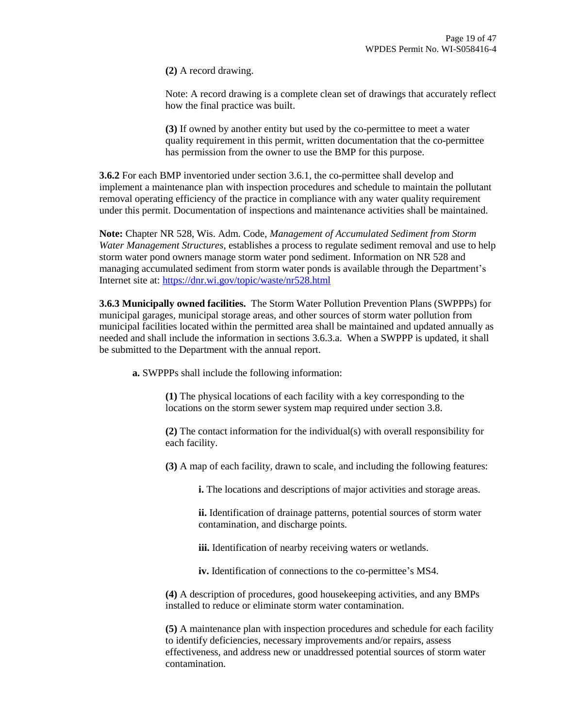**(2)** A record drawing.

Note: A record drawing is a complete clean set of drawings that accurately reflect how the final practice was built.

**(3)** If owned by another entity but used by the co-permittee to meet a water quality requirement in this permit, written documentation that the co-permittee has permission from the owner to use the BMP for this purpose.

**3.6.2** For each BMP inventoried under section 3.6.1, the co-permittee shall develop and implement a maintenance plan with inspection procedures and schedule to maintain the pollutant removal operating efficiency of the practice in compliance with any water quality requirement under this permit. Documentation of inspections and maintenance activities shall be maintained.

**Note:** Chapter NR 528, Wis. Adm. Code, *Management of Accumulated Sediment from Storm Water Management Structures*, establishes a process to regulate sediment removal and use to help storm water pond owners manage storm water pond sediment. Information on NR 528 and managing accumulated sediment from storm water ponds is available through the Department's Internet site at: https://dnr.wi.gov/topic/waste/nr528.html

**3.6.3 Municipally owned facilities.** The Storm Water Pollution Prevention Plans (SWPPPs) for municipal garages, municipal storage areas, and other sources of storm water pollution from municipal facilities located within the permitted area shall be maintained and updated annually as needed and shall include the information in sections 3.6.3.a. When a SWPPP is updated, it shall be submitted to the Department with the annual report.

**a.** SWPPPs shall include the following information:

**(1)** The physical locations of each facility with a key corresponding to the locations on the storm sewer system map required under section 3.8.

**(2)** The contact information for the individual(s) with overall responsibility for each facility.

**(3)** A map of each facility, drawn to scale, and including the following features:

**i.** The locations and descriptions of major activities and storage areas.

**ii.** Identification of drainage patterns, potential sources of storm water contamination, and discharge points.

**iii.** Identification of nearby receiving waters or wetlands.

**iv.** Identification of connections to the co-permittee's MS4.

**(4)** A description of procedures, good housekeeping activities, and any BMPs installed to reduce or eliminate storm water contamination.

**(5)** A maintenance plan with inspection procedures and schedule for each facility to identify deficiencies, necessary improvements and/or repairs, assess effectiveness, and address new or unaddressed potential sources of storm water contamination.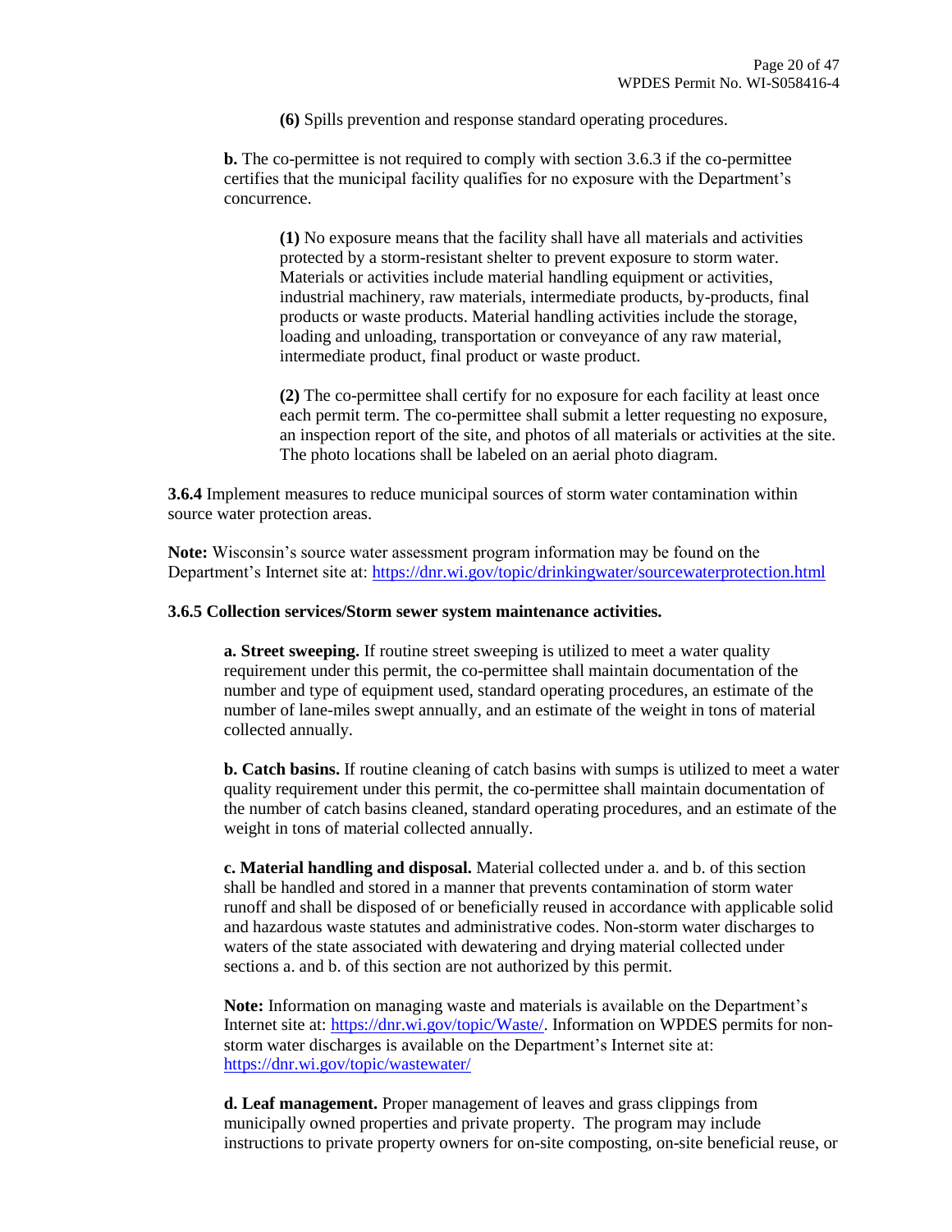**(6)** Spills prevention and response standard operating procedures.

**b.** The co-permittee is not required to comply with section 3.6.3 if the co-permittee certifies that the municipal facility qualifies for no exposure with the Department's concurrence.

**(1)** No exposure means that the facility shall have all materials and activities protected by a storm-resistant shelter to prevent exposure to storm water. Materials or activities include material handling equipment or activities, industrial machinery, raw materials, intermediate products, by-products, final products or waste products. Material handling activities include the storage, loading and unloading, transportation or conveyance of any raw material, intermediate product, final product or waste product.

**(2)** The co-permittee shall certify for no exposure for each facility at least once each permit term. The co-permittee shall submit a letter requesting no exposure, an inspection report of the site, and photos of all materials or activities at the site. The photo locations shall be labeled on an aerial photo diagram.

**3.6.4** Implement measures to reduce municipal sources of storm water contamination within source water protection areas.

**Note:** Wisconsin's source water assessment program information may be found on the Department's Internet site at: https://dnr.wi.gov/topic/drinkingwater/sourcewaterprotection.html

**3.6.5 Collection services/Storm sewer system maintenance activities.**

**a. Street sweeping.** If routine street sweeping is utilized to meet a water quality requirement under this permit, the co-permittee shall maintain documentation of the number and type of equipment used, standard operating procedures, an estimate of the number of lane-miles swept annually, and an estimate of the weight in tons of material collected annually.

**b. Catch basins.** If routine cleaning of catch basins with sumps is utilized to meet a water quality requirement under this permit, the co-permittee shall maintain documentation of the number of catch basins cleaned, standard operating procedures, and an estimate of the weight in tons of material collected annually.

**c. Material handling and disposal.** Material collected under a. and b. of this section shall be handled and stored in a manner that prevents contamination of storm water runoff and shall be disposed of or beneficially reused in accordance with applicable solid and hazardous waste statutes and administrative codes. Non-storm water discharges to waters of the state associated with dewatering and drying material collected under sections a. and b. of this section are not authorized by this permit.

**Note:** Information on managing waste and materials is available on the Department's Internet site at: https://dnr.wi.gov/topic/Waste/. Information on WPDES permits for non-storm water discharges is available on the Department's Internet site at: https://dnr.wi.gov/topic/wastewater/

**d. Leaf management.** Proper management of leaves and grass clippings from municipally owned properties and private property. The program may include instructions to private property owners for on-site composting, on-site beneficial reuse, or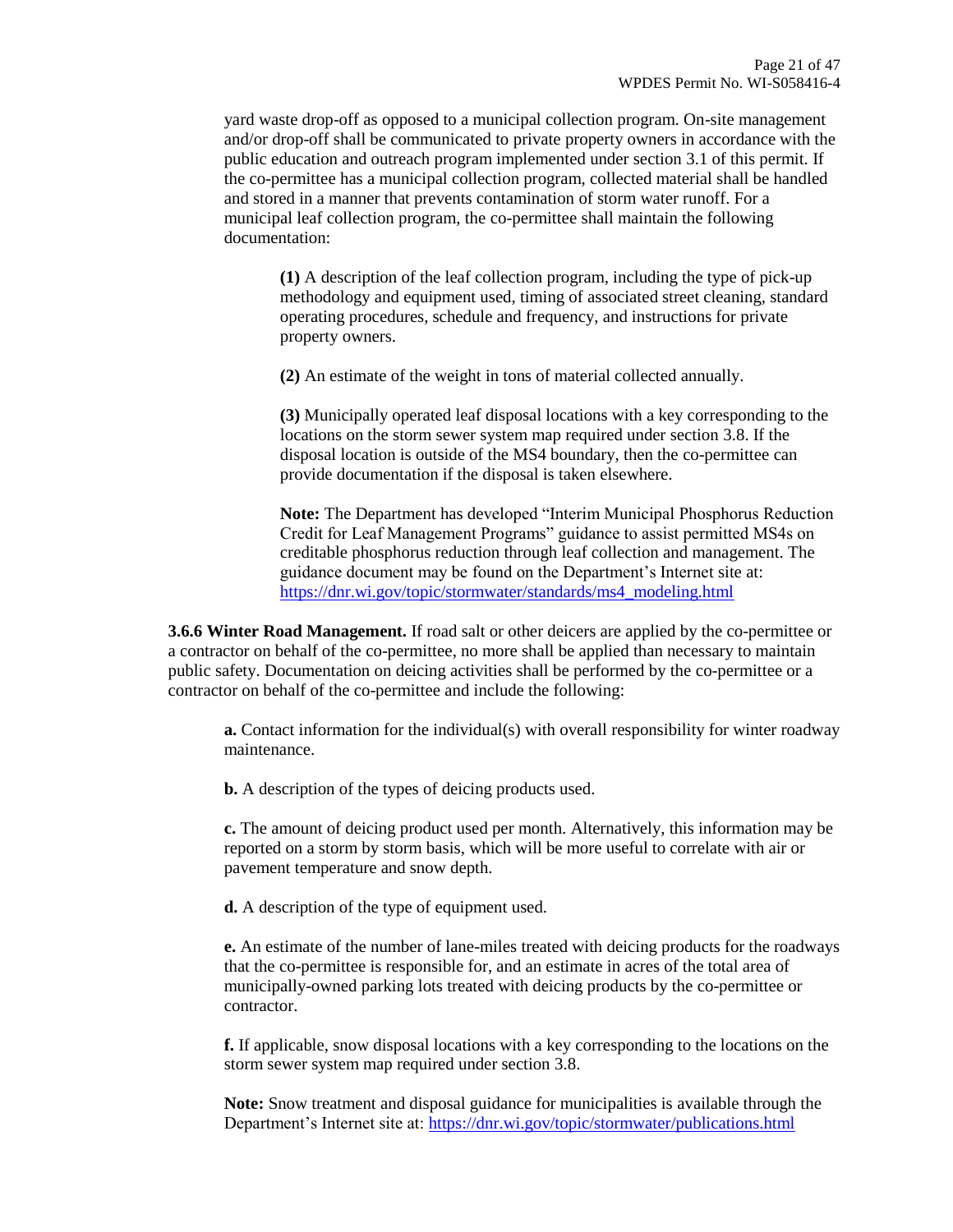yard waste drop-off as opposed to a municipal collection program. On-site management and/or drop-off shall be communicated to private property owners in accordance with the public education and outreach program implemented under section 3.1 of this permit. If the co-permittee has a municipal collection program, collected material shall be handled and stored in a manner that prevents contamination of storm water runoff. For a municipal leaf collection program, the co-permittee shall maintain the following documentation:

**(1)** A description of the leaf collection program, including the type of pick-up methodology and equipment used, timing of associated street cleaning, standard operating procedures, schedule and frequency, and instructions for private property owners.

**(2)** An estimate of the weight in tons of material collected annually.

**(3)** Municipally operated leaf disposal locations with a key corresponding to the locations on the storm sewer system map required under section 3.8. If the disposal location is outside of the MS4 boundary, then the co-permittee can provide documentation if the disposal is taken elsewhere.

**Note:** The Department has developed "Interim Municipal Phosphorus Reduction Credit for Leaf Management Programs" guidance to assist permitted MS4s on creditable phosphorus reduction through leaf collection and management. The guidance document may be found on the Department's Internet site at: https://dnr.wi.gov/topic/stormwater/standards/ms4_modeling.html

**3.6.6 Winter Road Management.** If road salt or other deicers are applied by the co-permittee or a contractor on behalf of the co-permittee, no more shall be applied than necessary to maintain public safety. Documentation on deicing activities shall be performed by the co-permittee or a contractor on behalf of the co-permittee and include the following:

**a.** Contact information for the individual(s) with overall responsibility for winter roadway maintenance.

**b.** A description of the types of deicing products used.

**c.** The amount of deicing product used per month. Alternatively, this information may be reported on a storm by storm basis, which will be more useful to correlate with air or pavement temperature and snow depth.

**d.** A description of the type of equipment used.

**e.** An estimate of the number of lane-miles treated with deicing products for the roadways that the co-permittee is responsible for, and an estimate in acres of the total area of municipally-owned parking lots treated with deicing products by the co-permittee or contractor.

**f.** If applicable, snow disposal locations with a key corresponding to the locations on the storm sewer system map required under section 3.8.

**Note:** Snow treatment and disposal guidance for municipalities is available through the Department's Internet site at: https://dnr.wi.gov/topic/stormwater/publications.html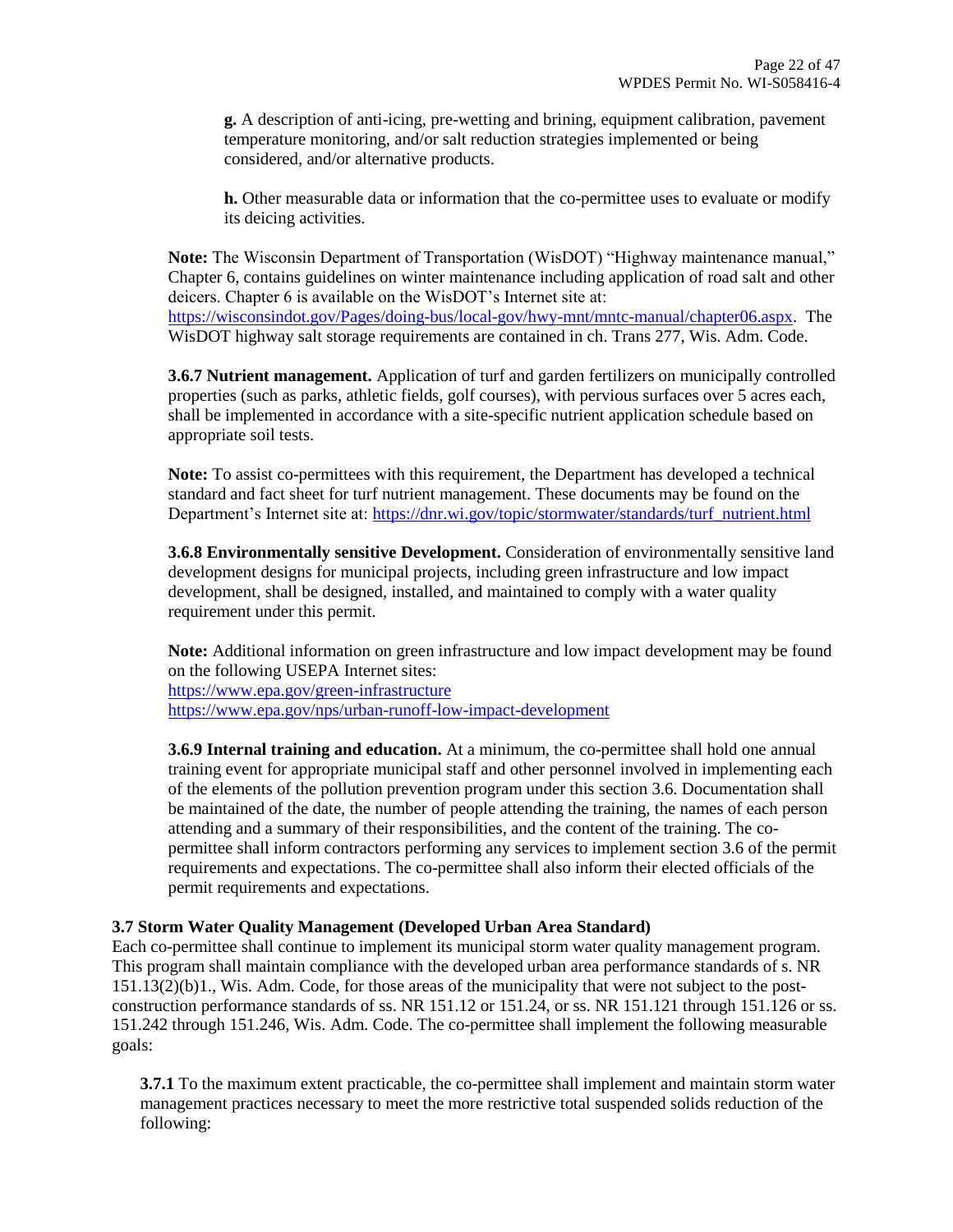**g.** A description of anti-icing, pre-wetting and brining, equipment calibration, pavement temperature monitoring, and/or salt reduction strategies implemented or being considered, and/or alternative products.

**h.** Other measurable data or information that the co-permittee uses to evaluate or modify its deicing activities.

**Note:** The Wisconsin Department of Transportation (WisDOT) "Highway maintenance manual," Chapter 6, contains guidelines on winter maintenance including application of road salt and other deicers. Chapter 6 is available on the WisDOT's Internet site at: https://wisconsindot.gov/Pages/doing-bus/local-gov/hwy-mnt/mntc-manual/chapter06.aspx. The WisDOT highway salt storage requirements are contained in ch. Trans 277, Wis. Adm. Code.

**3.6.7 Nutrient management.** Application of turf and garden fertilizers on municipally controlled properties (such as parks, athletic fields, golf courses), with pervious surfaces over 5 acres each, shall be implemented in accordance with a site-specific nutrient application schedule based on appropriate soil tests.

**Note:** To assist co-permittees with this requirement, the Department has developed a technical standard and fact sheet for turf nutrient management. These documents may be found on the Department's Internet site at: https://dnr.wi.gov/topic/stormwater/standards/turf_nutrient.html

**3.6.8 Environmentally sensitive Development.** Consideration of environmentally sensitive land development designs for municipal projects, including green infrastructure and low impact development, shall be designed, installed, and maintained to comply with a water quality requirement under this permit.

**Note:** Additional information on green infrastructure and low impact development may be found on the following USEPA Internet sites:
https://www.epa.gov/green-infrastructure
https://www.epa.gov/nps/urban-runoff-low-impact-development

**3.6.9 Internal training and education.** At a minimum, the co-permittee shall hold one annual training event for appropriate municipal staff and other personnel involved in implementing each of the elements of the pollution prevention program under this section 3.6. Documentation shall be maintained of the date, the number of people attending the training, the names of each person attending and a summary of their responsibilities, and the content of the training. The co-permittee shall inform contractors performing any services to implement section 3.6 of the permit requirements and expectations. The co-permittee shall also inform their elected officials of the permit requirements and expectations.

### 3.7 Storm Water Quality Management (Developed Urban Area Standard)

Each co-permittee shall continue to implement its municipal storm water quality management program. This program shall maintain compliance with the developed urban area performance standards of s. NR 151.13(2)(b)1., Wis. Adm. Code, for those areas of the municipality that were not subject to the post-construction performance standards of ss. NR 151.12 or 151.24, or ss. NR 151.121 through 151.126 or ss. 151.242 through 151.246, Wis. Adm. Code. The co-permittee shall implement the following measurable goals:

**3.7.1** To the maximum extent practicable, the co-permittee shall implement and maintain storm water management practices necessary to meet the more restrictive total suspended solids reduction of the following: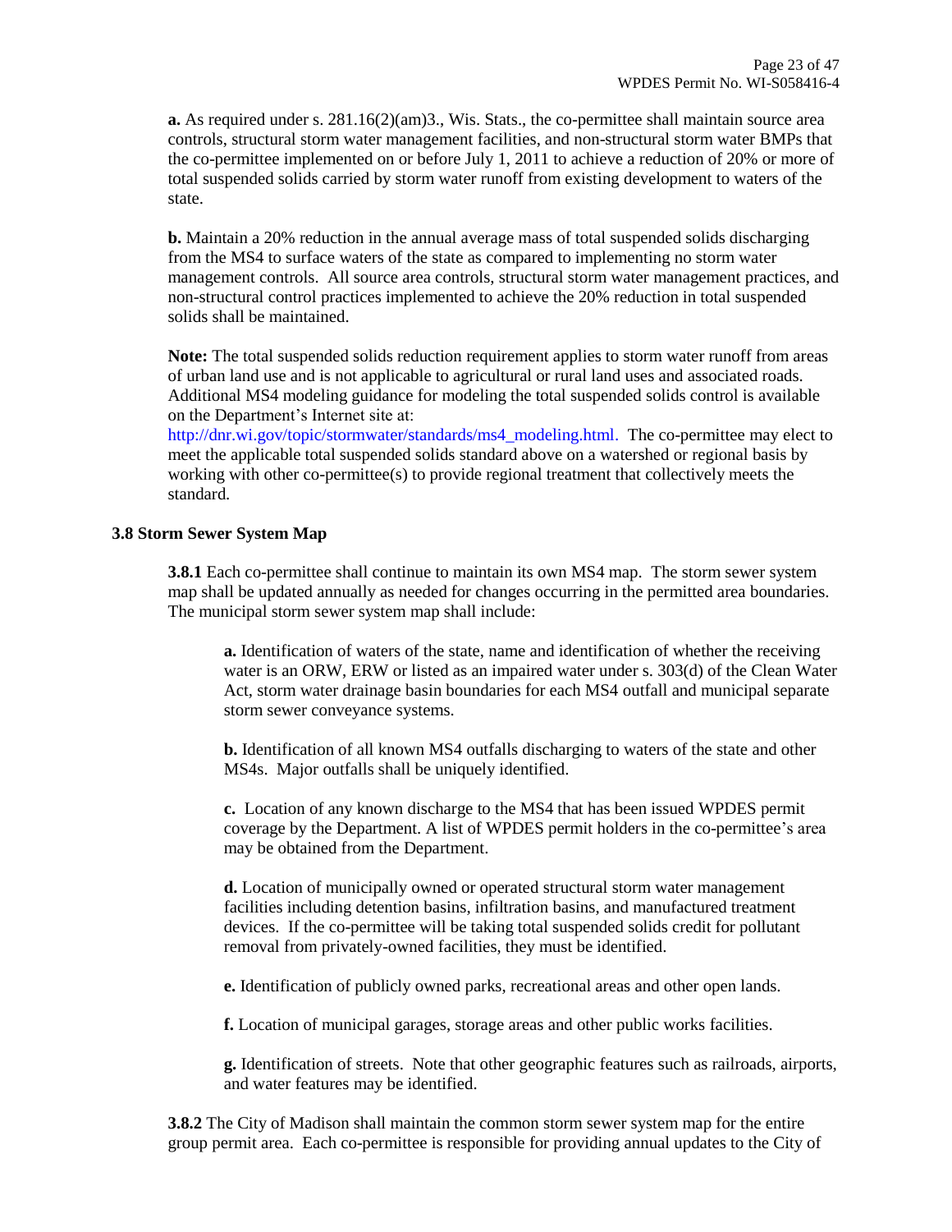**a.** As required under s. 281.16(2)(am)3., Wis. Stats., the co-permittee shall maintain source area controls, structural storm water management facilities, and non-structural storm water BMPs that the co-permittee implemented on or before July 1, 2011 to achieve a reduction of 20% or more of total suspended solids carried by storm water runoff from existing development to waters of the state.

**b.** Maintain a 20% reduction in the annual average mass of total suspended solids discharging from the MS4 to surface waters of the state as compared to implementing no storm water management controls. All source area controls, structural storm water management practices, and non-structural control practices implemented to achieve the 20% reduction in total suspended solids shall be maintained.

**Note:** The total suspended solids reduction requirement applies to storm water runoff from areas of urban land use and is not applicable to agricultural or rural land uses and associated roads. Additional MS4 modeling guidance for modeling the total suspended solids control is available on the Department's Internet site at: http://dnr.wi.gov/topic/stormwater/standards/ms4_modeling.html. The co-permittee may elect to meet the applicable total suspended solids standard above on a watershed or regional basis by working with other co-permittee(s) to provide regional treatment that collectively meets the standard.

### 3.8 Storm Sewer System Map

**3.8.1** Each co-permittee shall continue to maintain its own MS4 map. The storm sewer system map shall be updated annually as needed for changes occurring in the permitted area boundaries. The municipal storm sewer system map shall include:

**a.** Identification of waters of the state, name and identification of whether the receiving water is an ORW, ERW or listed as an impaired water under s. 303(d) of the Clean Water Act, storm water drainage basin boundaries for each MS4 outfall and municipal separate storm sewer conveyance systems.

**b.** Identification of all known MS4 outfalls discharging to waters of the state and other MS4s. Major outfalls shall be uniquely identified.

**c.** Location of any known discharge to the MS4 that has been issued WPDES permit coverage by the Department. A list of WPDES permit holders in the co-permittee's area may be obtained from the Department.

**d.** Location of municipally owned or operated structural storm water management facilities including detention basins, infiltration basins, and manufactured treatment devices. If the co-permittee will be taking total suspended solids credit for pollutant removal from privately-owned facilities, they must be identified.

**e.** Identification of publicly owned parks, recreational areas and other open lands.

**f.** Location of municipal garages, storage areas and other public works facilities.

**g.** Identification of streets. Note that other geographic features such as railroads, airports, and water features may be identified.

**3.8.2** The City of Madison shall maintain the common storm sewer system map for the entire group permit area. Each co-permittee is responsible for providing annual updates to the City of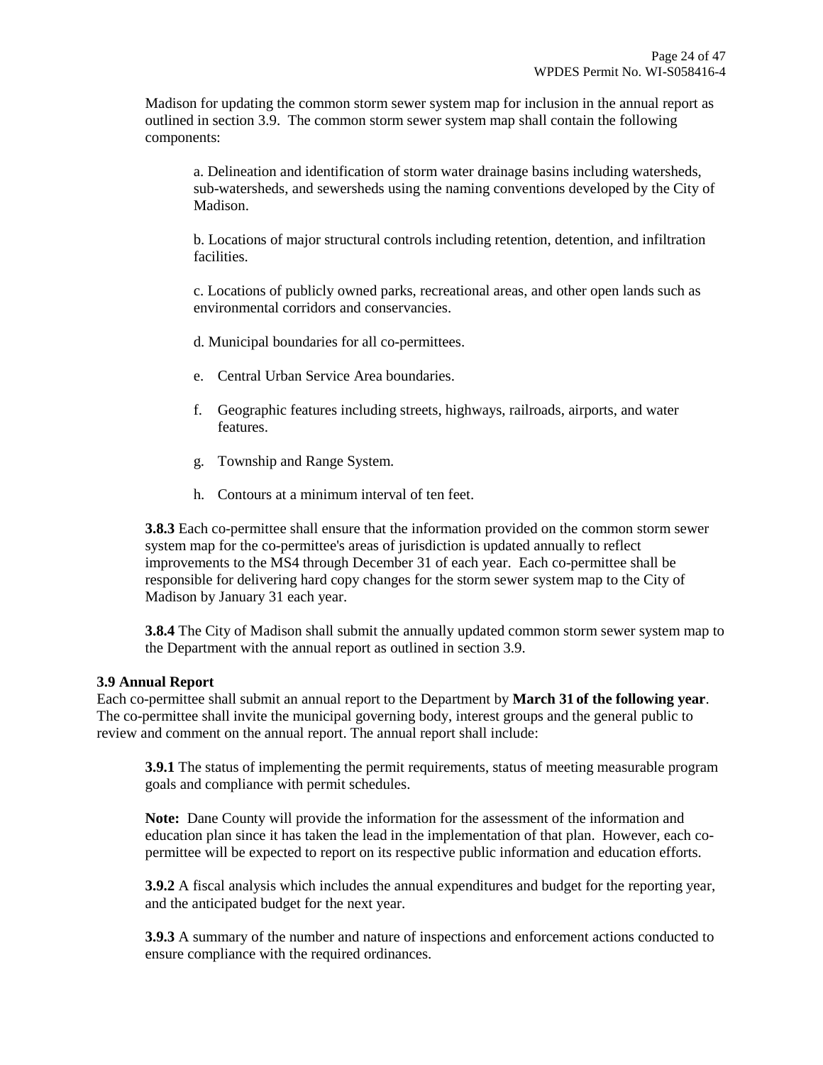Madison for updating the common storm sewer system map for inclusion in the annual report as outlined in section 3.9. The common storm sewer system map shall contain the following components:

a. Delineation and identification of storm water drainage basins including watersheds, sub-watersheds, and sewersheds using the naming conventions developed by the City of Madison.

b. Locations of major structural controls including retention, detention, and infiltration facilities.

c. Locations of publicly owned parks, recreational areas, and other open lands such as environmental corridors and conservancies.

d. Municipal boundaries for all co-permittees.

e. Central Urban Service Area boundaries.

f. Geographic features including streets, highways, railroads, airports, and water features.

g. Township and Range System.

h. Contours at a minimum interval of ten feet.

**3.8.3** Each co-permittee shall ensure that the information provided on the common storm sewer system map for the co-permittee's areas of jurisdiction is updated annually to reflect improvements to the MS4 through December 31 of each year. Each co-permittee shall be responsible for delivering hard copy changes for the storm sewer system map to the City of Madison by January 31 each year.

**3.8.4** The City of Madison shall submit the annually updated common storm sewer system map to the Department with the annual report as outlined in section 3.9.

### 3.9 Annual Report

Each co-permittee shall submit an annual report to the Department by **March 31 of the following year**. The co-permittee shall invite the municipal governing body, interest groups and the general public to review and comment on the annual report. The annual report shall include:

**3.9.1** The status of implementing the permit requirements, status of meeting measurable program goals and compliance with permit schedules.

**Note:** Dane County will provide the information for the assessment of the information and education plan since it has taken the lead in the implementation of that plan. However, each co-permittee will be expected to report on its respective public information and education efforts.

**3.9.2** A fiscal analysis which includes the annual expenditures and budget for the reporting year, and the anticipated budget for the next year.

**3.9.3** A summary of the number and nature of inspections and enforcement actions conducted to ensure compliance with the required ordinances.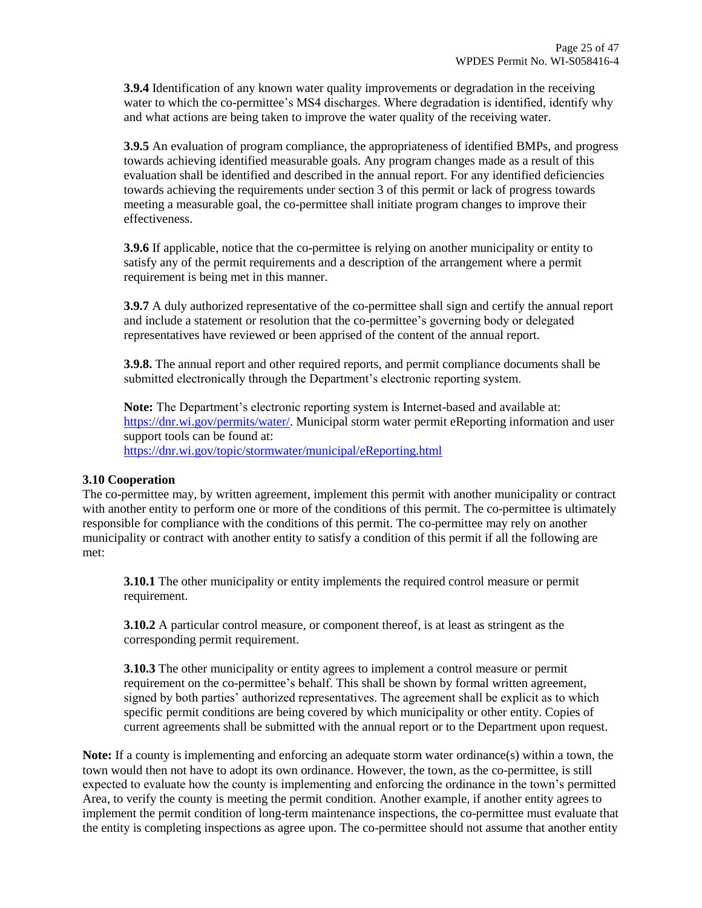**3.9.4** Identification of any known water quality improvements or degradation in the receiving water to which the co-permittee's MS4 discharges. Where degradation is identified, identify why and what actions are being taken to improve the water quality of the receiving water.

**3.9.5** An evaluation of program compliance, the appropriateness of identified BMPs, and progress towards achieving identified measurable goals. Any program changes made as a result of this evaluation shall be identified and described in the annual report. For any identified deficiencies towards achieving the requirements under section 3 of this permit or lack of progress towards meeting a measurable goal, the co-permittee shall initiate program changes to improve their effectiveness.

**3.9.6** If applicable, notice that the co-permittee is relying on another municipality or entity to satisfy any of the permit requirements and a description of the arrangement where a permit requirement is being met in this manner.

**3.9.7** A duly authorized representative of the co-permittee shall sign and certify the annual report and include a statement or resolution that the co-permittee's governing body or delegated representatives have reviewed or been apprised of the content of the annual report.

**3.9.8.** The annual report and other required reports, and permit compliance documents shall be submitted electronically through the Department's electronic reporting system.

**Note:** The Department's electronic reporting system is Internet-based and available at: https://dnr.wi.gov/permits/water/. Municipal storm water permit eReporting information and user support tools can be found at: https://dnr.wi.gov/topic/stormwater/municipal/eReporting.html

### 3.10 Cooperation

The co-permittee may, by written agreement, implement this permit with another municipality or contract with another entity to perform one or more of the conditions of this permit. The co-permittee is ultimately responsible for compliance with the conditions of this permit. The co-permittee may rely on another municipality or contract with another entity to satisfy a condition of this permit if all the following are met:

**3.10.1** The other municipality or entity implements the required control measure or permit requirement.

**3.10.2** A particular control measure, or component thereof, is at least as stringent as the corresponding permit requirement.

**3.10.3** The other municipality or entity agrees to implement a control measure or permit requirement on the co-permittee's behalf. This shall be shown by formal written agreement, signed by both parties' authorized representatives. The agreement shall be explicit as to which specific permit conditions are being covered by which municipality or other entity. Copies of current agreements shall be submitted with the annual report or to the Department upon request.

**Note:** If a county is implementing and enforcing an adequate storm water ordinance(s) within a town, the town would then not have to adopt its own ordinance. However, the town, as the co-permittee, is still expected to evaluate how the county is implementing and enforcing the ordinance in the town's permitted Area, to verify the county is meeting the permit condition. Another example, if another entity agrees to implement the permit condition of long-term maintenance inspections, the co-permittee must evaluate that the entity is completing inspections as agree upon. The co-permittee should not assume that another entity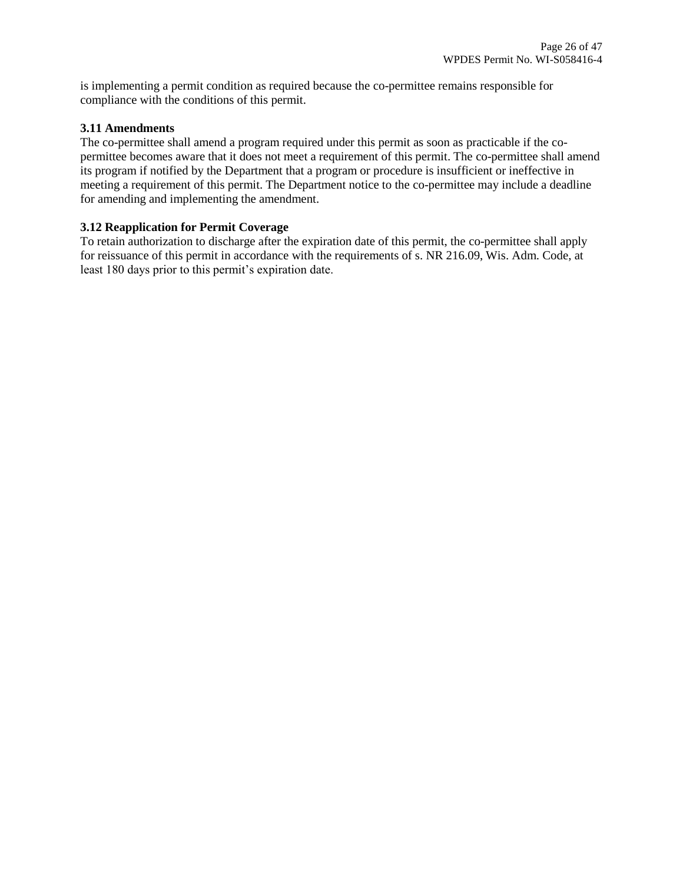is implementing a permit condition as required because the co-permittee remains responsible for compliance with the conditions of this permit.

### 3.11 Amendments

The co-permittee shall amend a program required under this permit as soon as practicable if the co-permittee becomes aware that it does not meet a requirement of this permit. The co-permittee shall amend its program if notified by the Department that a program or procedure is insufficient or ineffective in meeting a requirement of this permit. The Department notice to the co-permittee may include a deadline for amending and implementing the amendment.

### 3.12 Reapplication for Permit Coverage

To retain authorization to discharge after the expiration date of this permit, the co-permittee shall apply for reissuance of this permit in accordance with the requirements of s. NR 216.09, Wis. Adm. Code, at least 180 days prior to this permit's expiration date.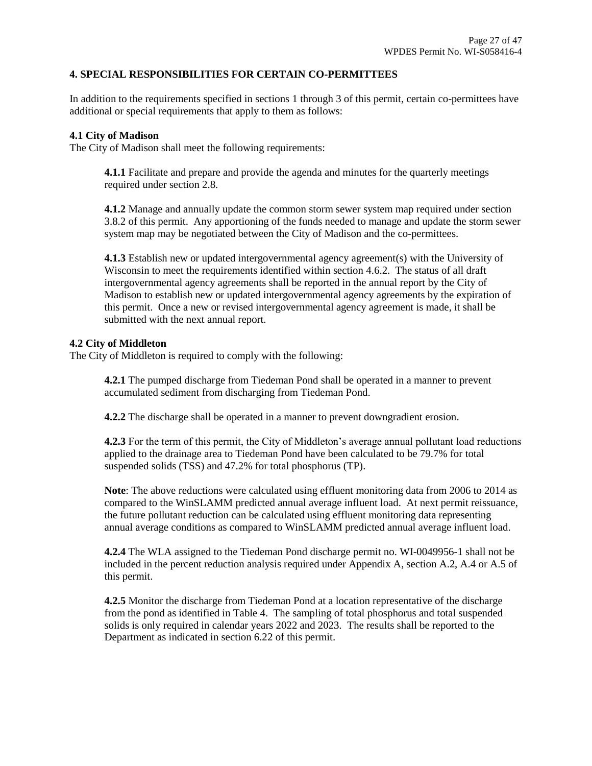## 4. SPECIAL RESPONSIBILITIES FOR CERTAIN CO-PERMITTEES

In addition to the requirements specified in sections 1 through 3 of this permit, certain co-permittees have additional or special requirements that apply to them as follows:

### 4.1 City of Madison

The City of Madison shall meet the following requirements:

**4.1.1** Facilitate and prepare and provide the agenda and minutes for the quarterly meetings required under section 2.8.

**4.1.2** Manage and annually update the common storm sewer system map required under section 3.8.2 of this permit. Any apportioning of the funds needed to manage and update the storm sewer system map may be negotiated between the City of Madison and the co-permittees.

**4.1.3** Establish new or updated intergovernmental agency agreement(s) with the University of Wisconsin to meet the requirements identified within section 4.6.2. The status of all draft intergovernmental agency agreements shall be reported in the annual report by the City of Madison to establish new or updated intergovernmental agency agreements by the expiration of this permit. Once a new or revised intergovernmental agency agreement is made, it shall be submitted with the next annual report.

### 4.2 City of Middleton

The City of Middleton is required to comply with the following:

**4.2.1** The pumped discharge from Tiedeman Pond shall be operated in a manner to prevent accumulated sediment from discharging from Tiedeman Pond.

**4.2.2** The discharge shall be operated in a manner to prevent downgradient erosion.

**4.2.3** For the term of this permit, the City of Middleton's average annual pollutant load reductions applied to the drainage area to Tiedeman Pond have been calculated to be 79.7% for total suspended solids (TSS) and 47.2% for total phosphorus (TP).

**Note**: The above reductions were calculated using effluent monitoring data from 2006 to 2014 as compared to the WinSLAMM predicted annual average influent load. At next permit reissuance, the future pollutant reduction can be calculated using effluent monitoring data representing annual average conditions as compared to WinSLAMM predicted annual average influent load.

**4.2.4** The WLA assigned to the Tiedeman Pond discharge permit no. WI-0049956-1 shall not be included in the percent reduction analysis required under Appendix A, section A.2, A.4 or A.5 of this permit.

**4.2.5** Monitor the discharge from Tiedeman Pond at a location representative of the discharge from the pond as identified in Table 4. The sampling of total phosphorus and total suspended solids is only required in calendar years 2022 and 2023. The results shall be reported to the Department as indicated in section 6.22 of this permit.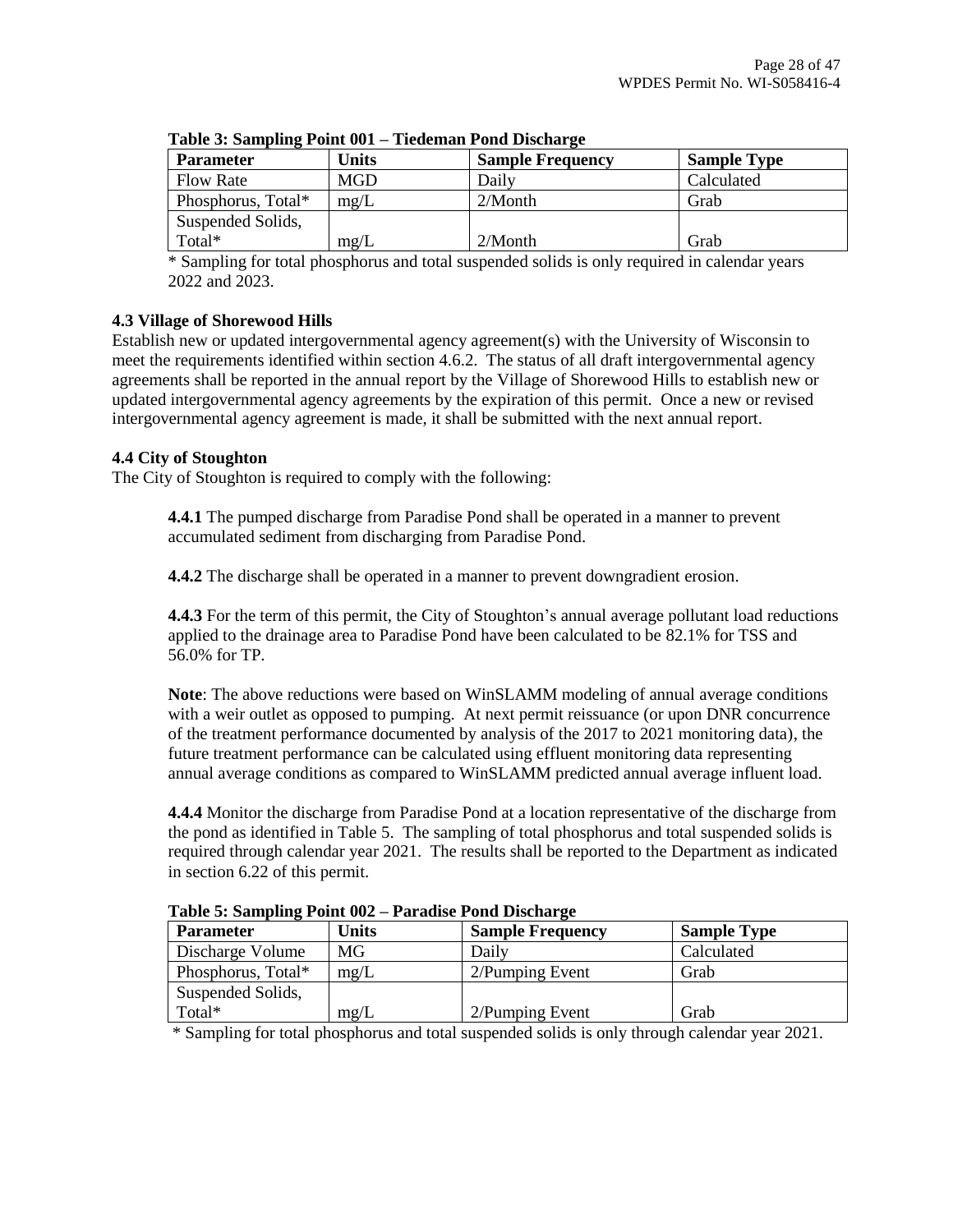**Table 3: Sampling Point 001 – Tiedeman Pond Discharge**

| Parameter | Units | Sample Frequency | Sample Type |
|---|---|---|---|
| Flow Rate | MGD | Daily | Calculated |
| Phosphorus, Total* | mg/L | 2/Month | Grab |
| Suspended Solids, Total* | mg/L | 2/Month | Grab |

\* Sampling for total phosphorus and total suspended solids is only required in calendar years 2022 and 2023.

### 4.3 Village of Shorewood Hills

Establish new or updated intergovernmental agency agreement(s) with the University of Wisconsin to meet the requirements identified within section 4.6.2. The status of all draft intergovernmental agency agreements shall be reported in the annual report by the Village of Shorewood Hills to establish new or updated intergovernmental agency agreements by the expiration of this permit. Once a new or revised intergovernmental agency agreement is made, it shall be submitted with the next annual report.

### 4.4 City of Stoughton

The City of Stoughton is required to comply with the following:

**4.4.1** The pumped discharge from Paradise Pond shall be operated in a manner to prevent accumulated sediment from discharging from Paradise Pond.

**4.4.2** The discharge shall be operated in a manner to prevent downgradient erosion.

**4.4.3** For the term of this permit, the City of Stoughton's annual average pollutant load reductions applied to the drainage area to Paradise Pond have been calculated to be 82.1% for TSS and 56.0% for TP.

**Note**: The above reductions were based on WinSLAMM modeling of annual average conditions with a weir outlet as opposed to pumping. At next permit reissuance (or upon DNR concurrence of the treatment performance documented by analysis of the 2017 to 2021 monitoring data), the future treatment performance can be calculated using effluent monitoring data representing annual average conditions as compared to WinSLAMM predicted annual average influent load.

**4.4.4** Monitor the discharge from Paradise Pond at a location representative of the discharge from the pond as identified in Table 5. The sampling of total phosphorus and total suspended solids is required through calendar year 2021. The results shall be reported to the Department as indicated in section 6.22 of this permit.

**Table 5: Sampling Point 002 – Paradise Pond Discharge**

| Parameter | Units | Sample Frequency | Sample Type |
|---|---|---|---|
| Discharge Volume | MG | Daily | Calculated |
| Phosphorus, Total* | mg/L | 2/Pumping Event | Grab |
| Suspended Solids, Total* | mg/L | 2/Pumping Event | Grab |

\* Sampling for total phosphorus and total suspended solids is only through calendar year 2021.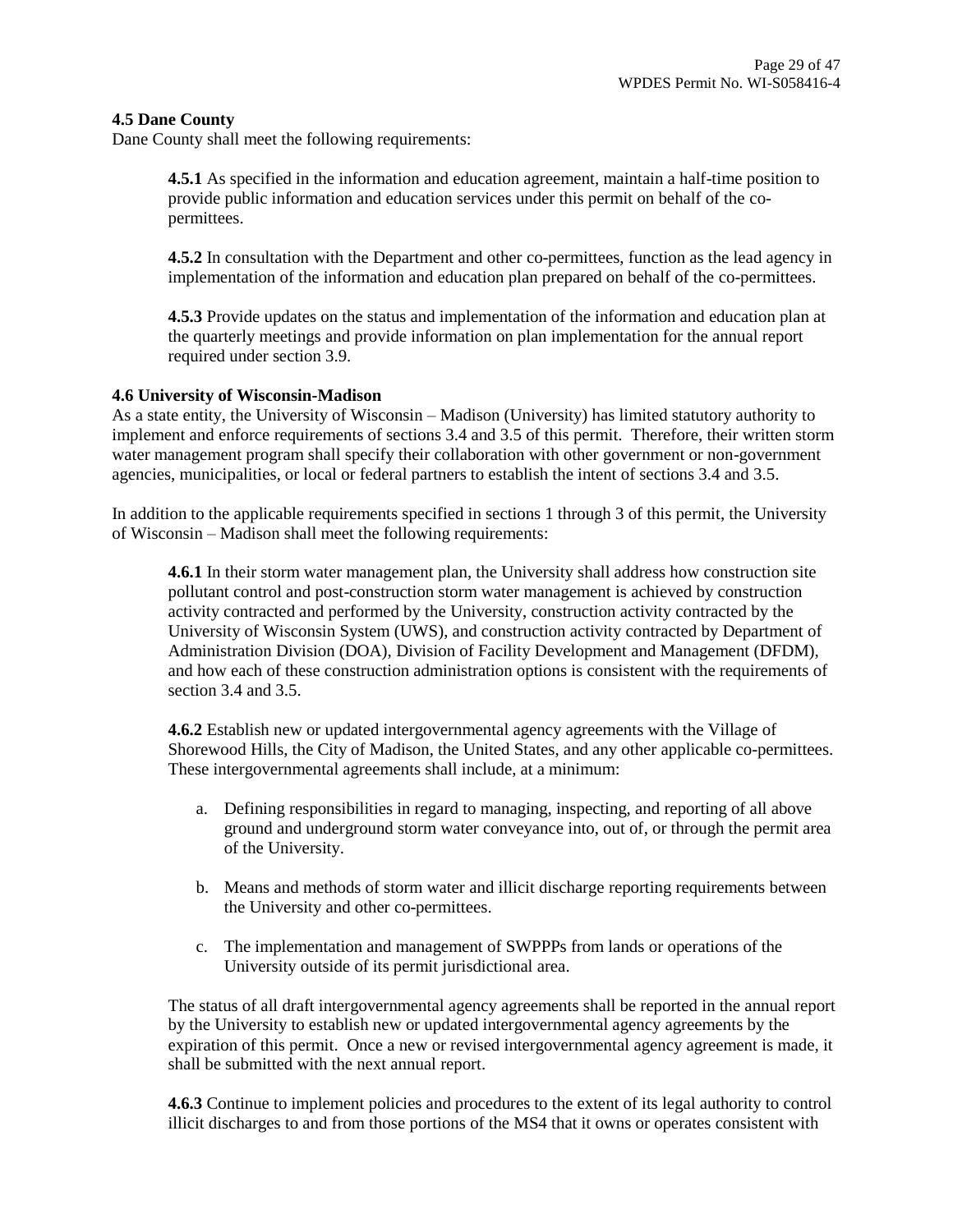**4.5 Dane County**

Dane County shall meet the following requirements:

**4.5.1** As specified in the information and education agreement, maintain a half-time position to provide public information and education services under this permit on behalf of the co-permittees.

**4.5.2** In consultation with the Department and other co-permittees, function as the lead agency in implementation of the information and education plan prepared on behalf of the co-permittees.

**4.5.3** Provide updates on the status and implementation of the information and education plan at the quarterly meetings and provide information on plan implementation for the annual report required under section 3.9.

**4.6 University of Wisconsin-Madison**

As a state entity, the University of Wisconsin – Madison (University) has limited statutory authority to implement and enforce requirements of sections 3.4 and 3.5 of this permit. Therefore, their written storm water management program shall specify their collaboration with other government or non-government agencies, municipalities, or local or federal partners to establish the intent of sections 3.4 and 3.5.

In addition to the applicable requirements specified in sections 1 through 3 of this permit, the University of Wisconsin – Madison shall meet the following requirements:

**4.6.1** In their storm water management plan, the University shall address how construction site pollutant control and post-construction storm water management is achieved by construction activity contracted and performed by the University, construction activity contracted by the University of Wisconsin System (UWS), and construction activity contracted by Department of Administration Division (DOA), Division of Facility Development and Management (DFDM), and how each of these construction administration options is consistent with the requirements of section 3.4 and 3.5.

**4.6.2** Establish new or updated intergovernmental agency agreements with the Village of Shorewood Hills, the City of Madison, the United States, and any other applicable co-permittees. These intergovernmental agreements shall include, at a minimum:

a. Defining responsibilities in regard to managing, inspecting, and reporting of all above ground and underground storm water conveyance into, out of, or through the permit area of the University.

b. Means and methods of storm water and illicit discharge reporting requirements between the University and other co-permittees.

c. The implementation and management of SWPPPs from lands or operations of the University outside of its permit jurisdictional area.

The status of all draft intergovernmental agency agreements shall be reported in the annual report by the University to establish new or updated intergovernmental agency agreements by the expiration of this permit. Once a new or revised intergovernmental agency agreement is made, it shall be submitted with the next annual report.

**4.6.3** Continue to implement policies and procedures to the extent of its legal authority to control illicit discharges to and from those portions of the MS4 that it owns or operates consistent with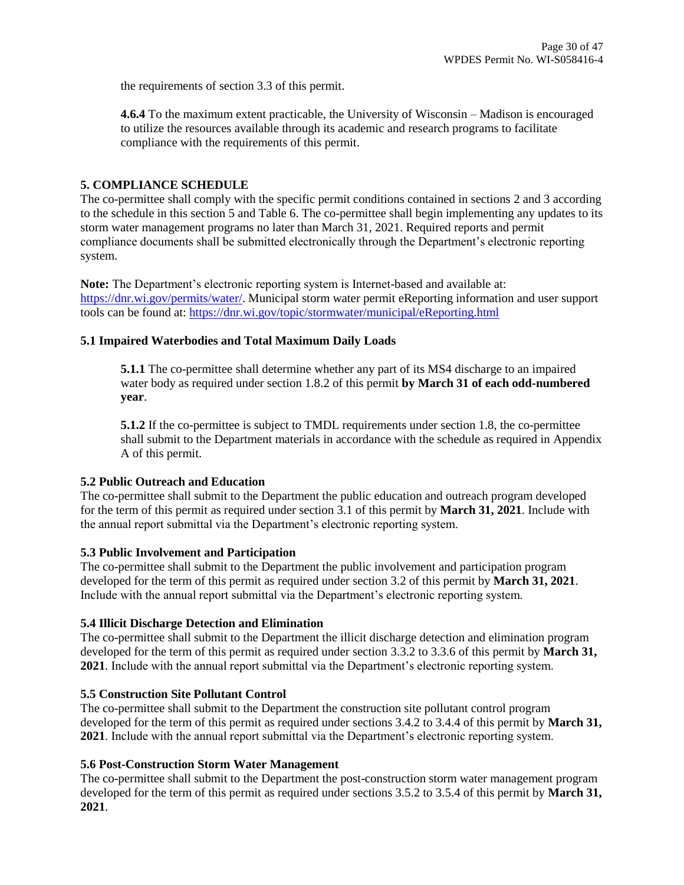the requirements of section 3.3 of this permit.

**4.6.4** To the maximum extent practicable, the University of Wisconsin – Madison is encouraged to utilize the resources available through its academic and research programs to facilitate compliance with the requirements of this permit.

## 5. COMPLIANCE SCHEDULE

The co-permittee shall comply with the specific permit conditions contained in sections 2 and 3 according to the schedule in this section 5 and Table 6. The co-permittee shall begin implementing any updates to its storm water management programs no later than March 31, 2021. Required reports and permit compliance documents shall be submitted electronically through the Department's electronic reporting system.

**Note:** The Department's electronic reporting system is Internet-based and available at: https://dnr.wi.gov/permits/water/. Municipal storm water permit eReporting information and user support tools can be found at: https://dnr.wi.gov/topic/stormwater/municipal/eReporting.html

### 5.1 Impaired Waterbodies and Total Maximum Daily Loads

**5.1.1** The co-permittee shall determine whether any part of its MS4 discharge to an impaired water body as required under section 1.8.2 of this permit **by March 31 of each odd-numbered year**.

**5.1.2** If the co-permittee is subject to TMDL requirements under section 1.8, the co-permittee shall submit to the Department materials in accordance with the schedule as required in Appendix A of this permit.

### 5.2 Public Outreach and Education

The co-permittee shall submit to the Department the public education and outreach program developed for the term of this permit as required under section 3.1 of this permit by **March 31, 2021**. Include with the annual report submittal via the Department's electronic reporting system.

### 5.3 Public Involvement and Participation

The co-permittee shall submit to the Department the public involvement and participation program developed for the term of this permit as required under section 3.2 of this permit by **March 31, 2021**. Include with the annual report submittal via the Department's electronic reporting system.

### 5.4 Illicit Discharge Detection and Elimination

The co-permittee shall submit to the Department the illicit discharge detection and elimination program developed for the term of this permit as required under section 3.3.2 to 3.3.6 of this permit by **March 31, 2021**. Include with the annual report submittal via the Department's electronic reporting system.

### 5.5 Construction Site Pollutant Control

The co-permittee shall submit to the Department the construction site pollutant control program developed for the term of this permit as required under sections 3.4.2 to 3.4.4 of this permit by **March 31, 2021**. Include with the annual report submittal via the Department's electronic reporting system.

### 5.6 Post-Construction Storm Water Management

The co-permittee shall submit to the Department the post-construction storm water management program developed for the term of this permit as required under sections 3.5.2 to 3.5.4 of this permit by **March 31, 2021**.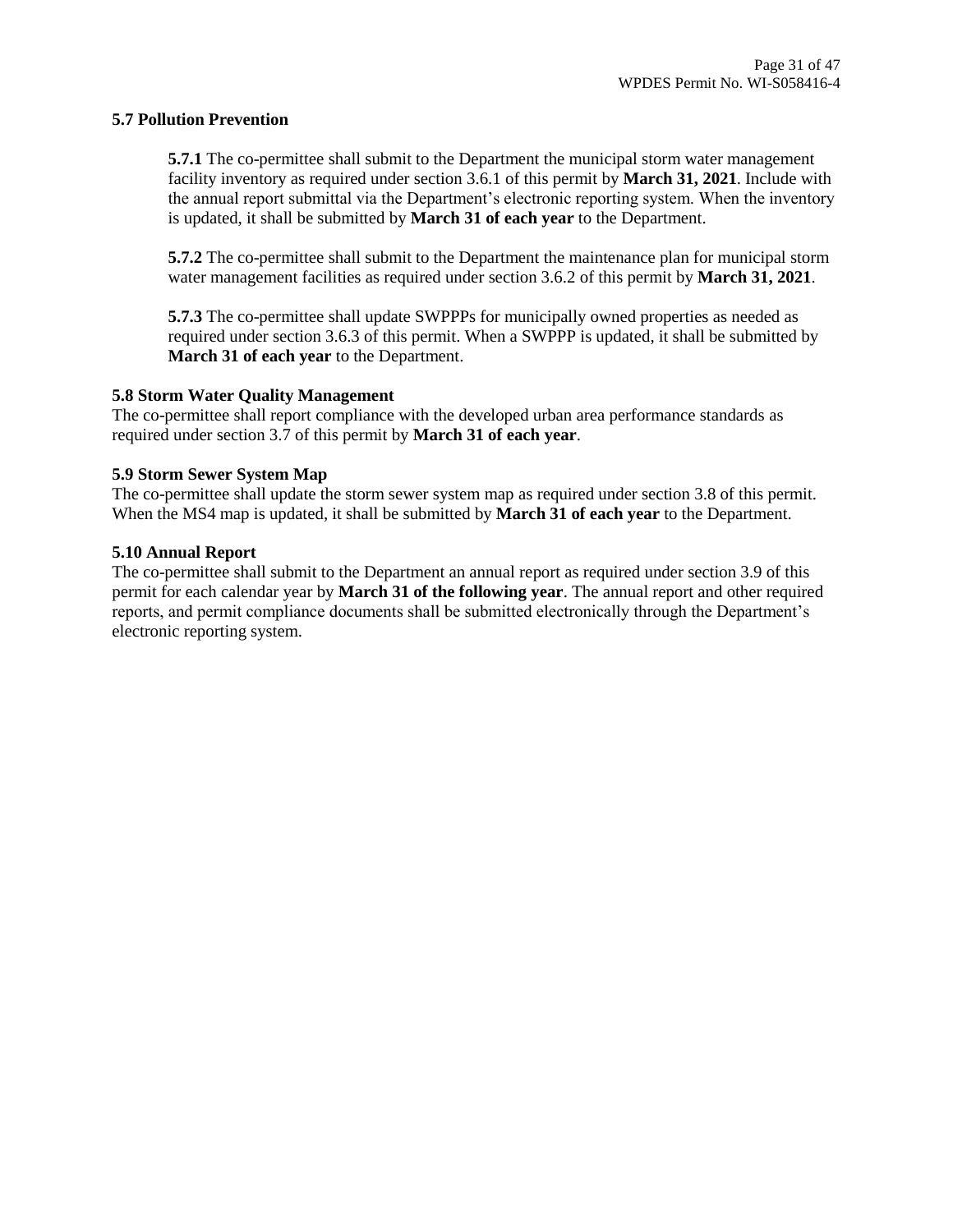### 5.7 Pollution Prevention

**5.7.1** The co-permittee shall submit to the Department the municipal storm water management facility inventory as required under section 3.6.1 of this permit by **March 31, 2021**. Include with the annual report submittal via the Department's electronic reporting system. When the inventory is updated, it shall be submitted by **March 31 of each year** to the Department.

**5.7.2** The co-permittee shall submit to the Department the maintenance plan for municipal storm water management facilities as required under section 3.6.2 of this permit by **March 31, 2021**.

**5.7.3** The co-permittee shall update SWPPPs for municipally owned properties as needed as required under section 3.6.3 of this permit. When a SWPPP is updated, it shall be submitted by **March 31 of each year** to the Department.

### 5.8 Storm Water Quality Management

The co-permittee shall report compliance with the developed urban area performance standards as required under section 3.7 of this permit by **March 31 of each year**.

### 5.9 Storm Sewer System Map

The co-permittee shall update the storm sewer system map as required under section 3.8 of this permit. When the MS4 map is updated, it shall be submitted by **March 31 of each year** to the Department.

### 5.10 Annual Report

The co-permittee shall submit to the Department an annual report as required under section 3.9 of this permit for each calendar year by **March 31 of the following year**. The annual report and other required reports, and permit compliance documents shall be submitted electronically through the Department's electronic reporting system.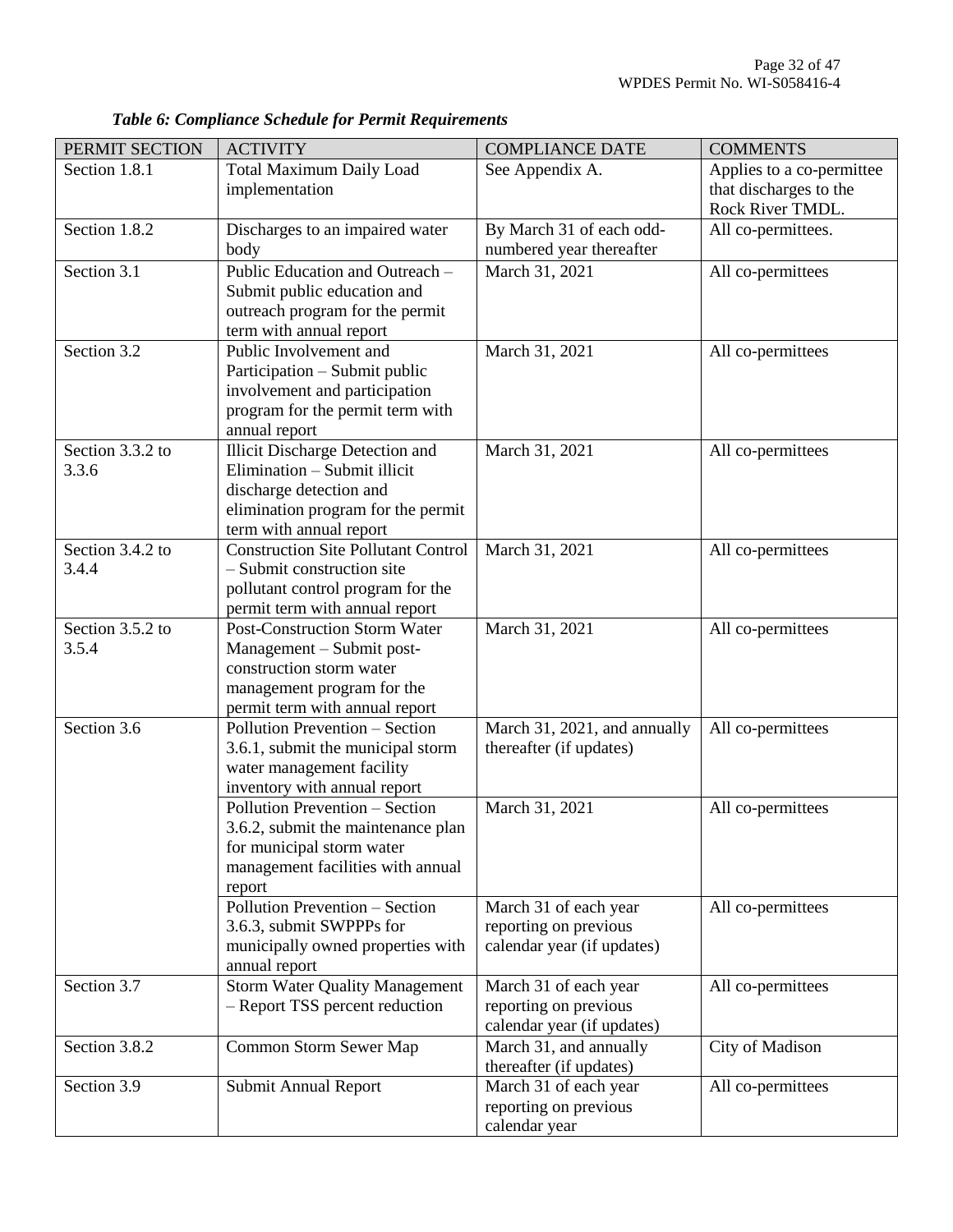*Table 6: Compliance Schedule for Permit Requirements*

| PERMIT SECTION | ACTIVITY | COMPLIANCE DATE | COMMENTS |
|---|---|---|---|
| Section 1.8.1 | Total Maximum Daily Load implementation | See Appendix A. | Applies to a co-permittee that discharges to the Rock River TMDL. |
| Section 1.8.2 | Discharges to an impaired water body | By March 31 of each odd-numbered year thereafter | All co-permittees. |
| Section 3.1 | Public Education and Outreach – Submit public education and outreach program for the permit term with annual report | March 31, 2021 | All co-permittees |
| Section 3.2 | Public Involvement and Participation – Submit public involvement and participation program for the permit term with annual report | March 31, 2021 | All co-permittees |
| Section 3.3.2 to 3.3.6 | Illicit Discharge Detection and Elimination – Submit illicit discharge detection and elimination program for the permit term with annual report | March 31, 2021 | All co-permittees |
| Section 3.4.2 to 3.4.4 | Construction Site Pollutant Control – Submit construction site pollutant control program for the permit term with annual report | March 31, 2021 | All co-permittees |
| Section 3.5.2 to 3.5.4 | Post-Construction Storm Water Management – Submit post-construction storm water management program for the permit term with annual report | March 31, 2021 | All co-permittees |
| Section 3.6 | Pollution Prevention – Section 3.6.1, submit the municipal storm water management facility inventory with annual report | March 31, 2021, and annually thereafter (if updates) | All co-permittees |
| | Pollution Prevention – Section 3.6.2, submit the maintenance plan for municipal storm water management facilities with annual report | March 31, 2021 | All co-permittees |
| | Pollution Prevention – Section 3.6.3, submit SWPPPs for municipally owned properties with annual report | March 31 of each year reporting on previous calendar year (if updates) | All co-permittees |
| Section 3.7 | Storm Water Quality Management – Report TSS percent reduction | March 31 of each year reporting on previous calendar year (if updates) | All co-permittees |
| Section 3.8.2 | Common Storm Sewer Map | March 31, and annually thereafter (if updates) | City of Madison |
| Section 3.9 | Submit Annual Report | March 31 of each year reporting on previous calendar year | All co-permittees |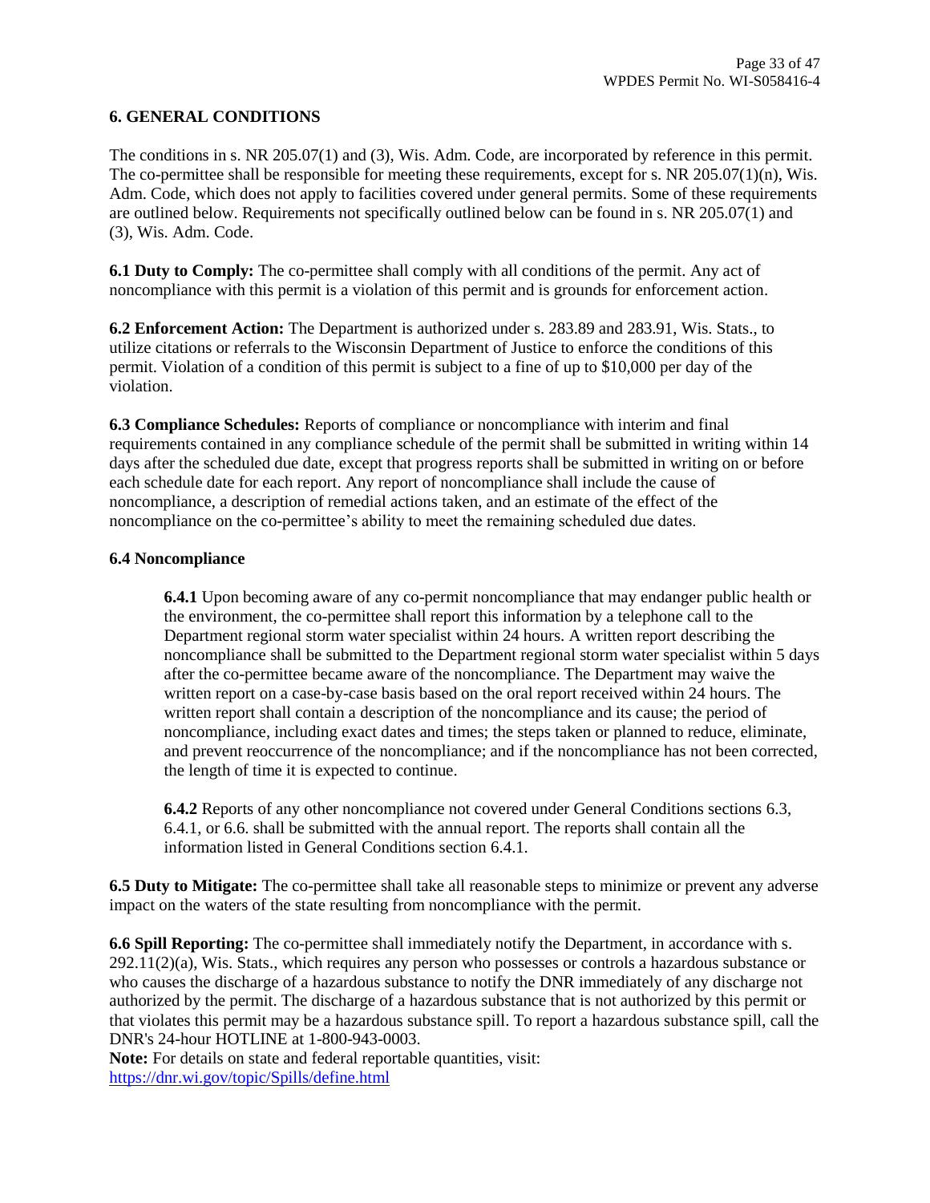## 6. GENERAL CONDITIONS

The conditions in s. NR 205.07(1) and (3), Wis. Adm. Code, are incorporated by reference in this permit. The co-permittee shall be responsible for meeting these requirements, except for s. NR 205.07(1)(n), Wis. Adm. Code, which does not apply to facilities covered under general permits. Some of these requirements are outlined below. Requirements not specifically outlined below can be found in s. NR 205.07(1) and (3), Wis. Adm. Code.

**6.1 Duty to Comply:** The co-permittee shall comply with all conditions of the permit. Any act of noncompliance with this permit is a violation of this permit and is grounds for enforcement action.

**6.2 Enforcement Action:** The Department is authorized under s. 283.89 and 283.91, Wis. Stats., to utilize citations or referrals to the Wisconsin Department of Justice to enforce the conditions of this permit. Violation of a condition of this permit is subject to a fine of up to $10,000 per day of the violation.

**6.3 Compliance Schedules:** Reports of compliance or noncompliance with interim and final requirements contained in any compliance schedule of the permit shall be submitted in writing within 14 days after the scheduled due date, except that progress reports shall be submitted in writing on or before each schedule date for each report. Any report of noncompliance shall include the cause of noncompliance, a description of remedial actions taken, and an estimate of the effect of the noncompliance on the co-permittee's ability to meet the remaining scheduled due dates.

**6.4 Noncompliance**

**6.4.1** Upon becoming aware of any co-permit noncompliance that may endanger public health or the environment, the co-permittee shall report this information by a telephone call to the Department regional storm water specialist within 24 hours. A written report describing the noncompliance shall be submitted to the Department regional storm water specialist within 5 days after the co-permittee became aware of the noncompliance. The Department may waive the written report on a case-by-case basis based on the oral report received within 24 hours. The written report shall contain a description of the noncompliance and its cause; the period of noncompliance, including exact dates and times; the steps taken or planned to reduce, eliminate, and prevent reoccurrence of the noncompliance; and if the noncompliance has not been corrected, the length of time it is expected to continue.

**6.4.2** Reports of any other noncompliance not covered under General Conditions sections 6.3, 6.4.1, or 6.6. shall be submitted with the annual report. The reports shall contain all the information listed in General Conditions section 6.4.1.

**6.5 Duty to Mitigate:** The co-permittee shall take all reasonable steps to minimize or prevent any adverse impact on the waters of the state resulting from noncompliance with the permit.

**6.6 Spill Reporting:** The co-permittee shall immediately notify the Department, in accordance with s. 292.11(2)(a), Wis. Stats., which requires any person who possesses or controls a hazardous substance or who causes the discharge of a hazardous substance to notify the DNR immediately of any discharge not authorized by the permit. The discharge of a hazardous substance that is not authorized by this permit or that violates this permit may be a hazardous substance spill. To report a hazardous substance spill, call the DNR's 24-hour HOTLINE at 1-800-943-0003.

**Note:** For details on state and federal reportable quantities, visit: https://dnr.wi.gov/topic/Spills/define.html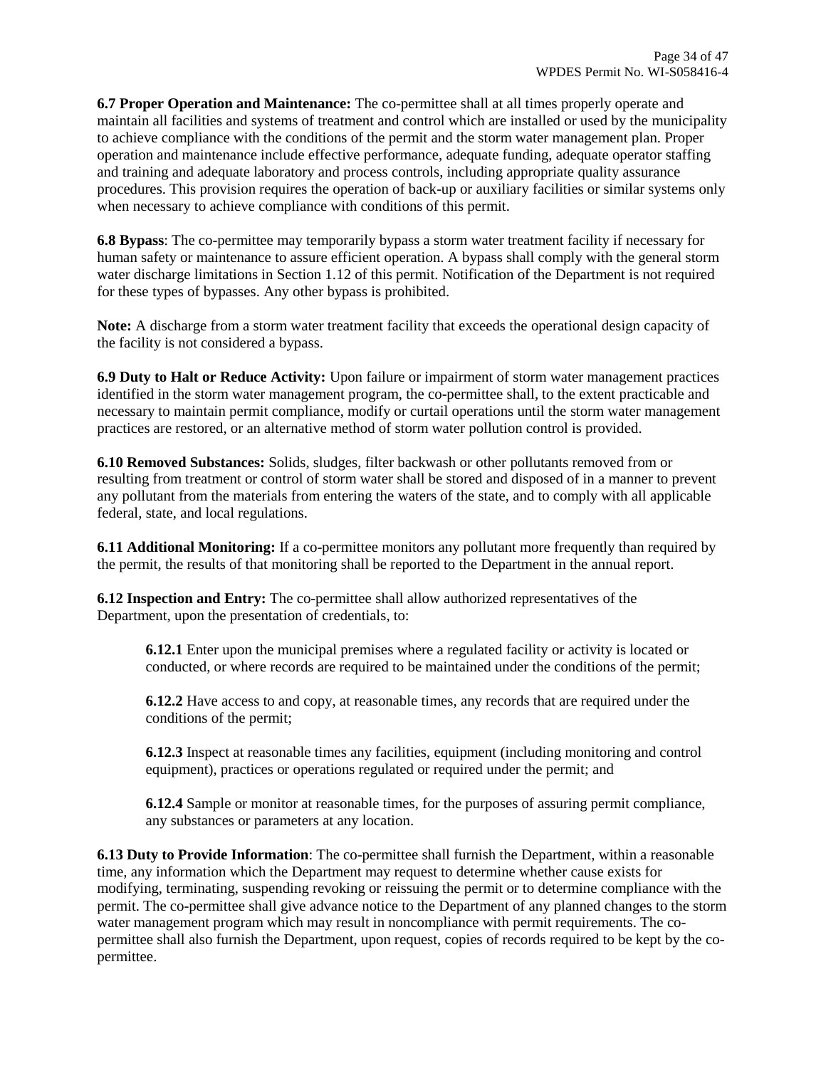**6.7 Proper Operation and Maintenance:** The co-permittee shall at all times properly operate and maintain all facilities and systems of treatment and control which are installed or used by the municipality to achieve compliance with the conditions of the permit and the storm water management plan. Proper operation and maintenance include effective performance, adequate funding, adequate operator staffing and training and adequate laboratory and process controls, including appropriate quality assurance procedures. This provision requires the operation of back-up or auxiliary facilities or similar systems only when necessary to achieve compliance with conditions of this permit.

**6.8 Bypass**: The co-permittee may temporarily bypass a storm water treatment facility if necessary for human safety or maintenance to assure efficient operation. A bypass shall comply with the general storm water discharge limitations in Section 1.12 of this permit. Notification of the Department is not required for these types of bypasses. Any other bypass is prohibited.

**Note:** A discharge from a storm water treatment facility that exceeds the operational design capacity of the facility is not considered a bypass.

**6.9 Duty to Halt or Reduce Activity:** Upon failure or impairment of storm water management practices identified in the storm water management program, the co-permittee shall, to the extent practicable and necessary to maintain permit compliance, modify or curtail operations until the storm water management practices are restored, or an alternative method of storm water pollution control is provided.

**6.10 Removed Substances:** Solids, sludges, filter backwash or other pollutants removed from or resulting from treatment or control of storm water shall be stored and disposed of in a manner to prevent any pollutant from the materials from entering the waters of the state, and to comply with all applicable federal, state, and local regulations.

**6.11 Additional Monitoring:** If a co-permittee monitors any pollutant more frequently than required by the permit, the results of that monitoring shall be reported to the Department in the annual report.

**6.12 Inspection and Entry:** The co-permittee shall allow authorized representatives of the Department, upon the presentation of credentials, to:

> **6.12.1** Enter upon the municipal premises where a regulated facility or activity is located or conducted, or where records are required to be maintained under the conditions of the permit;
>
> **6.12.2** Have access to and copy, at reasonable times, any records that are required under the conditions of the permit;
>
> **6.12.3** Inspect at reasonable times any facilities, equipment (including monitoring and control equipment), practices or operations regulated or required under the permit; and
>
> **6.12.4** Sample or monitor at reasonable times, for the purposes of assuring permit compliance, any substances or parameters at any location.

**6.13 Duty to Provide Information**: The co-permittee shall furnish the Department, within a reasonable time, any information which the Department may request to determine whether cause exists for modifying, terminating, suspending revoking or reissuing the permit or to determine compliance with the permit. The co-permittee shall give advance notice to the Department of any planned changes to the storm water management program which may result in noncompliance with permit requirements. The co-permittee shall also furnish the Department, upon request, copies of records required to be kept by the co-permittee.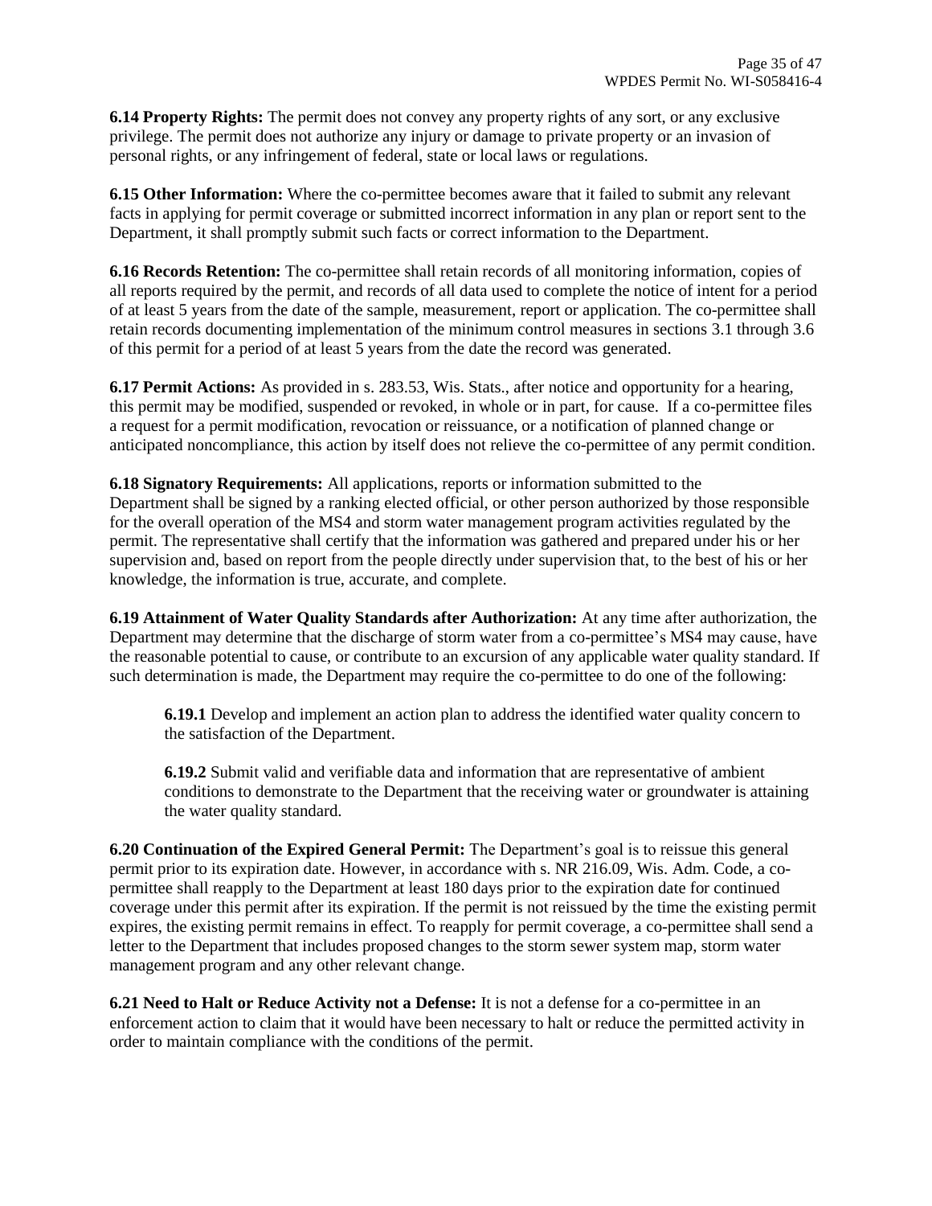**6.14 Property Rights:** The permit does not convey any property rights of any sort, or any exclusive privilege. The permit does not authorize any injury or damage to private property or an invasion of personal rights, or any infringement of federal, state or local laws or regulations.

**6.15 Other Information:** Where the co-permittee becomes aware that it failed to submit any relevant facts in applying for permit coverage or submitted incorrect information in any plan or report sent to the Department, it shall promptly submit such facts or correct information to the Department.

**6.16 Records Retention:** The co-permittee shall retain records of all monitoring information, copies of all reports required by the permit, and records of all data used to complete the notice of intent for a period of at least 5 years from the date of the sample, measurement, report or application. The co-permittee shall retain records documenting implementation of the minimum control measures in sections 3.1 through 3.6 of this permit for a period of at least 5 years from the date the record was generated.

**6.17 Permit Actions:** As provided in s. 283.53, Wis. Stats., after notice and opportunity for a hearing, this permit may be modified, suspended or revoked, in whole or in part, for cause. If a co-permittee files a request for a permit modification, revocation or reissuance, or a notification of planned change or anticipated noncompliance, this action by itself does not relieve the co-permittee of any permit condition.

**6.18 Signatory Requirements:** All applications, reports or information submitted to the Department shall be signed by a ranking elected official, or other person authorized by those responsible for the overall operation of the MS4 and storm water management program activities regulated by the permit. The representative shall certify that the information was gathered and prepared under his or her supervision and, based on report from the people directly under supervision that, to the best of his or her knowledge, the information is true, accurate, and complete.

**6.19 Attainment of Water Quality Standards after Authorization:** At any time after authorization, the Department may determine that the discharge of storm water from a co-permittee's MS4 may cause, have the reasonable potential to cause, or contribute to an excursion of any applicable water quality standard. If such determination is made, the Department may require the co-permittee to do one of the following:

> **6.19.1** Develop and implement an action plan to address the identified water quality concern to the satisfaction of the Department.
>
> **6.19.2** Submit valid and verifiable data and information that are representative of ambient conditions to demonstrate to the Department that the receiving water or groundwater is attaining the water quality standard.

**6.20 Continuation of the Expired General Permit:** The Department's goal is to reissue this general permit prior to its expiration date. However, in accordance with s. NR 216.09, Wis. Adm. Code, a co-permittee shall reapply to the Department at least 180 days prior to the expiration date for continued coverage under this permit after its expiration. If the permit is not reissued by the time the existing permit expires, the existing permit remains in effect. To reapply for permit coverage, a co-permittee shall send a letter to the Department that includes proposed changes to the storm sewer system map, storm water management program and any other relevant change.

**6.21 Need to Halt or Reduce Activity not a Defense:** It is not a defense for a co-permittee in an enforcement action to claim that it would have been necessary to halt or reduce the permitted activity in order to maintain compliance with the conditions of the permit.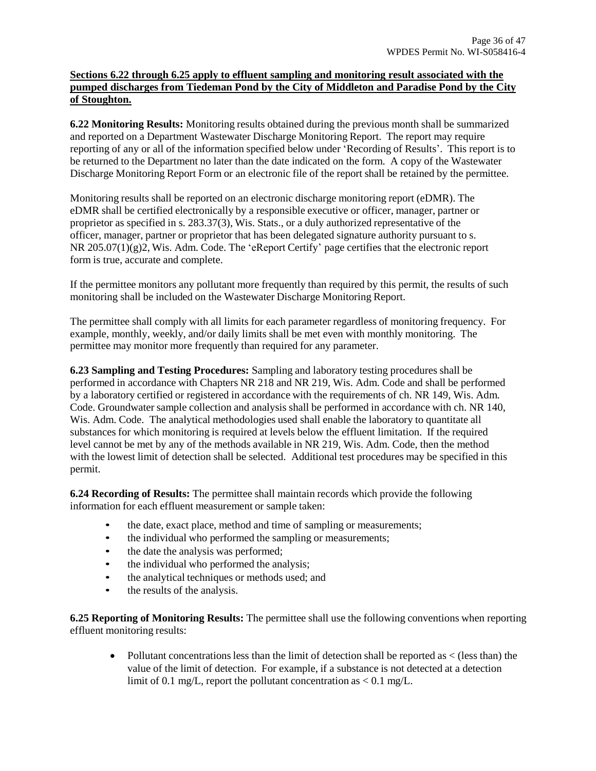**Sections 6.22 through 6.25 apply to effluent sampling and monitoring result associated with the pumped discharges from Tiedeman Pond by the City of Middleton and Paradise Pond by the City of Stoughton.**

**6.22 Monitoring Results:** Monitoring results obtained during the previous month shall be summarized and reported on a Department Wastewater Discharge Monitoring Report. The report may require reporting of any or all of the information specified below under 'Recording of Results'. This report is to be returned to the Department no later than the date indicated on the form. A copy of the Wastewater Discharge Monitoring Report Form or an electronic file of the report shall be retained by the permittee.

Monitoring results shall be reported on an electronic discharge monitoring report (eDMR). The eDMR shall be certified electronically by a responsible executive or officer, manager, partner or proprietor as specified in s. 283.37(3), Wis. Stats., or a duly authorized representative of the officer, manager, partner or proprietor that has been delegated signature authority pursuant to s. NR 205.07(1)(g)2, Wis. Adm. Code. The 'eReport Certify' page certifies that the electronic report form is true, accurate and complete.

If the permittee monitors any pollutant more frequently than required by this permit, the results of such monitoring shall be included on the Wastewater Discharge Monitoring Report.

The permittee shall comply with all limits for each parameter regardless of monitoring frequency. For example, monthly, weekly, and/or daily limits shall be met even with monthly monitoring. The permittee may monitor more frequently than required for any parameter.

**6.23 Sampling and Testing Procedures:** Sampling and laboratory testing procedures shall be performed in accordance with Chapters NR 218 and NR 219, Wis. Adm. Code and shall be performed by a laboratory certified or registered in accordance with the requirements of ch. NR 149, Wis. Adm. Code. Groundwater sample collection and analysis shall be performed in accordance with ch. NR 140, Wis. Adm. Code. The analytical methodologies used shall enable the laboratory to quantitate all substances for which monitoring is required at levels below the effluent limitation. If the required level cannot be met by any of the methods available in NR 219, Wis. Adm. Code, then the method with the lowest limit of detection shall be selected. Additional test procedures may be specified in this permit.

**6.24 Recording of Results:** The permittee shall maintain records which provide the following information for each effluent measurement or sample taken:

- the date, exact place, method and time of sampling or measurements;
- the individual who performed the sampling or measurements;
- the date the analysis was performed;
- the individual who performed the analysis;
- the analytical techniques or methods used; and
- the results of the analysis.

**6.25 Reporting of Monitoring Results:** The permittee shall use the following conventions when reporting effluent monitoring results:

- Pollutant concentrations less than the limit of detection shall be reported as < (less than) the value of the limit of detection. For example, if a substance is not detected at a detection limit of 0.1 mg/L, report the pollutant concentration as < 0.1 mg/L.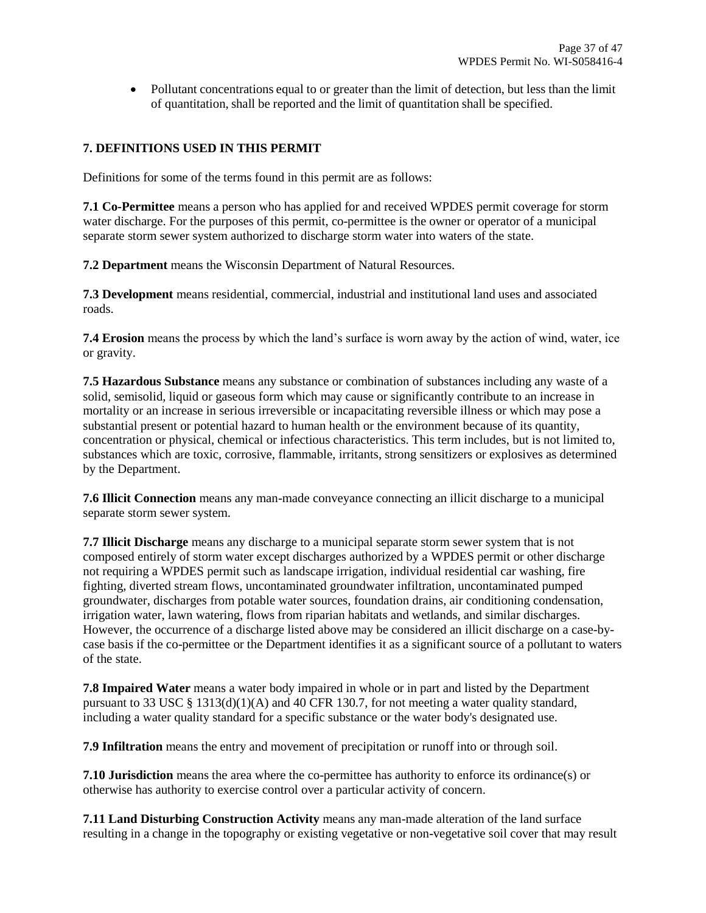- Pollutant concentrations equal to or greater than the limit of detection, but less than the limit of quantitation, shall be reported and the limit of quantitation shall be specified.

## 7. DEFINITIONS USED IN THIS PERMIT

Definitions for some of the terms found in this permit are as follows:

**7.1 Co-Permittee** means a person who has applied for and received WPDES permit coverage for storm water discharge. For the purposes of this permit, co-permittee is the owner or operator of a municipal separate storm sewer system authorized to discharge storm water into waters of the state.

**7.2 Department** means the Wisconsin Department of Natural Resources.

**7.3 Development** means residential, commercial, industrial and institutional land uses and associated roads.

**7.4 Erosion** means the process by which the land's surface is worn away by the action of wind, water, ice or gravity.

**7.5 Hazardous Substance** means any substance or combination of substances including any waste of a solid, semisolid, liquid or gaseous form which may cause or significantly contribute to an increase in mortality or an increase in serious irreversible or incapacitating reversible illness or which may pose a substantial present or potential hazard to human health or the environment because of its quantity, concentration or physical, chemical or infectious characteristics. This term includes, but is not limited to, substances which are toxic, corrosive, flammable, irritants, strong sensitizers or explosives as determined by the Department.

**7.6 Illicit Connection** means any man-made conveyance connecting an illicit discharge to a municipal separate storm sewer system.

**7.7 Illicit Discharge** means any discharge to a municipal separate storm sewer system that is not composed entirely of storm water except discharges authorized by a WPDES permit or other discharge not requiring a WPDES permit such as landscape irrigation, individual residential car washing, fire fighting, diverted stream flows, uncontaminated groundwater infiltration, uncontaminated pumped groundwater, discharges from potable water sources, foundation drains, air conditioning condensation, irrigation water, lawn watering, flows from riparian habitats and wetlands, and similar discharges. However, the occurrence of a discharge listed above may be considered an illicit discharge on a case-by-case basis if the co-permittee or the Department identifies it as a significant source of a pollutant to waters of the state.

**7.8 Impaired Water** means a water body impaired in whole or in part and listed by the Department pursuant to 33 USC § 1313(d)(1)(A) and 40 CFR 130.7, for not meeting a water quality standard, including a water quality standard for a specific substance or the water body's designated use.

**7.9 Infiltration** means the entry and movement of precipitation or runoff into or through soil.

**7.10 Jurisdiction** means the area where the co-permittee has authority to enforce its ordinance(s) or otherwise has authority to exercise control over a particular activity of concern.

**7.11 Land Disturbing Construction Activity** means any man-made alteration of the land surface resulting in a change in the topography or existing vegetative or non-vegetative soil cover that may result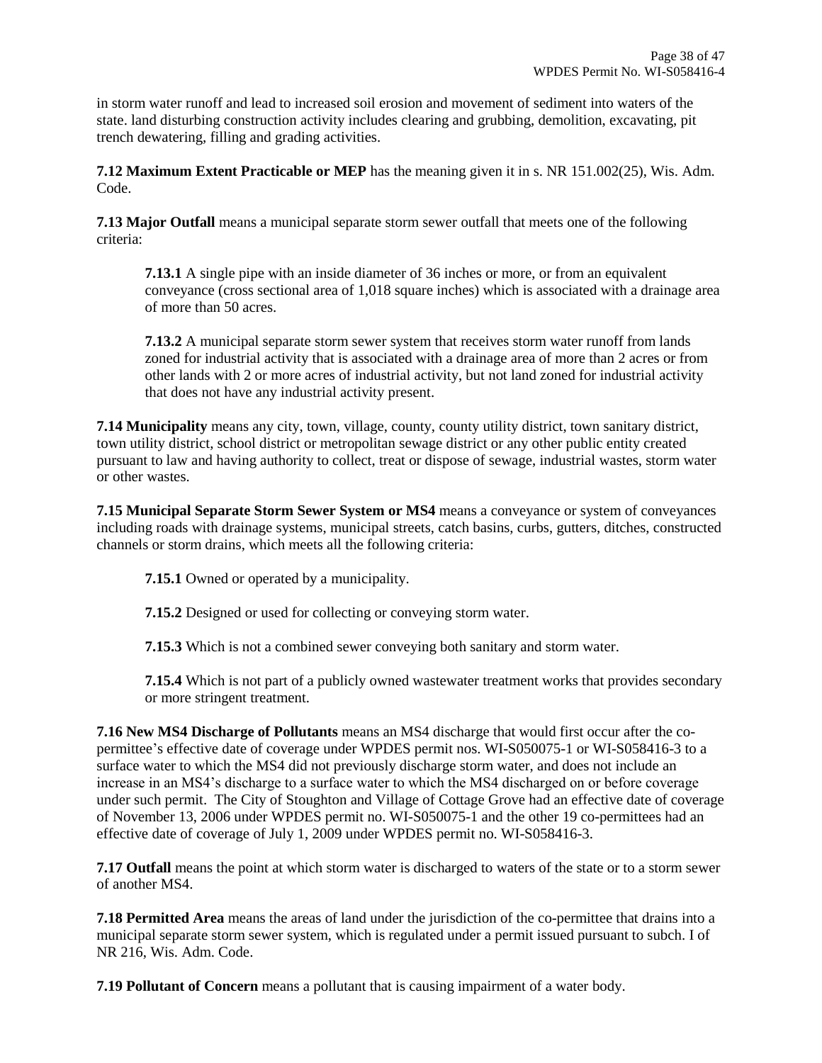in storm water runoff and lead to increased soil erosion and movement of sediment into waters of the state. land disturbing construction activity includes clearing and grubbing, demolition, excavating, pit trench dewatering, filling and grading activities.

**7.12 Maximum Extent Practicable or MEP** has the meaning given it in s. NR 151.002(25), Wis. Adm. Code.

**7.13 Major Outfall** means a municipal separate storm sewer outfall that meets one of the following criteria:

> **7.13.1** A single pipe with an inside diameter of 36 inches or more, or from an equivalent conveyance (cross sectional area of 1,018 square inches) which is associated with a drainage area of more than 50 acres.
>
> **7.13.2** A municipal separate storm sewer system that receives storm water runoff from lands zoned for industrial activity that is associated with a drainage area of more than 2 acres or from other lands with 2 or more acres of industrial activity, but not land zoned for industrial activity that does not have any industrial activity present.

**7.14 Municipality** means any city, town, village, county, county utility district, town sanitary district, town utility district, school district or metropolitan sewage district or any other public entity created pursuant to law and having authority to collect, treat or dispose of sewage, industrial wastes, storm water or other wastes.

**7.15 Municipal Separate Storm Sewer System or MS4** means a conveyance or system of conveyances including roads with drainage systems, municipal streets, catch basins, curbs, gutters, ditches, constructed channels or storm drains, which meets all the following criteria:

> **7.15.1** Owned or operated by a municipality.
>
> **7.15.2** Designed or used for collecting or conveying storm water.
>
> **7.15.3** Which is not a combined sewer conveying both sanitary and storm water.
>
> **7.15.4** Which is not part of a publicly owned wastewater treatment works that provides secondary or more stringent treatment.

**7.16 New MS4 Discharge of Pollutants** means an MS4 discharge that would first occur after the co-permittee's effective date of coverage under WPDES permit nos. WI-S050075-1 or WI-S058416-3 to a surface water to which the MS4 did not previously discharge storm water, and does not include an increase in an MS4's discharge to a surface water to which the MS4 discharged on or before coverage under such permit. The City of Stoughton and Village of Cottage Grove had an effective date of coverage of November 13, 2006 under WPDES permit no. WI-S050075-1 and the other 19 co-permittees had an effective date of coverage of July 1, 2009 under WPDES permit no. WI-S058416-3.

**7.17 Outfall** means the point at which storm water is discharged to waters of the state or to a storm sewer of another MS4.

**7.18 Permitted Area** means the areas of land under the jurisdiction of the co-permittee that drains into a municipal separate storm sewer system, which is regulated under a permit issued pursuant to subch. I of NR 216, Wis. Adm. Code.

**7.19 Pollutant of Concern** means a pollutant that is causing impairment of a water body.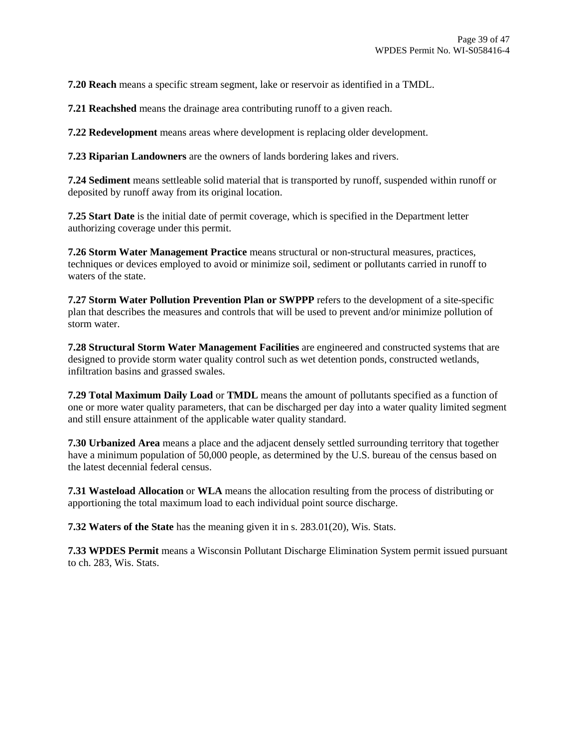**7.20 Reach** means a specific stream segment, lake or reservoir as identified in a TMDL.

**7.21 Reachshed** means the drainage area contributing runoff to a given reach.

**7.22 Redevelopment** means areas where development is replacing older development.

**7.23 Riparian Landowners** are the owners of lands bordering lakes and rivers.

**7.24 Sediment** means settleable solid material that is transported by runoff, suspended within runoff or deposited by runoff away from its original location.

**7.25 Start Date** is the initial date of permit coverage, which is specified in the Department letter authorizing coverage under this permit.

**7.26 Storm Water Management Practice** means structural or non-structural measures, practices, techniques or devices employed to avoid or minimize soil, sediment or pollutants carried in runoff to waters of the state.

**7.27 Storm Water Pollution Prevention Plan or SWPPP** refers to the development of a site-specific plan that describes the measures and controls that will be used to prevent and/or minimize pollution of storm water.

**7.28 Structural Storm Water Management Facilities** are engineered and constructed systems that are designed to provide storm water quality control such as wet detention ponds, constructed wetlands, infiltration basins and grassed swales.

**7.29 Total Maximum Daily Load** or **TMDL** means the amount of pollutants specified as a function of one or more water quality parameters, that can be discharged per day into a water quality limited segment and still ensure attainment of the applicable water quality standard.

**7.30 Urbanized Area** means a place and the adjacent densely settled surrounding territory that together have a minimum population of 50,000 people, as determined by the U.S. bureau of the census based on the latest decennial federal census.

**7.31 Wasteload Allocation** or **WLA** means the allocation resulting from the process of distributing or apportioning the total maximum load to each individual point source discharge.

**7.32 Waters of the State** has the meaning given it in s. 283.01(20), Wis. Stats.

**7.33 WPDES Permit** means a Wisconsin Pollutant Discharge Elimination System permit issued pursuant to ch. 283, Wis. Stats.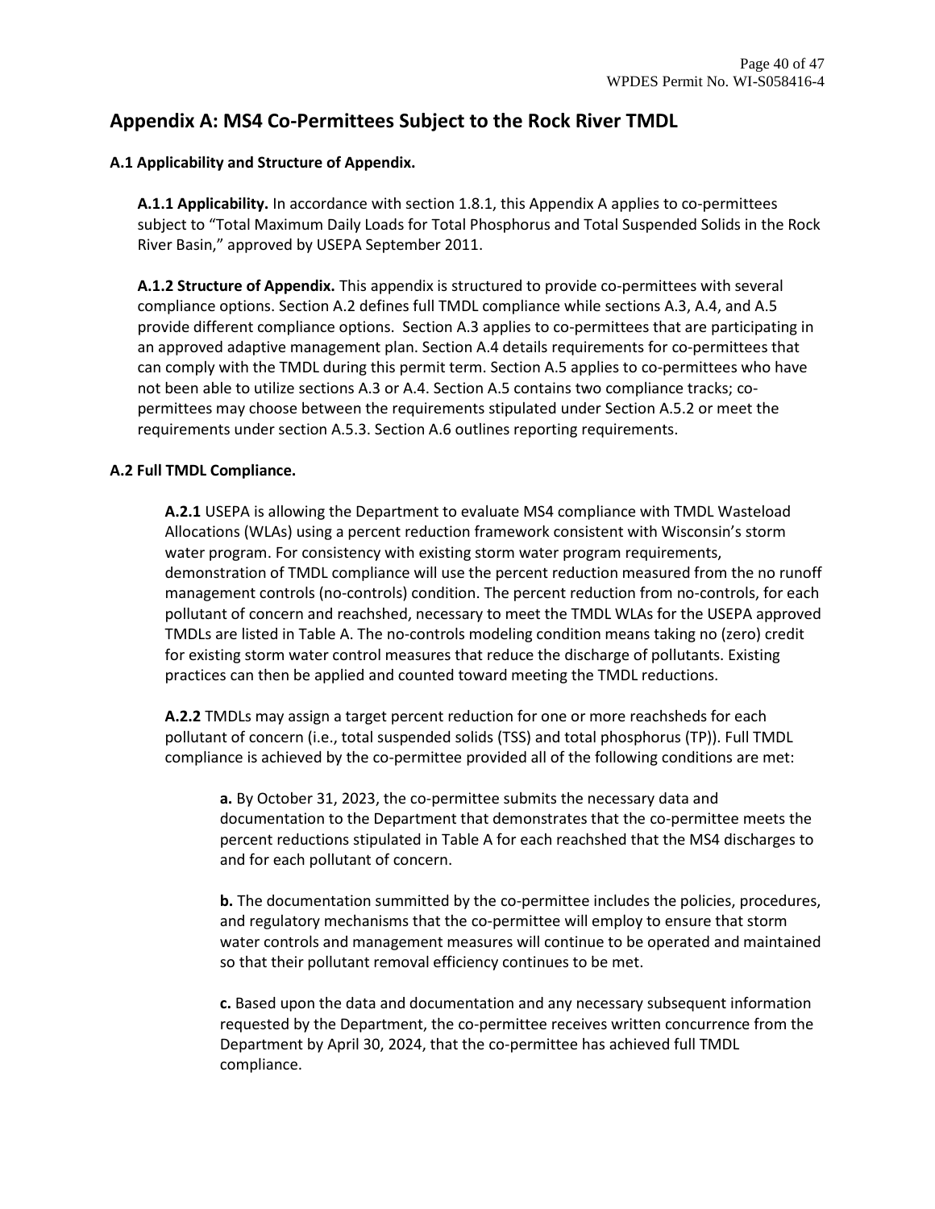# Appendix A: MS4 Co-Permittees Subject to the Rock River TMDL

**A.1 Applicability and Structure of Appendix.**

**A.1.1 Applicability.** In accordance with section 1.8.1, this Appendix A applies to co-permittees subject to "Total Maximum Daily Loads for Total Phosphorus and Total Suspended Solids in the Rock River Basin," approved by USEPA September 2011.

**A.1.2 Structure of Appendix.** This appendix is structured to provide co-permittees with several compliance options. Section A.2 defines full TMDL compliance while sections A.3, A.4, and A.5 provide different compliance options. Section A.3 applies to co-permittees that are participating in an approved adaptive management plan. Section A.4 details requirements for co-permittees that can comply with the TMDL during this permit term. Section A.5 applies to co-permittees who have not been able to utilize sections A.3 or A.4. Section A.5 contains two compliance tracks; co-permittees may choose between the requirements stipulated under Section A.5.2 or meet the requirements under section A.5.3. Section A.6 outlines reporting requirements.

**A.2 Full TMDL Compliance.**

**A.2.1** USEPA is allowing the Department to evaluate MS4 compliance with TMDL Wasteload Allocations (WLAs) using a percent reduction framework consistent with Wisconsin's storm water program. For consistency with existing storm water program requirements, demonstration of TMDL compliance will use the percent reduction measured from the no runoff management controls (no-controls) condition. The percent reduction from no-controls, for each pollutant of concern and reachshed, necessary to meet the TMDL WLAs for the USEPA approved TMDLs are listed in Table A. The no-controls modeling condition means taking no (zero) credit for existing storm water control measures that reduce the discharge of pollutants. Existing practices can then be applied and counted toward meeting the TMDL reductions.

**A.2.2** TMDLs may assign a target percent reduction for one or more reachsheds for each pollutant of concern (i.e., total suspended solids (TSS) and total phosphorus (TP)). Full TMDL compliance is achieved by the co-permittee provided all of the following conditions are met:

**a.** By October 31, 2023, the co-permittee submits the necessary data and documentation to the Department that demonstrates that the co-permittee meets the percent reductions stipulated in Table A for each reachshed that the MS4 discharges to and for each pollutant of concern.

**b.** The documentation summitted by the co-permittee includes the policies, procedures, and regulatory mechanisms that the co-permittee will employ to ensure that storm water controls and management measures will continue to be operated and maintained so that their pollutant removal efficiency continues to be met.

**c.** Based upon the data and documentation and any necessary subsequent information requested by the Department, the co-permittee receives written concurrence from the Department by April 30, 2024, that the co-permittee has achieved full TMDL compliance.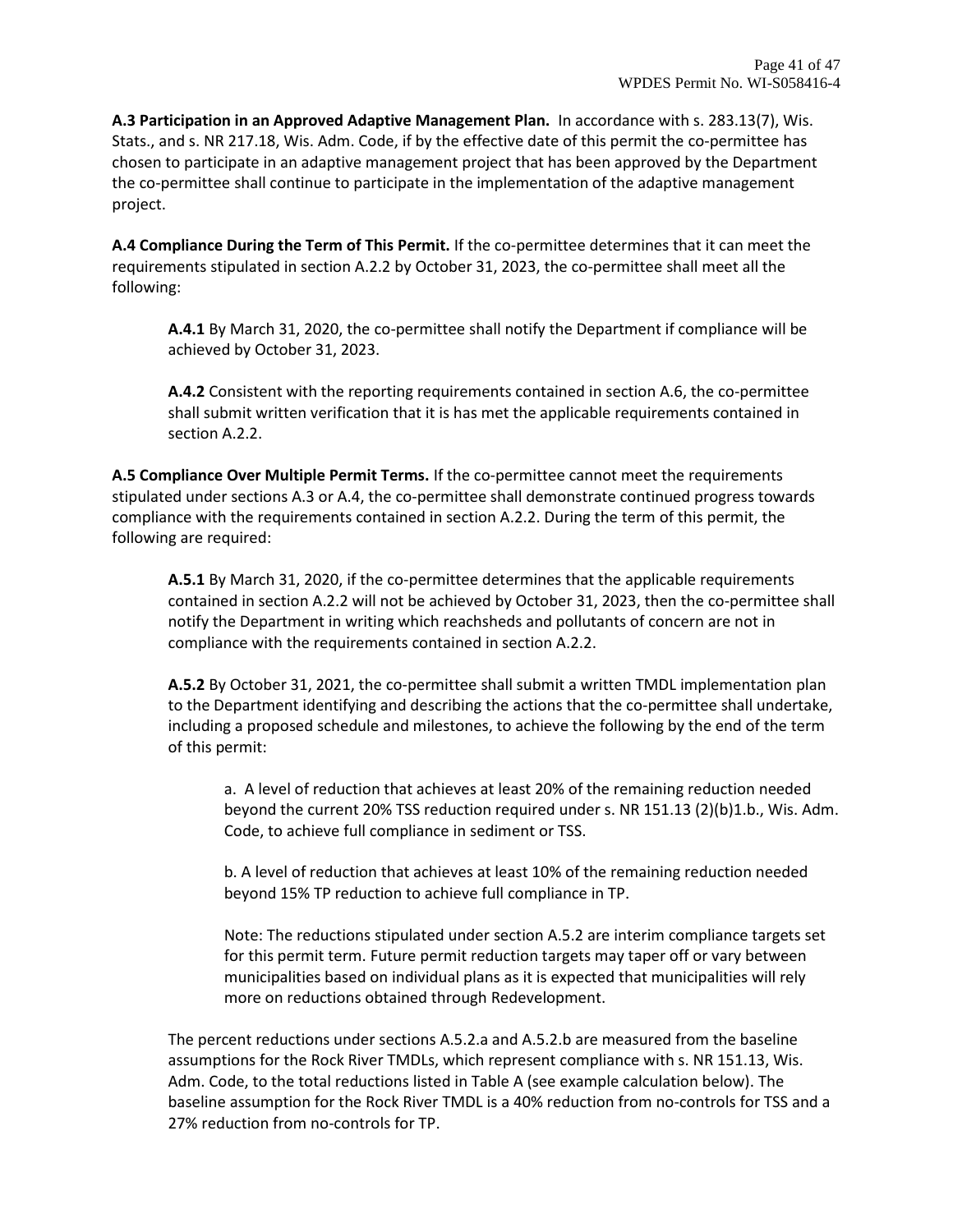**A.3 Participation in an Approved Adaptive Management Plan.** In accordance with s. 283.13(7), Wis. Stats., and s. NR 217.18, Wis. Adm. Code, if by the effective date of this permit the co-permittee has chosen to participate in an adaptive management project that has been approved by the Department the co-permittee shall continue to participate in the implementation of the adaptive management project.

**A.4 Compliance During the Term of This Permit.** If the co-permittee determines that it can meet the requirements stipulated in section A.2.2 by October 31, 2023, the co-permittee shall meet all the following:

> **A.4.1** By March 31, 2020, the co-permittee shall notify the Department if compliance will be achieved by October 31, 2023.
>
> **A.4.2** Consistent with the reporting requirements contained in section A.6, the co-permittee shall submit written verification that it is has met the applicable requirements contained in section A.2.2.

**A.5 Compliance Over Multiple Permit Terms.** If the co-permittee cannot meet the requirements stipulated under sections A.3 or A.4, the co-permittee shall demonstrate continued progress towards compliance with the requirements contained in section A.2.2. During the term of this permit, the following are required:

> **A.5.1** By March 31, 2020, if the co-permittee determines that the applicable requirements contained in section A.2.2 will not be achieved by October 31, 2023, then the co-permittee shall notify the Department in writing which reachsheds and pollutants of concern are not in compliance with the requirements contained in section A.2.2.
>
> **A.5.2** By October 31, 2021, the co-permittee shall submit a written TMDL implementation plan to the Department identifying and describing the actions that the co-permittee shall undertake, including a proposed schedule and milestones, to achieve the following by the end of the term of this permit:
>
> > a. A level of reduction that achieves at least 20% of the remaining reduction needed beyond the current 20% TSS reduction required under s. NR 151.13 (2)(b)1.b., Wis. Adm. Code, to achieve full compliance in sediment or TSS.
> >
> > b. A level of reduction that achieves at least 10% of the remaining reduction needed beyond 15% TP reduction to achieve full compliance in TP.
> >
> > Note: The reductions stipulated under section A.5.2 are interim compliance targets set for this permit term. Future permit reduction targets may taper off or vary between municipalities based on individual plans as it is expected that municipalities will rely more on reductions obtained through Redevelopment.
>
> The percent reductions under sections A.5.2.a and A.5.2.b are measured from the baseline assumptions for the Rock River TMDLs, which represent compliance with s. NR 151.13, Wis. Adm. Code, to the total reductions listed in Table A (see example calculation below). The baseline assumption for the Rock River TMDL is a 40% reduction from no-controls for TSS and a 27% reduction from no-controls for TP.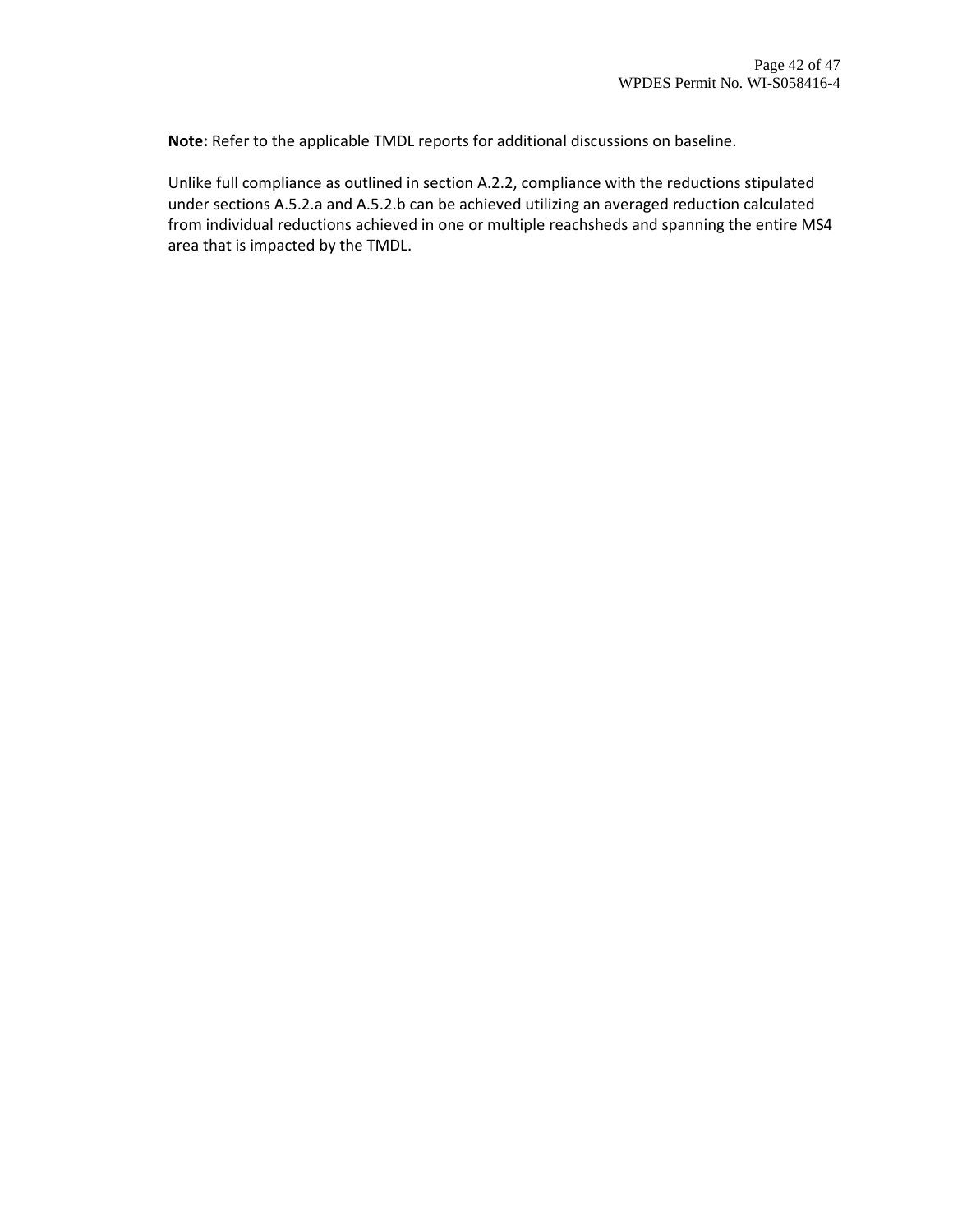**Note:** Refer to the applicable TMDL reports for additional discussions on baseline.

Unlike full compliance as outlined in section A.2.2, compliance with the reductions stipulated under sections A.5.2.a and A.5.2.b can be achieved utilizing an averaged reduction calculated from individual reductions achieved in one or multiple reachsheds and spanning the entire MS4 area that is impacted by the TMDL.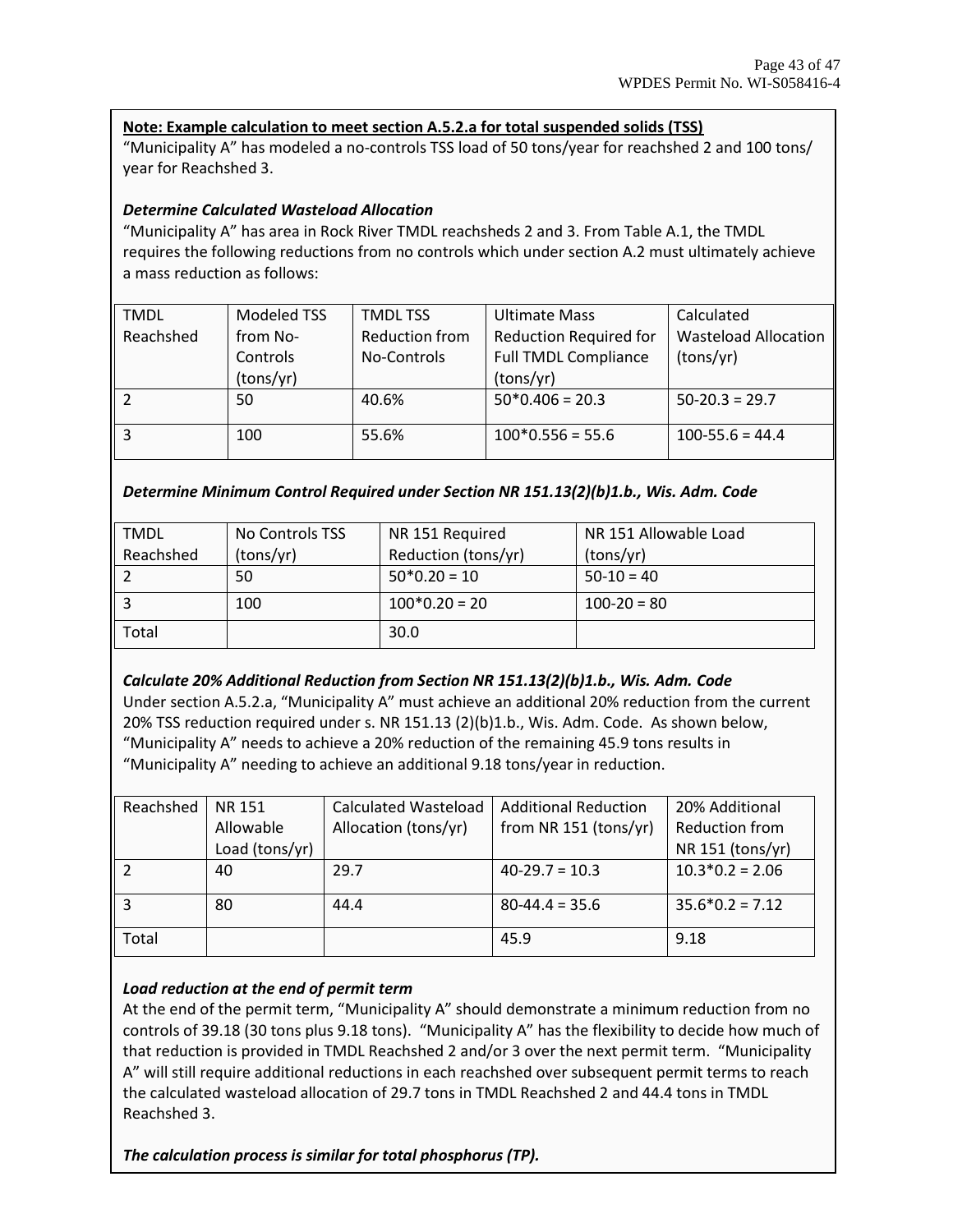**<u>Note: Example calculation to meet section A.5.2.a for total suspended solids (TSS)</u>**

"Municipality A" has modeled a no-controls TSS load of 50 tons/year for reachshed 2 and 100 tons/ year for Reachshed 3.

***Determine Calculated Wasteload Allocation***

"Municipality A" has area in Rock River TMDL reachsheds 2 and 3. From Table A.1, the TMDL requires the following reductions from no controls which under section A.2 must ultimately achieve a mass reduction as follows:

| TMDL Reachshed | Modeled TSS from No-Controls (tons/yr) | TMDL TSS Reduction from No-Controls | Ultimate Mass Reduction Required for Full TMDL Compliance (tons/yr) | Calculated Wasteload Allocation (tons/yr) |
|---|---|---|---|---|
| 2 | 50 | 40.6% | 50*0.406 = 20.3 | 50-20.3 = 29.7 |
| 3 | 100 | 55.6% | 100*0.556 = 55.6 | 100-55.6 = 44.4 |

***Determine Minimum Control Required under Section NR 151.13(2)(b)1.b., Wis. Adm. Code***

| TMDL Reachshed | No Controls TSS (tons/yr) | NR 151 Required Reduction (tons/yr) | NR 151 Allowable Load (tons/yr) |
|---|---|---|---|
| 2 | 50 | 50*0.20 = 10 | 50-10 = 40 |
| 3 | 100 | 100*0.20 = 20 | 100-20 = 80 |
| Total | | 30.0 | |

***Calculate 20% Additional Reduction from Section NR 151.13(2)(b)1.b., Wis. Adm. Code***

Under section A.5.2.a, "Municipality A" must achieve an additional 20% reduction from the current 20% TSS reduction required under s. NR 151.13 (2)(b)1.b., Wis. Adm. Code. As shown below, "Municipality A" needs to achieve a 20% reduction of the remaining 45.9 tons results in "Municipality A" needing to achieve an additional 9.18 tons/year in reduction.

| Reachshed | NR 151 Allowable Load (tons/yr) | Calculated Wasteload Allocation (tons/yr) | Additional Reduction from NR 151 (tons/yr) | 20% Additional Reduction from NR 151 (tons/yr) |
|---|---|---|---|---|
| 2 | 40 | 29.7 | 40-29.7 = 10.3 | 10.3*0.2 = 2.06 |
| 3 | 80 | 44.4 | 80-44.4 = 35.6 | 35.6*0.2 = 7.12 |
| Total | | | 45.9 | 9.18 |

***Load reduction at the end of permit term***

At the end of the permit term, "Municipality A" should demonstrate a minimum reduction from no controls of 39.18 (30 tons plus 9.18 tons). "Municipality A" has the flexibility to decide how much of that reduction is provided in TMDL Reachshed 2 and/or 3 over the next permit term. "Municipality A" will still require additional reductions in each reachshed over subsequent permit terms to reach the calculated wasteload allocation of 29.7 tons in TMDL Reachshed 2 and 44.4 tons in TMDL Reachshed 3.

***The calculation process is similar for total phosphorus (TP).***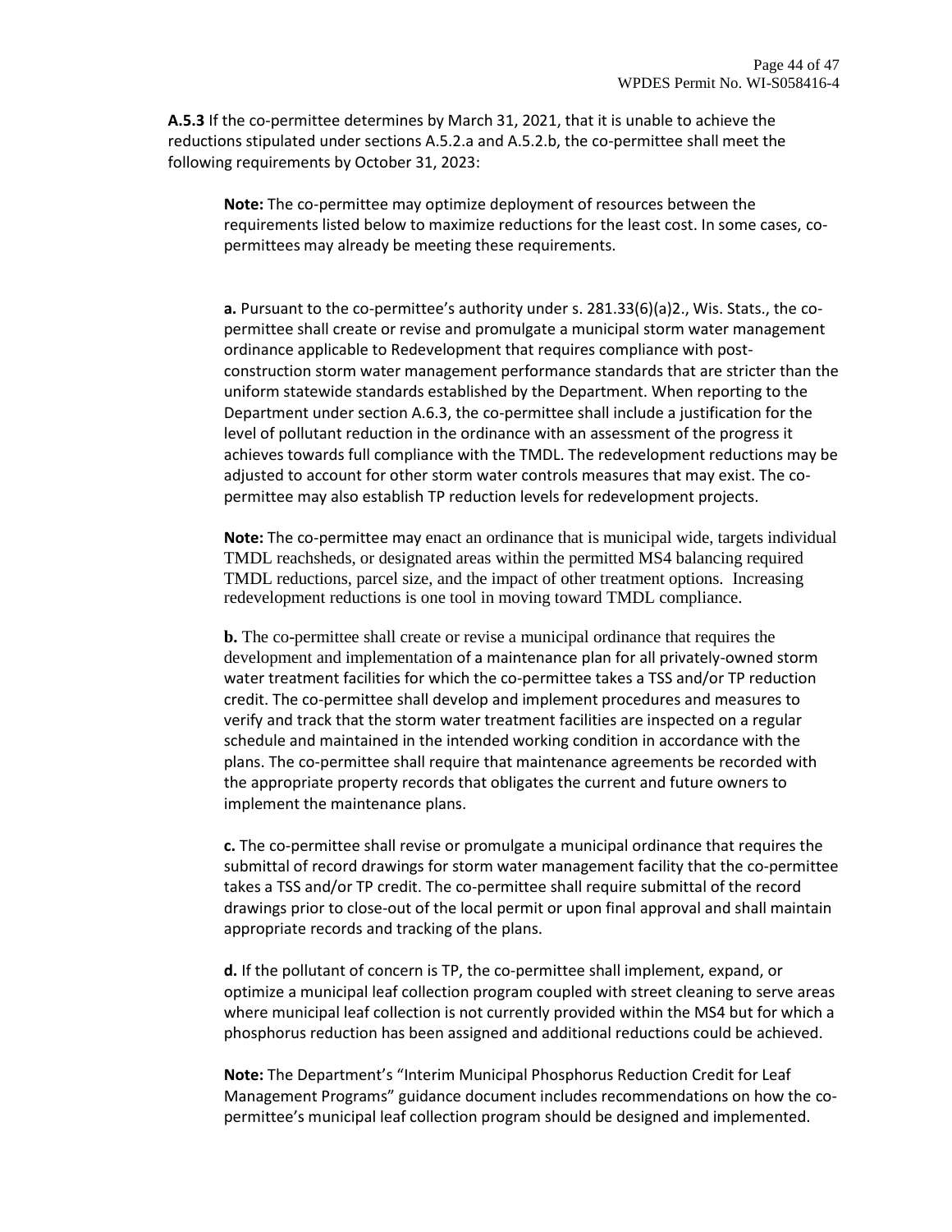**A.5.3** If the co-permittee determines by March 31, 2021, that it is unable to achieve the reductions stipulated under sections A.5.2.a and A.5.2.b, the co-permittee shall meet the following requirements by October 31, 2023:

> **Note:** The co-permittee may optimize deployment of resources between the requirements listed below to maximize reductions for the least cost. In some cases, co-permittees may already be meeting these requirements.

**a.** Pursuant to the co-permittee's authority under s. 281.33(6)(a)2., Wis. Stats., the co-permittee shall create or revise and promulgate a municipal storm water management ordinance applicable to Redevelopment that requires compliance with post-construction storm water management performance standards that are stricter than the uniform statewide standards established by the Department. When reporting to the Department under section A.6.3, the co-permittee shall include a justification for the level of pollutant reduction in the ordinance with an assessment of the progress it achieves towards full compliance with the TMDL. The redevelopment reductions may be adjusted to account for other storm water controls measures that may exist. The co-permittee may also establish TP reduction levels for redevelopment projects.

**Note:** The co-permittee may enact an ordinance that is municipal wide, targets individual TMDL reachsheds, or designated areas within the permitted MS4 balancing required TMDL reductions, parcel size, and the impact of other treatment options. Increasing redevelopment reductions is one tool in moving toward TMDL compliance.

**b.** The co-permittee shall create or revise a municipal ordinance that requires the development and implementation of a maintenance plan for all privately-owned storm water treatment facilities for which the co-permittee takes a TSS and/or TP reduction credit. The co-permittee shall develop and implement procedures and measures to verify and track that the storm water treatment facilities are inspected on a regular schedule and maintained in the intended working condition in accordance with the plans. The co-permittee shall require that maintenance agreements be recorded with the appropriate property records that obligates the current and future owners to implement the maintenance plans.

**c.** The co-permittee shall revise or promulgate a municipal ordinance that requires the submittal of record drawings for storm water management facility that the co-permittee takes a TSS and/or TP credit. The co-permittee shall require submittal of the record drawings prior to close-out of the local permit or upon final approval and shall maintain appropriate records and tracking of the plans.

**d.** If the pollutant of concern is TP, the co-permittee shall implement, expand, or optimize a municipal leaf collection program coupled with street cleaning to serve areas where municipal leaf collection is not currently provided within the MS4 but for which a phosphorus reduction has been assigned and additional reductions could be achieved.

**Note:** The Department's "Interim Municipal Phosphorus Reduction Credit for Leaf Management Programs" guidance document includes recommendations on how the co-permittee's municipal leaf collection program should be designed and implemented.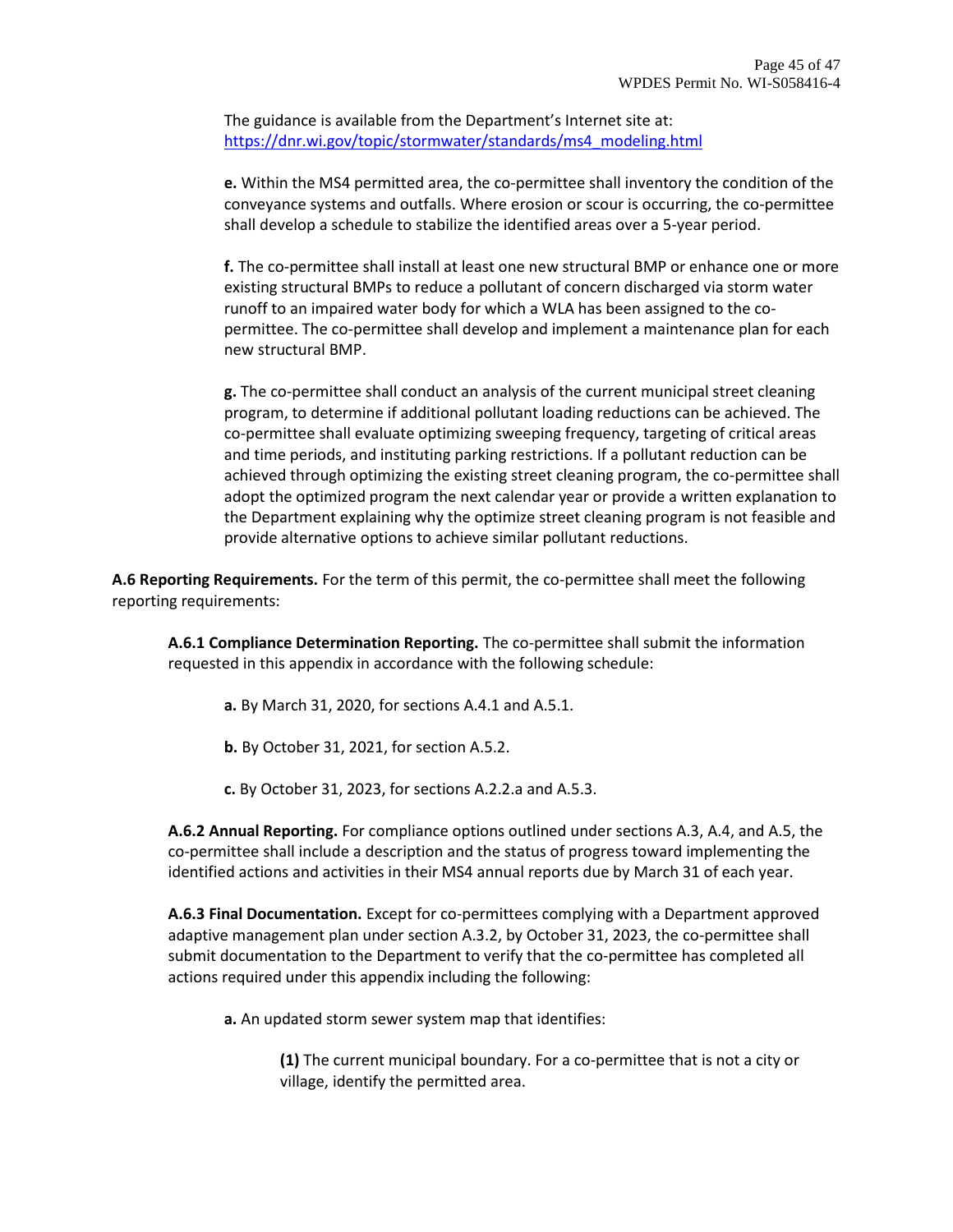The guidance is available from the Department's Internet site at: https://dnr.wi.gov/topic/stormwater/standards/ms4_modeling.html

**e.** Within the MS4 permitted area, the co-permittee shall inventory the condition of the conveyance systems and outfalls. Where erosion or scour is occurring, the co-permittee shall develop a schedule to stabilize the identified areas over a 5-year period.

**f.** The co-permittee shall install at least one new structural BMP or enhance one or more existing structural BMPs to reduce a pollutant of concern discharged via storm water runoff to an impaired water body for which a WLA has been assigned to the co-permittee. The co-permittee shall develop and implement a maintenance plan for each new structural BMP.

**g.** The co-permittee shall conduct an analysis of the current municipal street cleaning program, to determine if additional pollutant loading reductions can be achieved. The co-permittee shall evaluate optimizing sweeping frequency, targeting of critical areas and time periods, and instituting parking restrictions. If a pollutant reduction can be achieved through optimizing the existing street cleaning program, the co-permittee shall adopt the optimized program the next calendar year or provide a written explanation to the Department explaining why the optimize street cleaning program is not feasible and provide alternative options to achieve similar pollutant reductions.

**A.6 Reporting Requirements.** For the term of this permit, the co-permittee shall meet the following reporting requirements:

**A.6.1 Compliance Determination Reporting.** The co-permittee shall submit the information requested in this appendix in accordance with the following schedule:

**a.** By March 31, 2020, for sections A.4.1 and A.5.1.

**b.** By October 31, 2021, for section A.5.2.

**c.** By October 31, 2023, for sections A.2.2.a and A.5.3.

**A.6.2 Annual Reporting.** For compliance options outlined under sections A.3, A.4, and A.5, the co-permittee shall include a description and the status of progress toward implementing the identified actions and activities in their MS4 annual reports due by March 31 of each year.

**A.6.3 Final Documentation.** Except for co-permittees complying with a Department approved adaptive management plan under section A.3.2, by October 31, 2023, the co-permittee shall submit documentation to the Department to verify that the co-permittee has completed all actions required under this appendix including the following:

**a.** An updated storm sewer system map that identifies:

**(1)** The current municipal boundary. For a co-permittee that is not a city or village, identify the permitted area.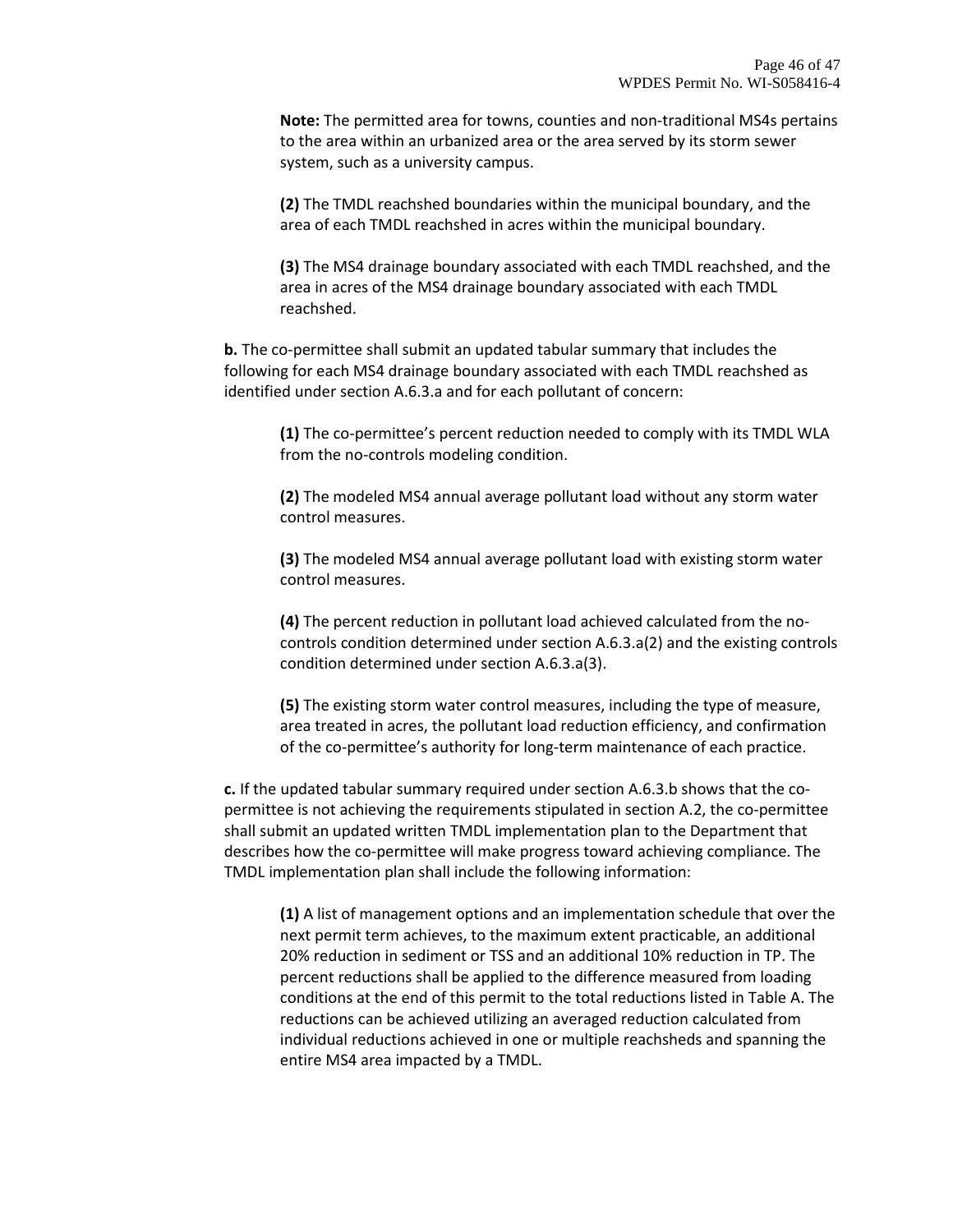**Note:** The permitted area for towns, counties and non-traditional MS4s pertains to the area within an urbanized area or the area served by its storm sewer system, such as a university campus.

**(2)** The TMDL reachshed boundaries within the municipal boundary, and the area of each TMDL reachshed in acres within the municipal boundary.

**(3)** The MS4 drainage boundary associated with each TMDL reachshed, and the area in acres of the MS4 drainage boundary associated with each TMDL reachshed.

**b.** The co-permittee shall submit an updated tabular summary that includes the following for each MS4 drainage boundary associated with each TMDL reachshed as identified under section A.6.3.a and for each pollutant of concern:

**(1)** The co-permittee's percent reduction needed to comply with its TMDL WLA from the no-controls modeling condition.

**(2)** The modeled MS4 annual average pollutant load without any storm water control measures.

**(3)** The modeled MS4 annual average pollutant load with existing storm water control measures.

**(4)** The percent reduction in pollutant load achieved calculated from the no-controls condition determined under section A.6.3.a(2) and the existing controls condition determined under section A.6.3.a(3).

**(5)** The existing storm water control measures, including the type of measure, area treated in acres, the pollutant load reduction efficiency, and confirmation of the co-permittee's authority for long-term maintenance of each practice.

**c.** If the updated tabular summary required under section A.6.3.b shows that the co-permittee is not achieving the requirements stipulated in section A.2, the co-permittee shall submit an updated written TMDL implementation plan to the Department that describes how the co-permittee will make progress toward achieving compliance. The TMDL implementation plan shall include the following information:

**(1)** A list of management options and an implementation schedule that over the next permit term achieves, to the maximum extent practicable, an additional 20% reduction in sediment or TSS and an additional 10% reduction in TP. The percent reductions shall be applied to the difference measured from loading conditions at the end of this permit to the total reductions listed in Table A. The reductions can be achieved utilizing an averaged reduction calculated from individual reductions achieved in one or multiple reachsheds and spanning the entire MS4 area impacted by a TMDL.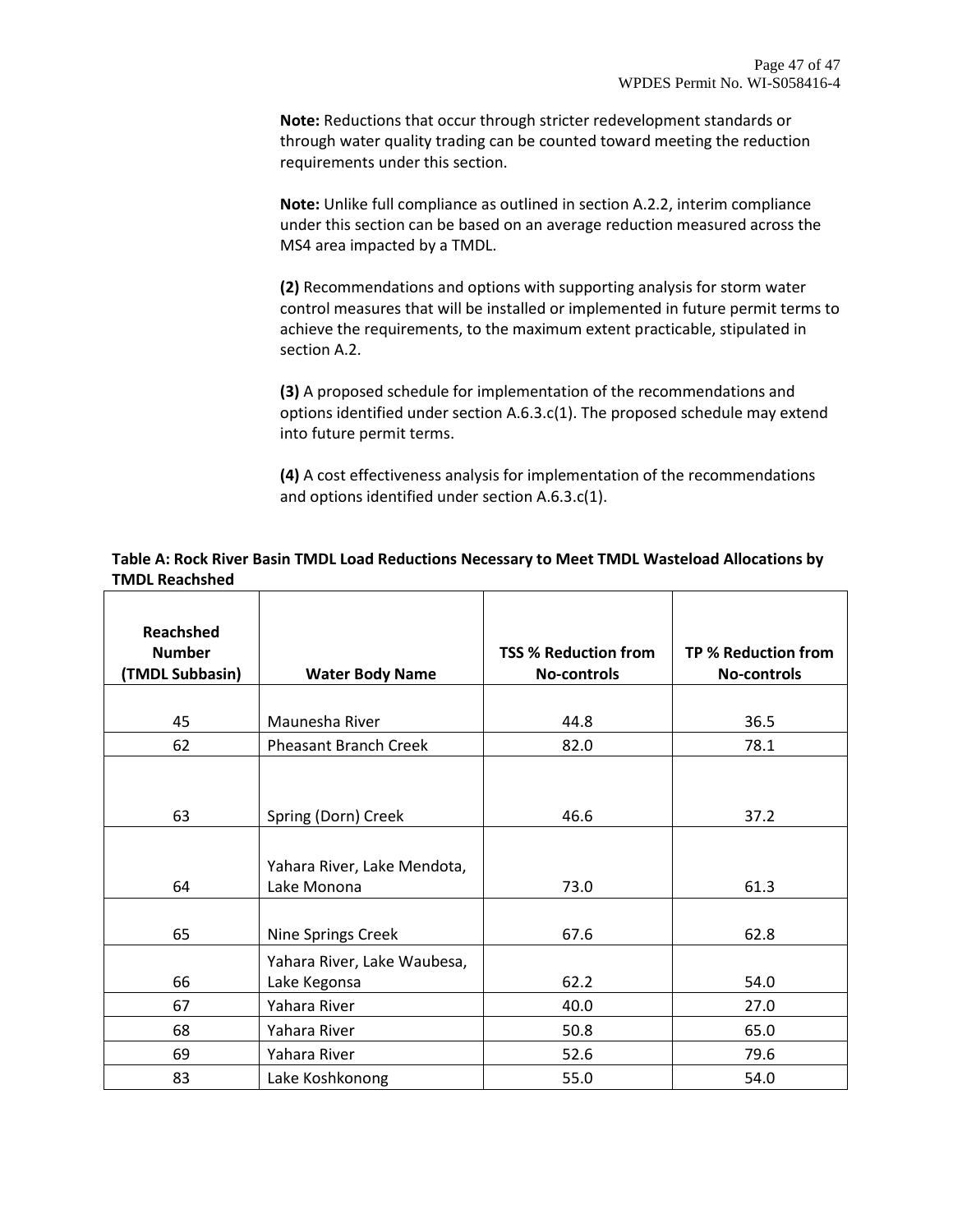**Note:** Reductions that occur through stricter redevelopment standards or through water quality trading can be counted toward meeting the reduction requirements under this section.

**Note:** Unlike full compliance as outlined in section A.2.2, interim compliance under this section can be based on an average reduction measured across the MS4 area impacted by a TMDL.

**(2)** Recommendations and options with supporting analysis for storm water control measures that will be installed or implemented in future permit terms to achieve the requirements, to the maximum extent practicable, stipulated in section A.2.

**(3)** A proposed schedule for implementation of the recommendations and options identified under section A.6.3.c(1). The proposed schedule may extend into future permit terms.

**(4)** A cost effectiveness analysis for implementation of the recommendations and options identified under section A.6.3.c(1).

**Table A: Rock River Basin TMDL Load Reductions Necessary to Meet TMDL Wasteload Allocations by TMDL Reachshed**

| Reachshed Number (TMDL Subbasin) | Water Body Name | TSS % Reduction from No-controls | TP % Reduction from No-controls |
|---|---|---|---|
| 45 | Maunesha River | 44.8 | 36.5 |
| 62 | Pheasant Branch Creek | 82.0 | 78.1 |
| 63 | Spring (Dorn) Creek | 46.6 | 37.2 |
| 64 | Yahara River, Lake Mendota, Lake Monona | 73.0 | 61.3 |
| 65 | Nine Springs Creek | 67.6 | 62.8 |
| 66 | Yahara River, Lake Waubesa, Lake Kegonsa | 62.2 | 54.0 |
| 67 | Yahara River | 40.0 | 27.0 |
| 68 | Yahara River | 50.8 | 65.0 |
| 69 | Yahara River | 52.6 | 79.6 |
| 83 | Lake Koshkonong | 55.0 | 54.0 |